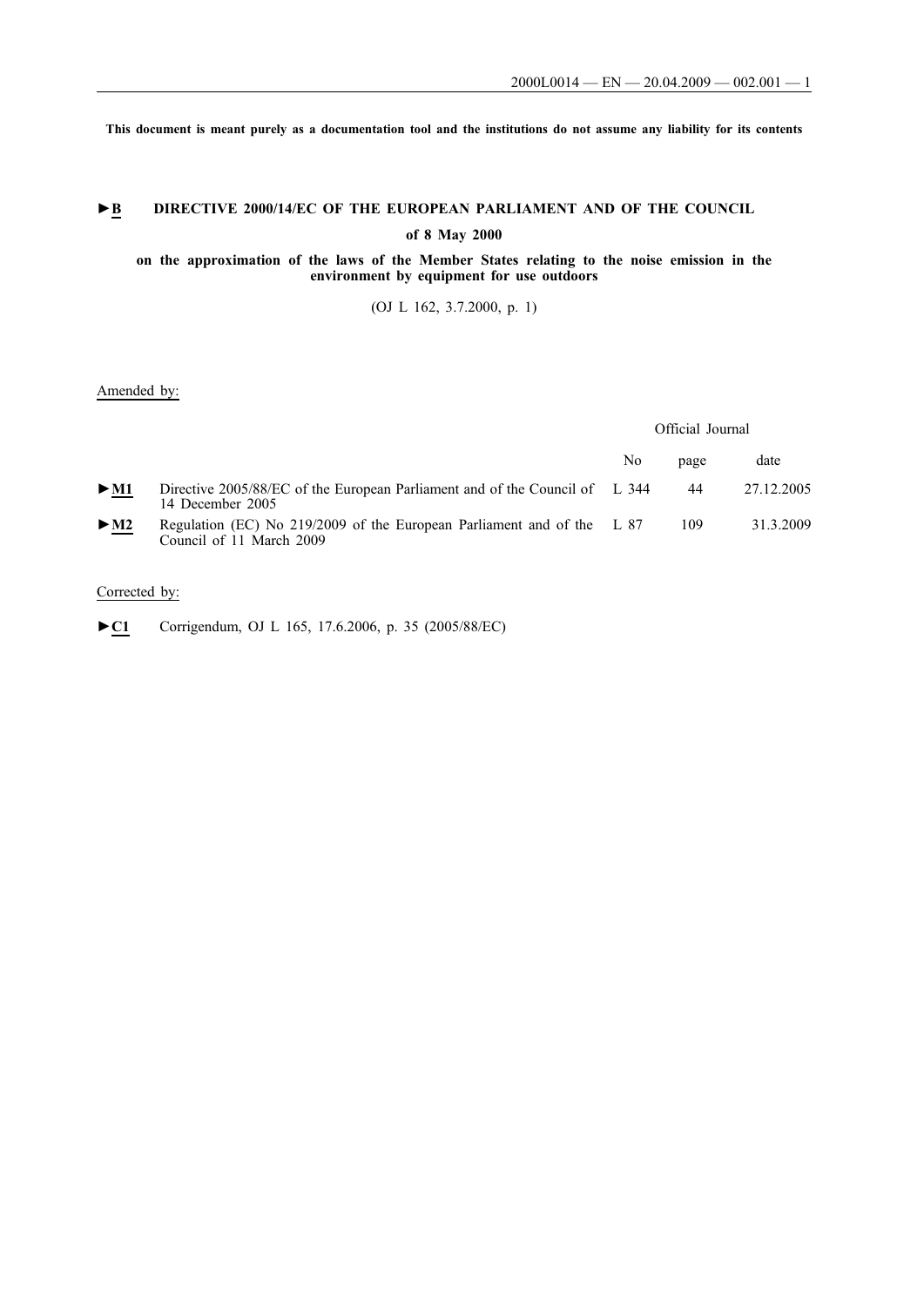This document is meant purely as a documentation tool and the institutions do not assume any liability for its contents

# ►B DIRECTIVE 2000/14/EC OF THE EUROPEAN PARLIAMENT AND OF THE COUNCIL

## of 8 May 2000

## on the approximation of the laws of the Member States relating to the noise emission in the environment by equipment for use outdoors

(OJ L 162, 3.7.2000, p. 1)

Amended by:

| | | Official Journal | | |
|---|---|---|---|---|
| | | No | page | date |
| ►M1 | Directive 2005/88/EC of the European Parliament and of the Council of 14 December 2005 | L 344 | 44 | 27.12.2005 |
| ►M2 | Regulation (EC) No 219/2009 of the European Parliament and of the Council of 11 March 2009 | L 87 | 109 | 31.3.2009 |

Corrected by:

►C1 Corrigendum, OJ L 165, 17.6.2006, p. 35 (2005/88/EC)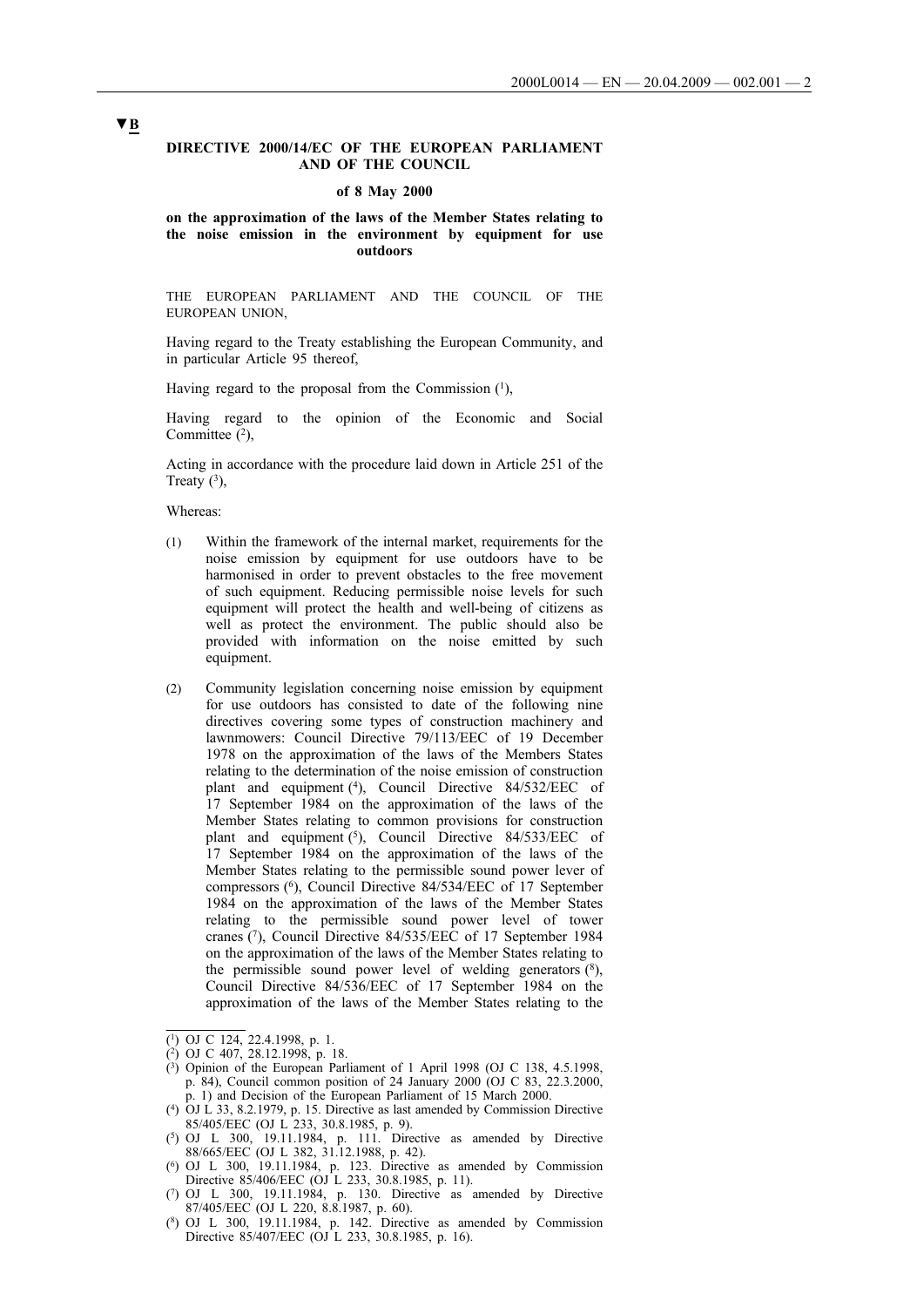▼B

**DIRECTIVE 2000/14/EC OF THE EUROPEAN PARLIAMENT AND OF THE COUNCIL**

**of 8 May 2000**

**on the approximation of the laws of the Member States relating to the noise emission in the environment by equipment for use outdoors**

THE EUROPEAN PARLIAMENT AND THE COUNCIL OF THE EUROPEAN UNION,

Having regard to the Treaty establishing the European Community, and in particular Article 95 thereof,

Having regard to the proposal from the Commission [1],

Having regard to the opinion of the Economic and Social Committee [2],

Acting in accordance with the procedure laid down in Article 251 of the Treaty [3],

Whereas:

(1) Within the framework of the internal market, requirements for the noise emission by equipment for use outdoors have to be harmonised in order to prevent obstacles to the free movement of such equipment. Reducing permissible noise levels for such equipment will protect the health and well-being of citizens as well as protect the environment. The public should also be provided with information on the noise emitted by such equipment.

(2) Community legislation concerning noise emission by equipment for use outdoors has consisted to date of the following nine directives covering some types of construction machinery and lawnmowers: Council Directive 79/113/EEC of 19 December 1978 on the approximation of the laws of the Members States relating to the determination of the noise emission of construction plant and equipment [4], Council Directive 84/532/EEC of 17 September 1984 on the approximation of the laws of the Member States relating to common provisions for construction plant and equipment [5], Council Directive 84/533/EEC of 17 September 1984 on the approximation of the laws of the Member States relating to the permissible sound power lever of compressors [6], Council Directive 84/534/EEC of 17 September 1984 on the approximation of the laws of the Member States relating to the permissible sound power level of tower cranes [7], Council Directive 84/535/EEC of 17 September 1984 on the approximation of the laws of the Member States relating to the permissible sound power level of welding generators [8], Council Directive 84/536/EEC of 17 September 1984 on the approximation of the laws of the Member States relating to the

---

[1] OJ C 124, 22.4.1998, p. 1.

[2] OJ C 407, 28.12.1998, p. 18.

[3] Opinion of the European Parliament of 1 April 1998 (OJ C 138, 4.5.1998, p. 84), Council common position of 24 January 2000 (OJ C 83, 22.3.2000, p. 1) and Decision of the European Parliament of 15 March 2000.

[4] OJ L 33, 8.2.1979, p. 15. Directive as last amended by Commission Directive 85/405/EEC (OJ L 233, 30.8.1985, p. 9).

[5] OJ L 300, 19.11.1984, p. 111. Directive as amended by Directive 88/665/EEC (OJ L 382, 31.12.1988, p. 42).

[6] OJ L 300, 19.11.1984, p. 123. Directive as amended by Commission Directive 85/406/EEC (OJ L 233, 30.8.1985, p. 11).

[7] OJ L 300, 19.11.1984, p. 130. Directive as amended by Directive 87/405/EEC (OJ L 220, 8.8.1987, p. 60).

[8] OJ L 300, 19.11.1984, p. 142. Directive as amended by Commission Directive 85/407/EEC (OJ L 233, 30.8.1985, p. 16).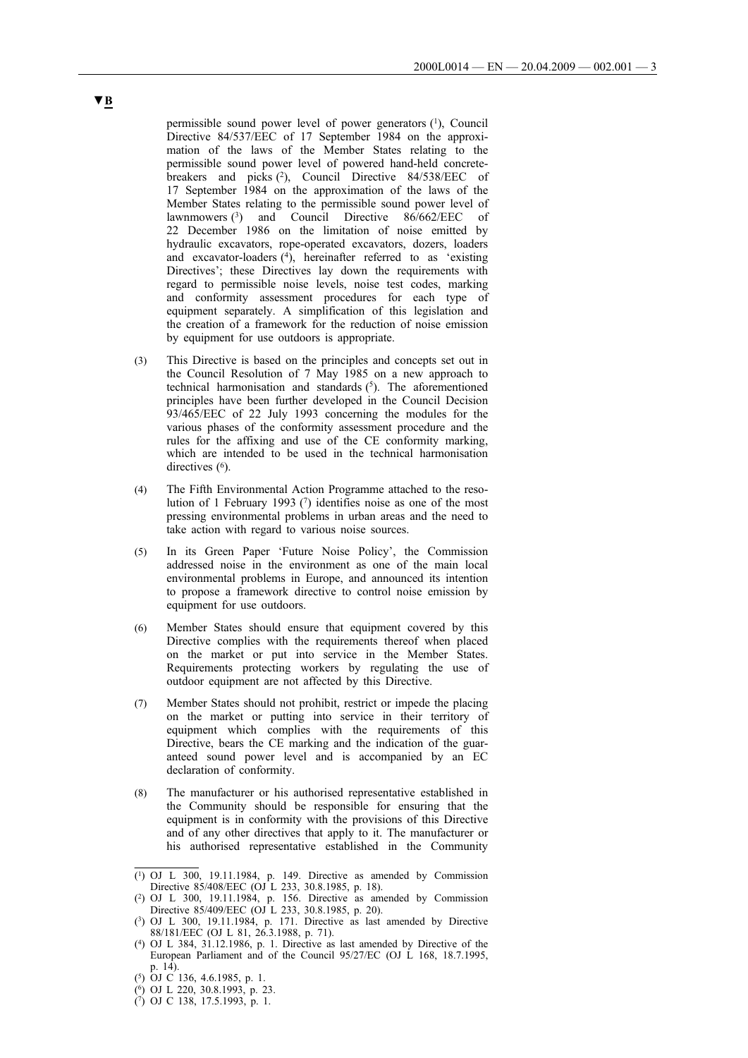▼B

permissible sound power level of power generators [1], Council Directive 84/537/EEC of 17 September 1984 on the approximation of the laws of the Member States relating to the permissible sound power level of powered hand-held concrete-breakers and picks [2], Council Directive 84/538/EEC of 17 September 1984 on the approximation of the laws of the Member States relating to the permissible sound power level of lawnmowers [3] and Council Directive 86/662/EEC of 22 December 1986 on the limitation of noise emitted by hydraulic excavators, rope-operated excavators, dozers, loaders and excavator-loaders [4], hereinafter referred to as 'existing Directives'; these Directives lay down the requirements with regard to permissible noise levels, noise test codes, marking and conformity assessment procedures for each type of equipment separately. A simplification of this legislation and the creation of a framework for the reduction of noise emission by equipment for use outdoors is appropriate.

(3) This Directive is based on the principles and concepts set out in the Council Resolution of 7 May 1985 on a new approach to technical harmonisation and standards [5]. The aforementioned principles have been further developed in the Council Decision 93/465/EEC of 22 July 1993 concerning the modules for the various phases of the conformity assessment procedure and the rules for the affixing and use of the CE conformity marking, which are intended to be used in the technical harmonisation directives [6].

(4) The Fifth Environmental Action Programme attached to the resolution of 1 February 1993 [7] identifies noise as one of the most pressing environmental problems in urban areas and the need to take action with regard to various noise sources.

(5) In its Green Paper 'Future Noise Policy', the Commission addressed noise in the environment as one of the main local environmental problems in Europe, and announced its intention to propose a framework directive to control noise emission by equipment for use outdoors.

(6) Member States should ensure that equipment covered by this Directive complies with the requirements thereof when placed on the market or put into service in the Member States. Requirements protecting workers by regulating the use of outdoor equipment are not affected by this Directive.

(7) Member States should not prohibit, restrict or impede the placing on the market or putting into service in their territory of equipment which complies with the requirements of this Directive, bears the CE marking and the indication of the guaranteed sound power level and is accompanied by an EC declaration of conformity.

(8) The manufacturer or his authorised representative established in the Community should be responsible for ensuring that the equipment is in conformity with the provisions of this Directive and of any other directives that apply to it. The manufacturer or his authorised representative established in the Community

---

[1] OJ L 300, 19.11.1984, p. 149. Directive as amended by Commission Directive 85/408/EEC (OJ L 233, 30.8.1985, p. 18).

[2] OJ L 300, 19.11.1984, p. 156. Directive as amended by Commission Directive 85/409/EEC (OJ L 233, 30.8.1985, p. 20).

[3] OJ L 300, 19.11.1984, p. 171. Directive as last amended by Directive 88/181/EEC (OJ L 81, 26.3.1988, p. 71).

[4] OJ L 384, 31.12.1986, p. 1. Directive as last amended by Directive of the European Parliament and of the Council 95/27/EC (OJ L 168, 18.7.1995, p. 14).

[5] OJ C 136, 4.6.1985, p. 1.

[6] OJ L 220, 30.8.1993, p. 23.

[7] OJ C 138, 17.5.1993, p. 1.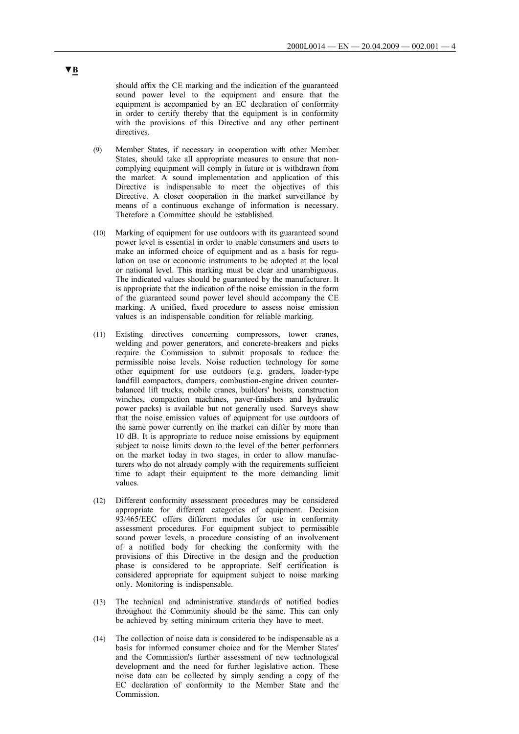**▼B**

should affix the CE marking and the indication of the guaranteed sound power level to the equipment and ensure that the equipment is accompanied by an EC declaration of conformity in order to certify thereby that the equipment is in conformity with the provisions of this Directive and any other pertinent directives.

(9) Member States, if necessary in cooperation with other Member States, should take all appropriate measures to ensure that non-complying equipment will comply in future or is withdrawn from the market. A sound implementation and application of this Directive is indispensable to meet the objectives of this Directive. A closer cooperation in the market surveillance by means of a continuous exchange of information is necessary. Therefore a Committee should be established.

(10) Marking of equipment for use outdoors with its guaranteed sound power level is essential in order to enable consumers and users to make an informed choice of equipment and as a basis for regulation on use or economic instruments to be adopted at the local or national level. This marking must be clear and unambiguous. The indicated values should be guaranteed by the manufacturer. It is appropriate that the indication of the noise emission in the form of the guaranteed sound power level should accompany the CE marking. A unified, fixed procedure to assess noise emission values is an indispensable condition for reliable marking.

(11) Existing directives concerning compressors, tower cranes, welding and power generators, and concrete-breakers and picks require the Commission to submit proposals to reduce the permissible noise levels. Noise reduction technology for some other equipment for use outdoors (e.g. graders, loader-type landfill compactors, dumpers, combustion-engine driven counter-balanced lift trucks, mobile cranes, builders' hoists, construction winches, compaction machines, paver-finishers and hydraulic power packs) is available but not generally used. Surveys show that the noise emission values of equipment for use outdoors of the same power currently on the market can differ by more than 10 dB. It is appropriate to reduce noise emissions by equipment subject to noise limits down to the level of the better performers on the market today in two stages, in order to allow manufacturers who do not already comply with the requirements sufficient time to adapt their equipment to the more demanding limit values.

(12) Different conformity assessment procedures may be considered appropriate for different categories of equipment. Decision 93/465/EEC offers different modules for use in conformity assessment procedures. For equipment subject to permissible sound power levels, a procedure consisting of an involvement of a notified body for checking the conformity with the provisions of this Directive in the design and the production phase is considered to be appropriate. Self certification is considered appropriate for equipment subject to noise marking only. Monitoring is indispensable.

(13) The technical and administrative standards of notified bodies throughout the Community should be the same. This can only be achieved by setting minimum criteria they have to meet.

(14) The collection of noise data is considered to be indispensable as a basis for informed consumer choice and for the Member States' and the Commission's further assessment of new technological development and the need for further legislative action. These noise data can be collected by simply sending a copy of the EC declaration of conformity to the Member State and the Commission.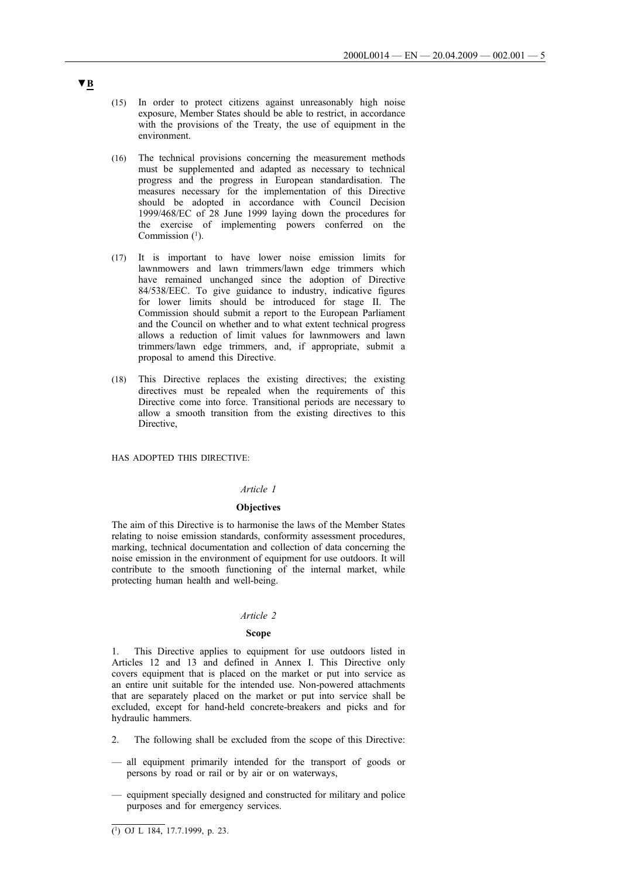**▼B**

(15) In order to protect citizens against unreasonably high noise exposure, Member States should be able to restrict, in accordance with the provisions of the Treaty, the use of equipment in the environment.

(16) The technical provisions concerning the measurement methods must be supplemented and adapted as necessary to technical progress and the progress in European standardisation. The measures necessary for the implementation of this Directive should be adopted in accordance with Council Decision 1999/468/EC of 28 June 1999 laying down the procedures for the exercise of implementing powers conferred on the Commission ([1]).

(17) It is important to have lower noise emission limits for lawnmowers and lawn trimmers/lawn edge trimmers which have remained unchanged since the adoption of Directive 84/538/EEC. To give guidance to industry, indicative figures for lower limits should be introduced for stage II. The Commission should submit a report to the European Parliament and the Council on whether and to what extent technical progress allows a reduction of limit values for lawnmowers and lawn trimmers/lawn edge trimmers, and, if appropriate, submit a proposal to amend this Directive.

(18) This Directive replaces the existing directives; the existing directives must be repealed when the requirements of this Directive come into force. Transitional periods are necessary to allow a smooth transition from the existing directives to this Directive,

HAS ADOPTED THIS DIRECTIVE:

*Article 1*

**Objectives**

The aim of this Directive is to harmonise the laws of the Member States relating to noise emission standards, conformity assessment procedures, marking, technical documentation and collection of data concerning the noise emission in the environment of equipment for use outdoors. It will contribute to the smooth functioning of the internal market, while protecting human health and well-being.

*Article 2*

**Scope**

1. This Directive applies to equipment for use outdoors listed in Articles 12 and 13 and defined in Annex I. This Directive only covers equipment that is placed on the market or put into service as an entire unit suitable for the intended use. Non-powered attachments that are separately placed on the market or put into service shall be excluded, except for hand-held concrete-breakers and picks and for hydraulic hammers.

2. The following shall be excluded from the scope of this Directive:

— all equipment primarily intended for the transport of goods or persons by road or rail or by air or on waterways,

— equipment specially designed and constructed for military and police purposes and for emergency services.

---

([1]) OJ L 184, 17.7.1999, p. 23.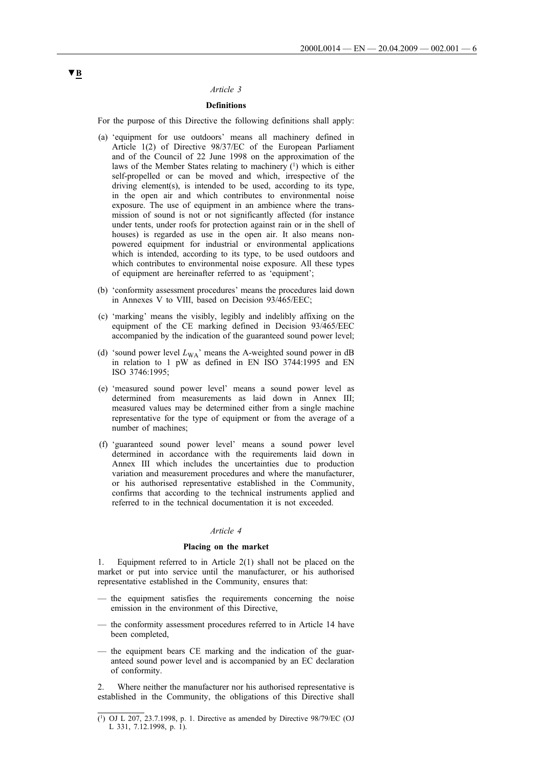▼B

*Article 3*

**Definitions**

For the purpose of this Directive the following definitions shall apply:

(a) 'equipment for use outdoors' means all machinery defined in Article 1(2) of Directive 98/37/EC of the European Parliament and of the Council of 22 June 1998 on the approximation of the laws of the Member States relating to machinery [1] which is either self-propelled or can be moved and which, irrespective of the driving element(s), is intended to be used, according to its type, in the open air and which contributes to environmental noise exposure. The use of equipment in an ambience where the transmission of sound is not or not significantly affected (for instance under tents, under roofs for protection against rain or in the shell of houses) is regarded as use in the open air. It also means non-powered equipment for industrial or environmental applications which is intended, according to its type, to be used outdoors and which contributes to environmental noise exposure. All these types of equipment are hereinafter referred to as 'equipment';

(b) 'conformity assessment procedures' means the procedures laid down in Annexes V to VIII, based on Decision 93/465/EEC;

(c) 'marking' means the visibly, legibly and indelibly affixing on the equipment of the CE marking defined in Decision 93/465/EEC accompanied by the indication of the guaranteed sound power level;

(d) 'sound power level $L_{WA}$' means the A-weighted sound power in dB in relation to 1 pW as defined in EN ISO 3744:1995 and EN ISO 3746:1995;

(e) 'measured sound power level' means a sound power level as determined from measurements as laid down in Annex III; measured values may be determined either from a single machine representative for the type of equipment or from the average of a number of machines;

(f) 'guaranteed sound power level' means a sound power level determined in accordance with the requirements laid down in Annex III which includes the uncertainties due to production variation and measurement procedures and where the manufacturer, or his authorised representative established in the Community, confirms that according to the technical instruments applied and referred to in the technical documentation it is not exceeded.

*Article 4*

**Placing on the market**

1. Equipment referred to in Article 2(1) shall not be placed on the market or put into service until the manufacturer, or his authorised representative established in the Community, ensures that:

— the equipment satisfies the requirements concerning the noise emission in the environment of this Directive,

— the conformity assessment procedures referred to in Article 14 have been completed,

— the equipment bears CE marking and the indication of the guaranteed sound power level and is accompanied by an EC declaration of conformity.

2. Where neither the manufacturer nor his authorised representative is established in the Community, the obligations of this Directive shall

[1] OJ L 207, 23.7.1998, p. 1. Directive as amended by Directive 98/79/EC (OJ L 331, 7.12.1998, p. 1).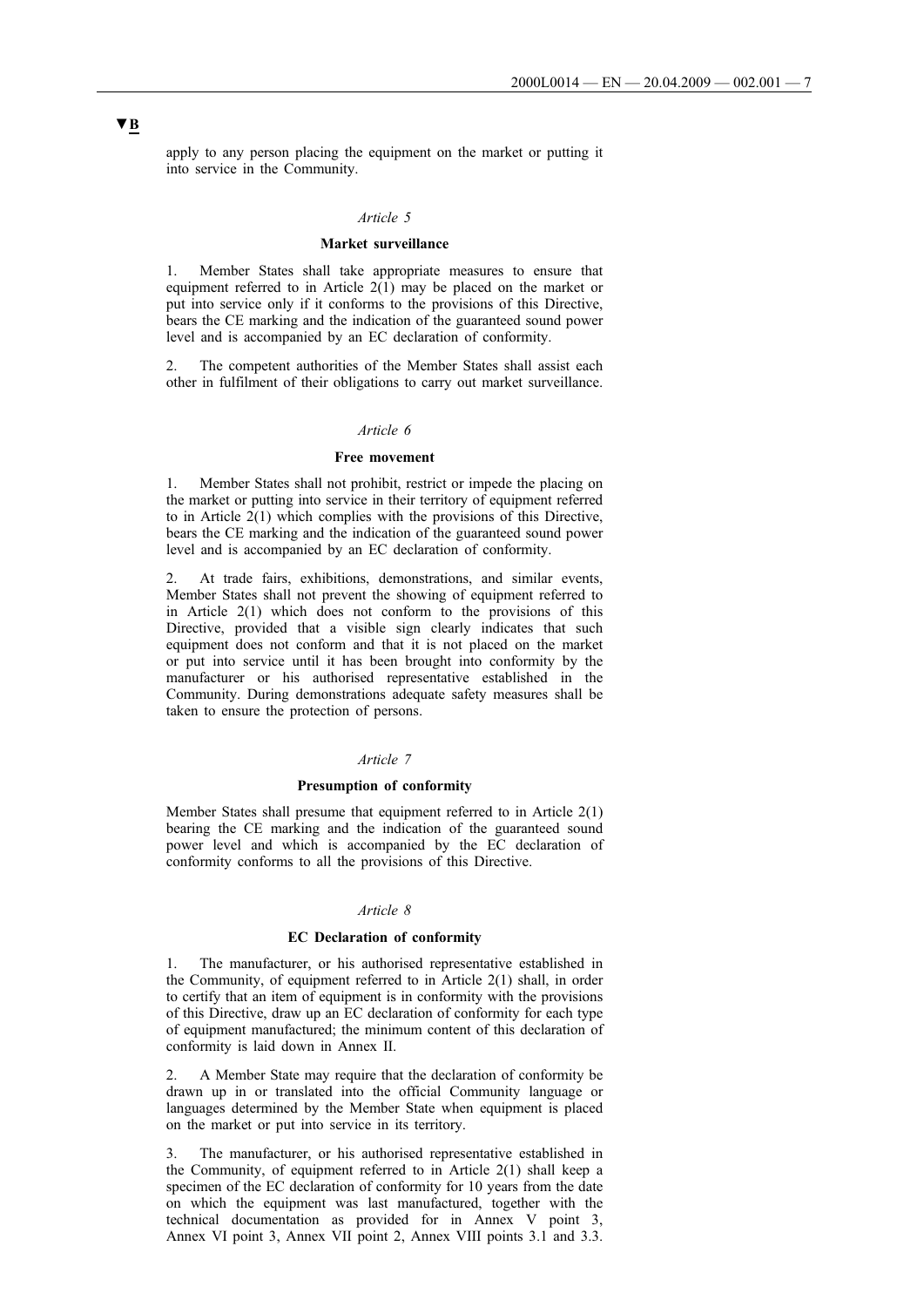▼B

apply to any person placing the equipment on the market or putting it into service in the Community.

*Article 5*

**Market surveillance**

1. Member States shall take appropriate measures to ensure that equipment referred to in Article 2(1) may be placed on the market or put into service only if it conforms to the provisions of this Directive, bears the CE marking and the indication of the guaranteed sound power level and is accompanied by an EC declaration of conformity.

2. The competent authorities of the Member States shall assist each other in fulfilment of their obligations to carry out market surveillance.

*Article 6*

**Free movement**

1. Member States shall not prohibit, restrict or impede the placing on the market or putting into service in their territory of equipment referred to in Article 2(1) which complies with the provisions of this Directive, bears the CE marking and the indication of the guaranteed sound power level and is accompanied by an EC declaration of conformity.

2. At trade fairs, exhibitions, demonstrations, and similar events, Member States shall not prevent the showing of equipment referred to in Article 2(1) which does not conform to the provisions of this Directive, provided that a visible sign clearly indicates that such equipment does not conform and that it is not placed on the market or put into service until it has been brought into conformity by the manufacturer or his authorised representative established in the Community. During demonstrations adequate safety measures shall be taken to ensure the protection of persons.

*Article 7*

**Presumption of conformity**

Member States shall presume that equipment referred to in Article 2(1) bearing the CE marking and the indication of the guaranteed sound power level and which is accompanied by the EC declaration of conformity conforms to all the provisions of this Directive.

*Article 8*

**EC Declaration of conformity**

1. The manufacturer, or his authorised representative established in the Community, of equipment referred to in Article 2(1) shall, in order to certify that an item of equipment is in conformity with the provisions of this Directive, draw up an EC declaration of conformity for each type of equipment manufactured; the minimum content of this declaration of conformity is laid down in Annex II.

2. A Member State may require that the declaration of conformity be drawn up in or translated into the official Community language or languages determined by the Member State when equipment is placed on the market or put into service in its territory.

3. The manufacturer, or his authorised representative established in the Community, of equipment referred to in Article 2(1) shall keep a specimen of the EC declaration of conformity for 10 years from the date on which the equipment was last manufactured, together with the technical documentation as provided for in Annex V point 3, Annex VI point 3, Annex VII point 2, Annex VIII points 3.1 and 3.3.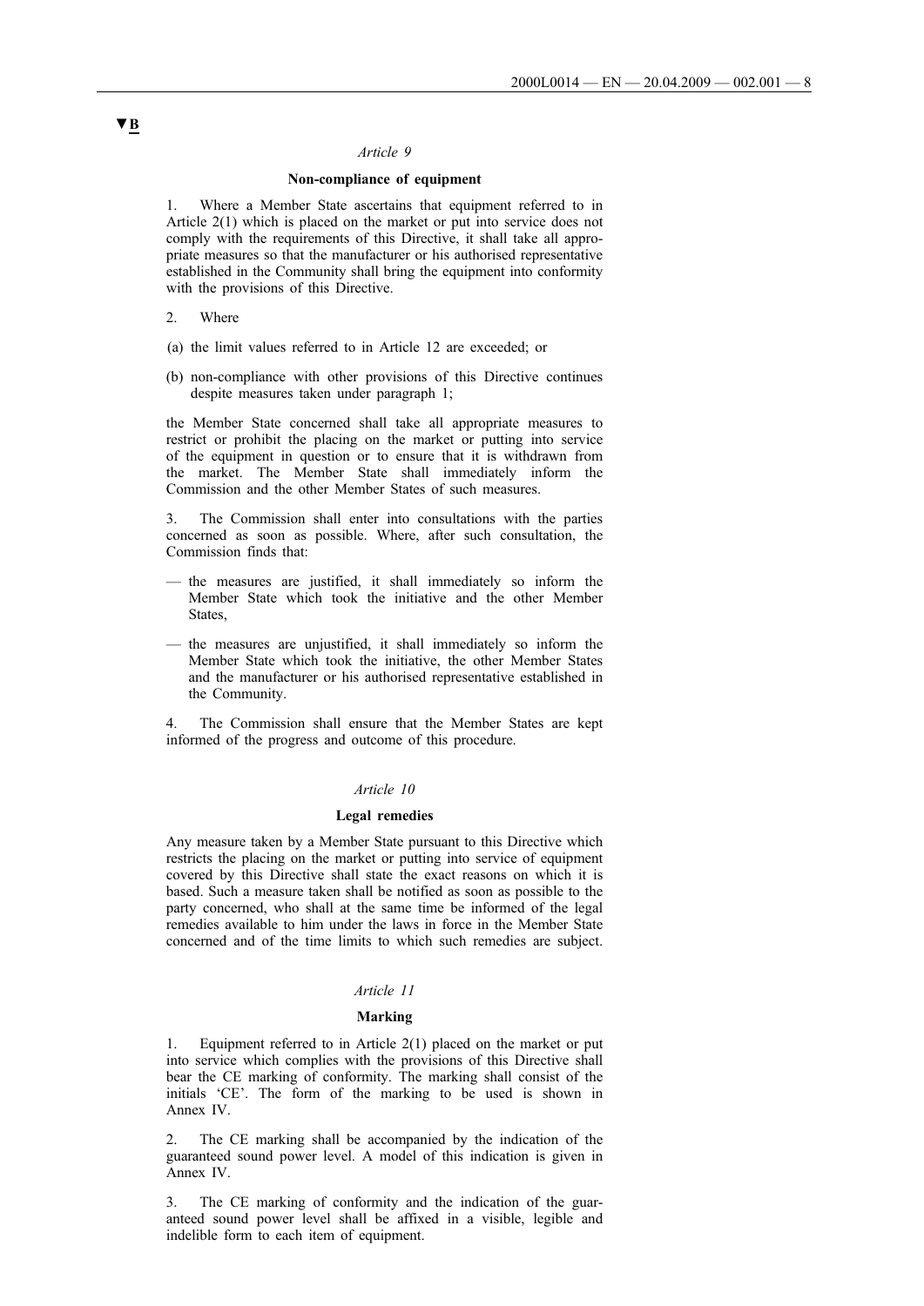▼B

*Article 9*

**Non-compliance of equipment**

1. Where a Member State ascertains that equipment referred to in Article 2(1) which is placed on the market or put into service does not comply with the requirements of this Directive, it shall take all appropriate measures so that the manufacturer or his authorised representative established in the Community shall bring the equipment into conformity with the provisions of this Directive.

2. Where

(a) the limit values referred to in Article 12 are exceeded; or

(b) non-compliance with other provisions of this Directive continues despite measures taken under paragraph 1;

the Member State concerned shall take all appropriate measures to restrict or prohibit the placing on the market or putting into service of the equipment in question or to ensure that it is withdrawn from the market. The Member State shall immediately inform the Commission and the other Member States of such measures.

3. The Commission shall enter into consultations with the parties concerned as soon as possible. Where, after such consultation, the Commission finds that:

— the measures are justified, it shall immediately so inform the Member State which took the initiative and the other Member States,

— the measures are unjustified, it shall immediately so inform the Member State which took the initiative, the other Member States and the manufacturer or his authorised representative established in the Community.

4. The Commission shall ensure that the Member States are kept informed of the progress and outcome of this procedure.

*Article 10*

**Legal remedies**

Any measure taken by a Member State pursuant to this Directive which restricts the placing on the market or putting into service of equipment covered by this Directive shall state the exact reasons on which it is based. Such a measure taken shall be notified as soon as possible to the party concerned, who shall at the same time be informed of the legal remedies available to him under the laws in force in the Member State concerned and of the time limits to which such remedies are subject.

*Article 11*

**Marking**

1. Equipment referred to in Article 2(1) placed on the market or put into service which complies with the provisions of this Directive shall bear the CE marking of conformity. The marking shall consist of the initials 'CE'. The form of the marking to be used is shown in Annex IV.

2. The CE marking shall be accompanied by the indication of the guaranteed sound power level. A model of this indication is given in Annex IV.

3. The CE marking of conformity and the indication of the guaranteed sound power level shall be affixed in a visible, legible and indelible form to each item of equipment.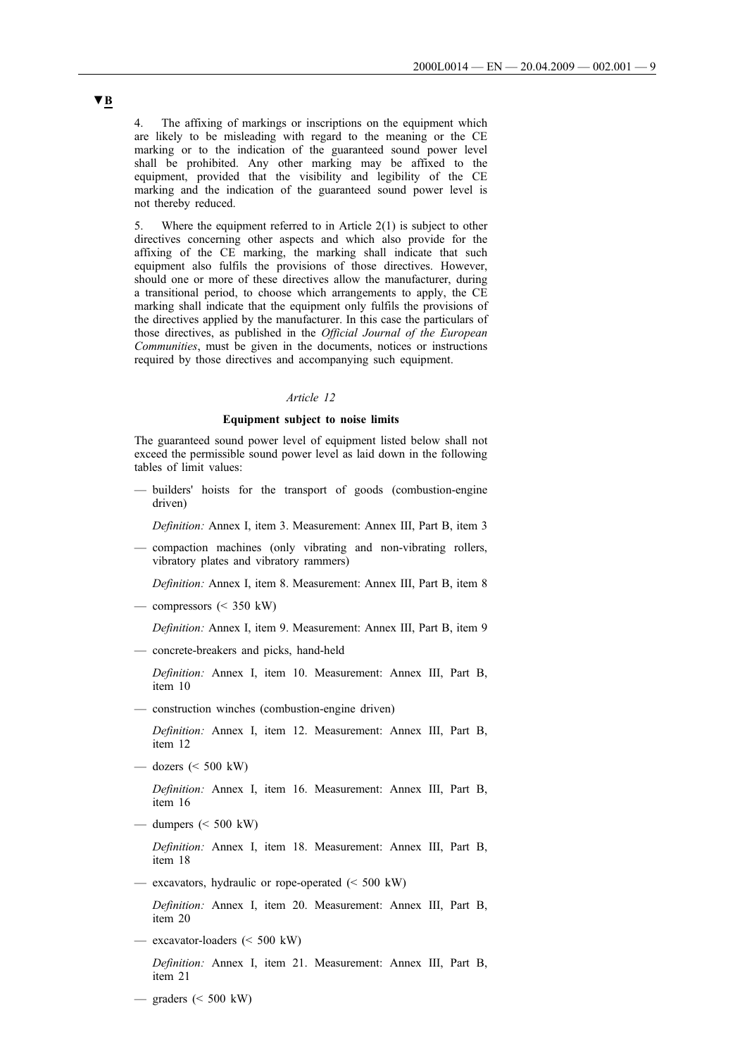▼B

4. The affixing of markings or inscriptions on the equipment which are likely to be misleading with regard to the meaning or the CE marking or to the indication of the guaranteed sound power level shall be prohibited. Any other marking may be affixed to the equipment, provided that the visibility and legibility of the CE marking and the indication of the guaranteed sound power level is not thereby reduced.

5. Where the equipment referred to in Article 2(1) is subject to other directives concerning other aspects and which also provide for the affixing of the CE marking, the marking shall indicate that such equipment also fulfils the provisions of those directives. However, should one or more of these directives allow the manufacturer, during a transitional period, to choose which arrangements to apply, the CE marking shall indicate that the equipment only fulfils the provisions of the directives applied by the manufacturer. In this case the particulars of those directives, as published in the *Official Journal of the European Communities*, must be given in the documents, notices or instructions required by those directives and accompanying such equipment.

*Article 12*

**Equipment subject to noise limits**

The guaranteed sound power level of equipment listed below shall not exceed the permissible sound power level as laid down in the following tables of limit values:

— builders' hoists for the transport of goods (combustion-engine driven)

*Definition:* Annex I, item 3. Measurement: Annex III, Part B, item 3

— compaction machines (only vibrating and non-vibrating rollers, vibratory plates and vibratory rammers)

*Definition:* Annex I, item 8. Measurement: Annex III, Part B, item 8

— compressors (< 350 kW)

*Definition:* Annex I, item 9. Measurement: Annex III, Part B, item 9

— concrete-breakers and picks, hand-held

*Definition:* Annex I, item 10. Measurement: Annex III, Part B, item 10

— construction winches (combustion-engine driven)

*Definition:* Annex I, item 12. Measurement: Annex III, Part B, item 12

— dozers (< 500 kW)

*Definition:* Annex I, item 16. Measurement: Annex III, Part B, item 16

— dumpers (< 500 kW)

*Definition:* Annex I, item 18. Measurement: Annex III, Part B, item 18

— excavators, hydraulic or rope-operated (< 500 kW)

*Definition:* Annex I, item 20. Measurement: Annex III, Part B, item 20

— excavator-loaders (< 500 kW)

*Definition:* Annex I, item 21. Measurement: Annex III, Part B, item 21

— graders (< 500 kW)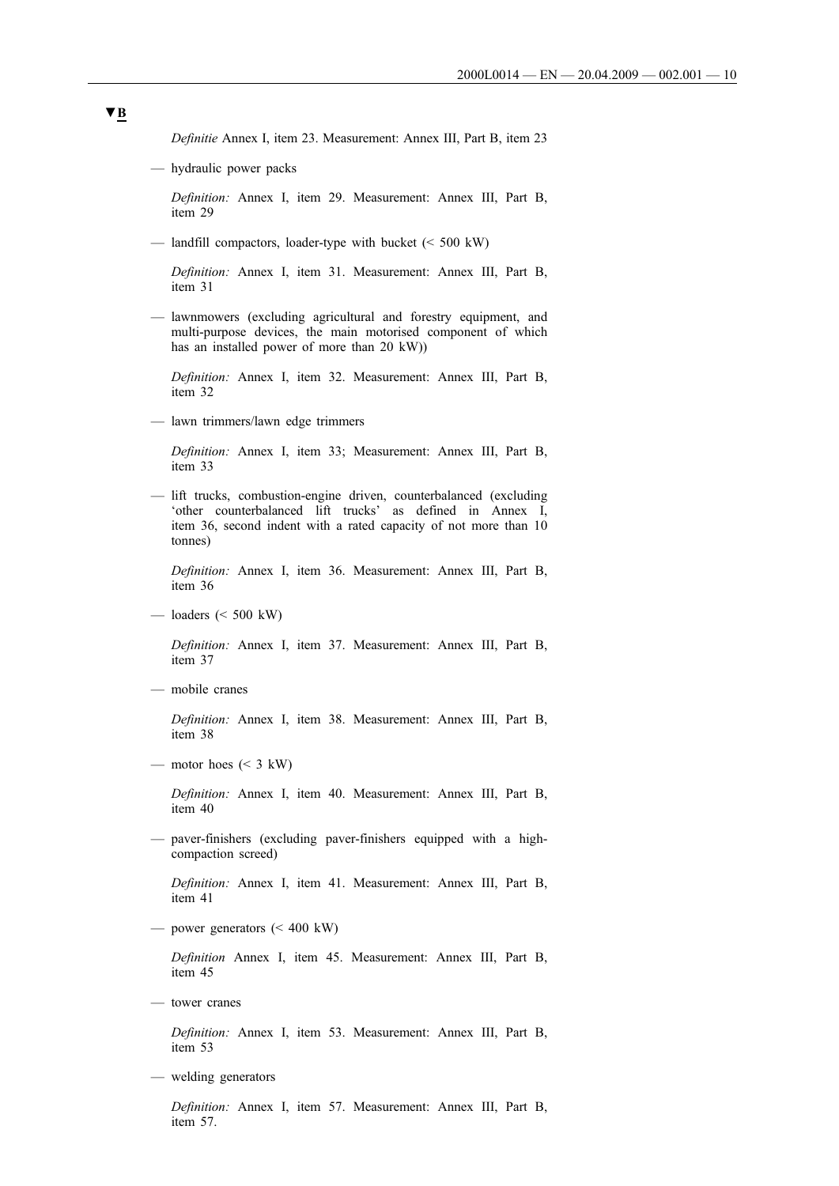▼B

*Definitie* Annex I, item 23. Measurement: Annex III, Part B, item 23

— hydraulic power packs

  *Definition:* Annex I, item 29. Measurement: Annex III, Part B, item 29

— landfill compactors, loader-type with bucket (< 500 kW)

  *Definition:* Annex I, item 31. Measurement: Annex III, Part B, item 31

— lawnmowers (excluding agricultural and forestry equipment, and multi-purpose devices, the main motorised component of which has an installed power of more than 20 kW))

  *Definition:* Annex I, item 32. Measurement: Annex III, Part B, item 32

— lawn trimmers/lawn edge trimmers

  *Definition:* Annex I, item 33; Measurement: Annex III, Part B, item 33

— lift trucks, combustion-engine driven, counterbalanced (excluding 'other counterbalanced lift trucks' as defined in Annex I, item 36, second indent with a rated capacity of not more than 10 tonnes)

  *Definition:* Annex I, item 36. Measurement: Annex III, Part B, item 36

— loaders (< 500 kW)

  *Definition:* Annex I, item 37. Measurement: Annex III, Part B, item 37

— mobile cranes

  *Definition:* Annex I, item 38. Measurement: Annex III, Part B, item 38

— motor hoes (< 3 kW)

  *Definition:* Annex I, item 40. Measurement: Annex III, Part B, item 40

— paver-finishers (excluding paver-finishers equipped with a high-compaction screed)

  *Definition:* Annex I, item 41. Measurement: Annex III, Part B, item 41

— power generators (< 400 kW)

  *Definition* Annex I, item 45. Measurement: Annex III, Part B, item 45

— tower cranes

  *Definition:* Annex I, item 53. Measurement: Annex III, Part B, item 53

— welding generators

  *Definition:* Annex I, item 57. Measurement: Annex III, Part B, item 57.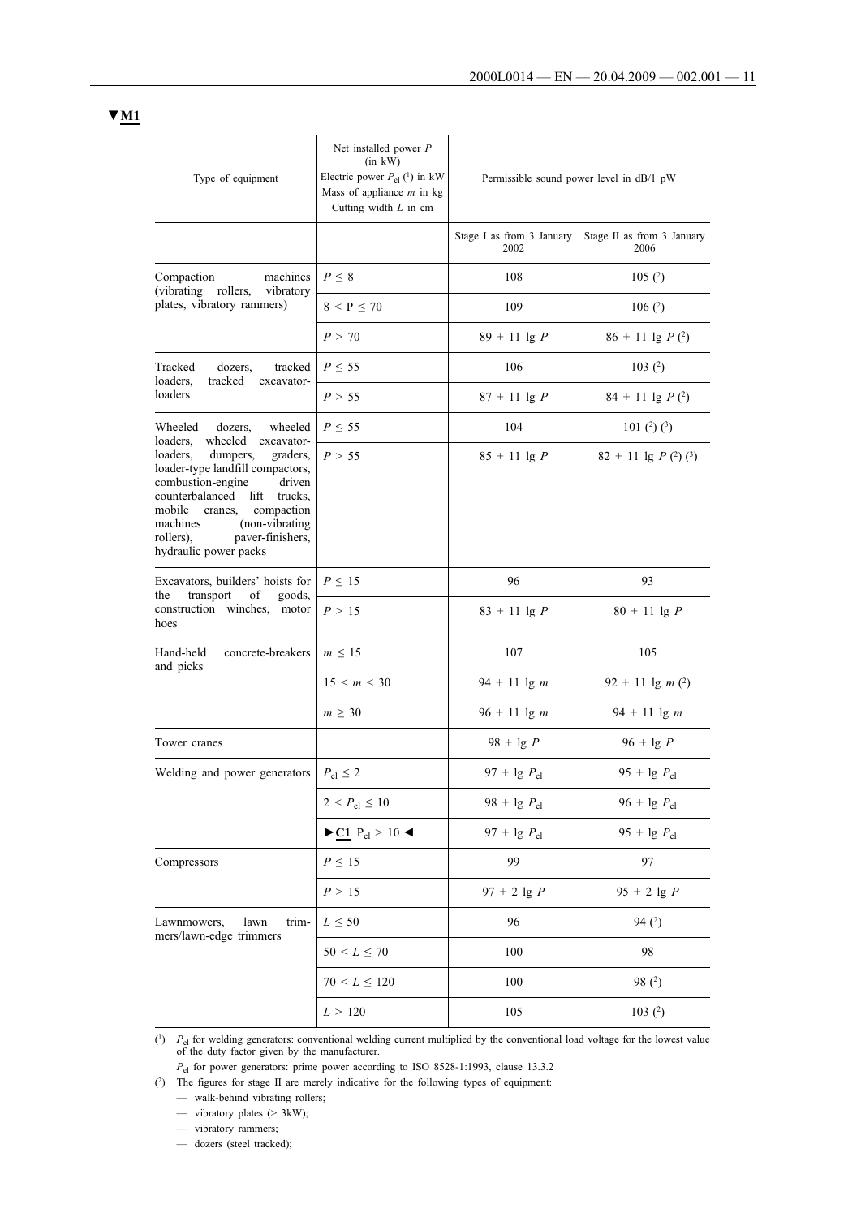▼M1

| Type of equipment | Net installed power $P$ (in kW) Electric power $P_{el}$ (1) in kW Mass of appliance $m$ in kg Cutting width $L$ in cm | Permissible sound power level in dB/1 pW | |
|---|---|---|---|
| | | Stage I as from 3 January 2002 | Stage II as from 3 January 2006 |
| Compaction machines (vibrating rollers, vibratory plates, vibratory rammers) | $P \leq 8$ | 108 | 105 (2) |
| | $8 < P \leq 70$ | 109 | 106 (2) |
| | $P > 70$ | $89 + 11 \lg P$ | $86 + 11 \lg P$ (2) |
| Tracked dozers, tracked loaders, tracked excavator-loaders | $P \leq 55$ | 106 | 103 (2) |
| | $P > 55$ | $87 + 11 \lg P$ | $84 + 11 \lg P$ (2) |
| Wheeled dozers, wheeled loaders, wheeled excavator-loaders, dumpers, graders, loader-type landfill compactors, combustion-engine driven counterbalanced lift trucks, mobile cranes, compaction machines (non-vibrating rollers), paver-finishers, hydraulic power packs | $P \leq 55$ | 104 | 101 (2) (3) |
| | $P > 55$ | $85 + 11 \lg P$ | $82 + 11 \lg P$ (2) (3) |
| Excavators, builders' hoists for the transport of goods, construction winches, motor hoes | $P \leq 15$ | 96 | 93 |
| | $P > 15$ | $83 + 11 \lg P$ | $80 + 11 \lg P$ |
| Hand-held concrete-breakers and picks | $m \leq 15$ | 107 | 105 |
| | $15 < m < 30$ | $94 + 11 \lg m$ | $92 + 11 \lg m$ (2) |
| | $m \geq 30$ | $96 + 11 \lg m$ | $94 + 11 \lg m$ |
| Tower cranes | | $98 + \lg P$ | $96 + \lg P$ |
| Welding and power generators | $P_{el} \leq 2$ | $97 + \lg P_{el}$ | $95 + \lg P_{el}$ |
| | $2 < P_{el} \leq 10$ | $98 + \lg P_{el}$ | $96 + \lg P_{el}$ |
| | ►C1 $P_{el} > 10$ ◄ | $97 + \lg P_{el}$ | $95 + \lg P_{el}$ |
| Compressors | $P \leq 15$ | 99 | 97 |
| | $P > 15$ | $97 + 2 \lg P$ | $95 + 2 \lg P$ |
| Lawnmowers, lawn trimmers/lawn-edge trimmers | $L \leq 50$ | 96 | 94 (2) |
| | $50 < L \leq 70$ | 100 | 98 |
| | $70 < L \leq 120$ | 100 | 98 (2) |
| | $L > 120$ | 105 | 103 (2) |

(1) $P_{el}$ for welding generators: conventional welding current multiplied by the conventional load voltage for the lowest value of the duty factor given by the manufacturer.

$P_{el}$ for power generators: prime power according to ISO 8528-1:1993, clause 13.3.2

(2) The figures for stage II are merely indicative for the following types of equipment:

- walk-behind vibrating rollers;
- vibratory plates (> 3kW);
- vibratory rammers;
- dozers (steel tracked);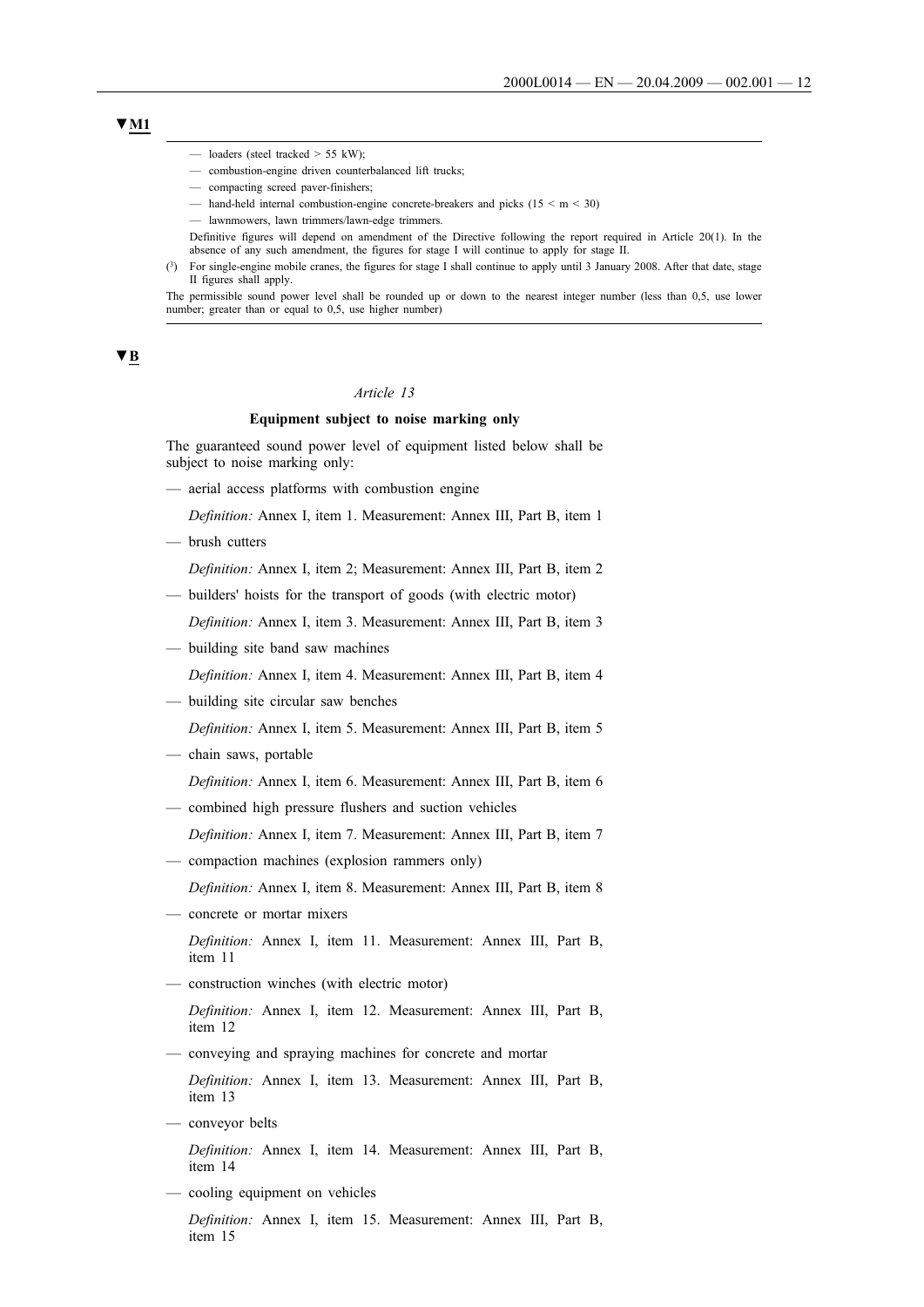▼M1

- loaders (steel tracked > 55 kW);
- combustion-engine driven counterbalanced lift trucks;
- compacting screed paver-finishers;
- hand-held internal combustion-engine concrete-breakers and picks (15 < m < 30)
- lawnmowers, lawn trimmers/lawn-edge trimmers.

Definitive figures will depend on amendment of the Directive following the report required in Article 20(1). In the absence of any such amendment, the figures for stage I will continue to apply for stage II.

(3) For single-engine mobile cranes, the figures for stage I shall continue to apply until 3 January 2008. After that date, stage II figures shall apply.

The permissible sound power level shall be rounded up or down to the nearest integer number (less than 0,5, use lower number; greater than or equal to 0,5, use higher number)

▼B

*Article 13*

**Equipment subject to noise marking only**

The guaranteed sound power level of equipment listed below shall be subject to noise marking only:

- aerial access platforms with combustion engine

  *Definition:* Annex I, item 1. Measurement: Annex III, Part B, item 1

- brush cutters

  *Definition:* Annex I, item 2; Measurement: Annex III, Part B, item 2

- builders' hoists for the transport of goods (with electric motor)

  *Definition:* Annex I, item 3. Measurement: Annex III, Part B, item 3

- building site band saw machines

  *Definition:* Annex I, item 4. Measurement: Annex III, Part B, item 4

- building site circular saw benches

  *Definition:* Annex I, item 5. Measurement: Annex III, Part B, item 5

- chain saws, portable

  *Definition:* Annex I, item 6. Measurement: Annex III, Part B, item 6

- combined high pressure flushers and suction vehicles

  *Definition:* Annex I, item 7. Measurement: Annex III, Part B, item 7

- compaction machines (explosion rammers only)

  *Definition:* Annex I, item 8. Measurement: Annex III, Part B, item 8

- concrete or mortar mixers

  *Definition:* Annex I, item 11. Measurement: Annex III, Part B, item 11

- construction winches (with electric motor)

  *Definition:* Annex I, item 12. Measurement: Annex III, Part B, item 12

- conveying and spraying machines for concrete and mortar

  *Definition:* Annex I, item 13. Measurement: Annex III, Part B, item 13

- conveyor belts

  *Definition:* Annex I, item 14. Measurement: Annex III, Part B, item 14

- cooling equipment on vehicles

  *Definition:* Annex I, item 15. Measurement: Annex III, Part B, item 15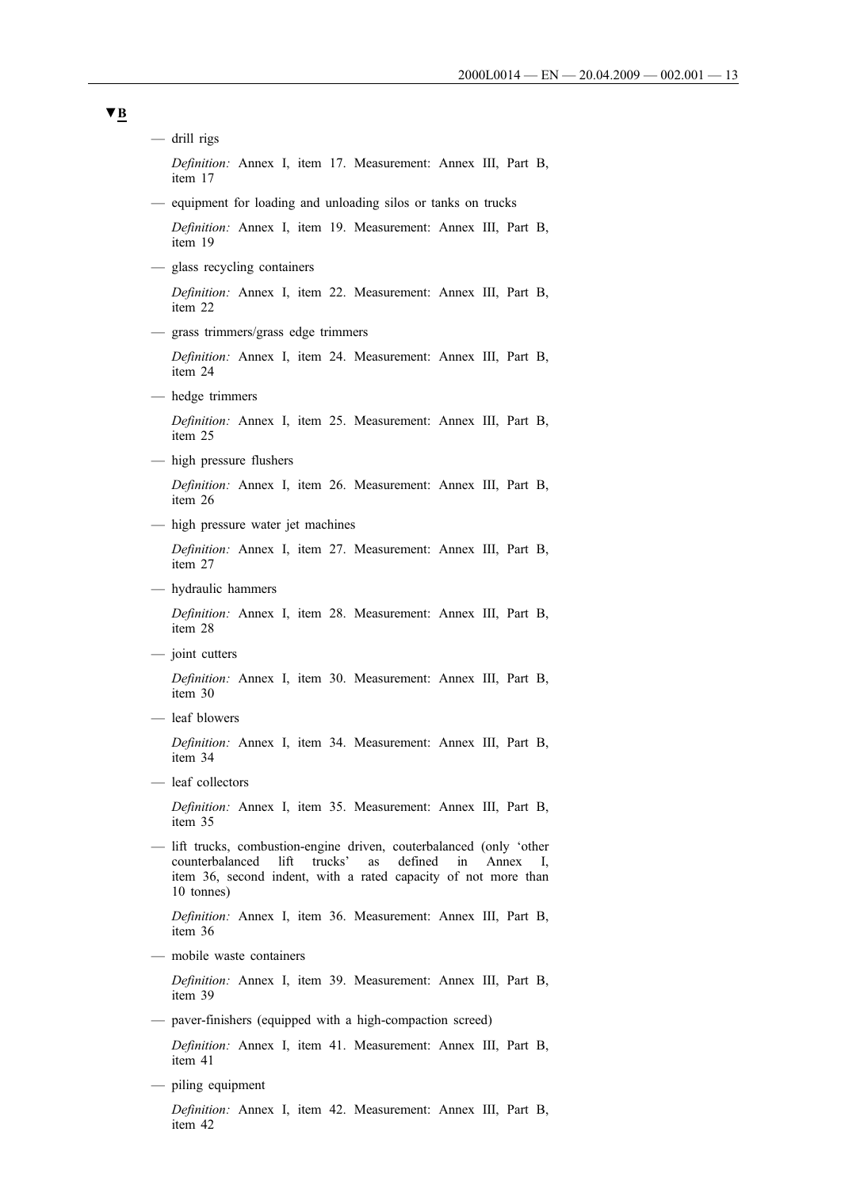▼B

— drill rigs

*Definition:* Annex I, item 17. Measurement: Annex III, Part B, item 17

— equipment for loading and unloading silos or tanks on trucks

*Definition:* Annex I, item 19. Measurement: Annex III, Part B, item 19

— glass recycling containers

*Definition:* Annex I, item 22. Measurement: Annex III, Part B, item 22

— grass trimmers/grass edge trimmers

*Definition:* Annex I, item 24. Measurement: Annex III, Part B, item 24

— hedge trimmers

*Definition:* Annex I, item 25. Measurement: Annex III, Part B, item 25

— high pressure flushers

*Definition:* Annex I, item 26. Measurement: Annex III, Part B, item 26

— high pressure water jet machines

*Definition:* Annex I, item 27. Measurement: Annex III, Part B, item 27

— hydraulic hammers

*Definition:* Annex I, item 28. Measurement: Annex III, Part B, item 28

— joint cutters

*Definition:* Annex I, item 30. Measurement: Annex III, Part B, item 30

— leaf blowers

*Definition:* Annex I, item 34. Measurement: Annex III, Part B, item 34

— leaf collectors

*Definition:* Annex I, item 35. Measurement: Annex III, Part B, item 35

— lift trucks, combustion-engine driven, couterbalanced (only 'other counterbalanced lift trucks' as defined in Annex I, item 36, second indent, with a rated capacity of not more than 10 tonnes)

*Definition:* Annex I, item 36. Measurement: Annex III, Part B, item 36

— mobile waste containers

*Definition:* Annex I, item 39. Measurement: Annex III, Part B, item 39

— paver-finishers (equipped with a high-compaction screed)

*Definition:* Annex I, item 41. Measurement: Annex III, Part B, item 41

— piling equipment

*Definition:* Annex I, item 42. Measurement: Annex III, Part B, item 42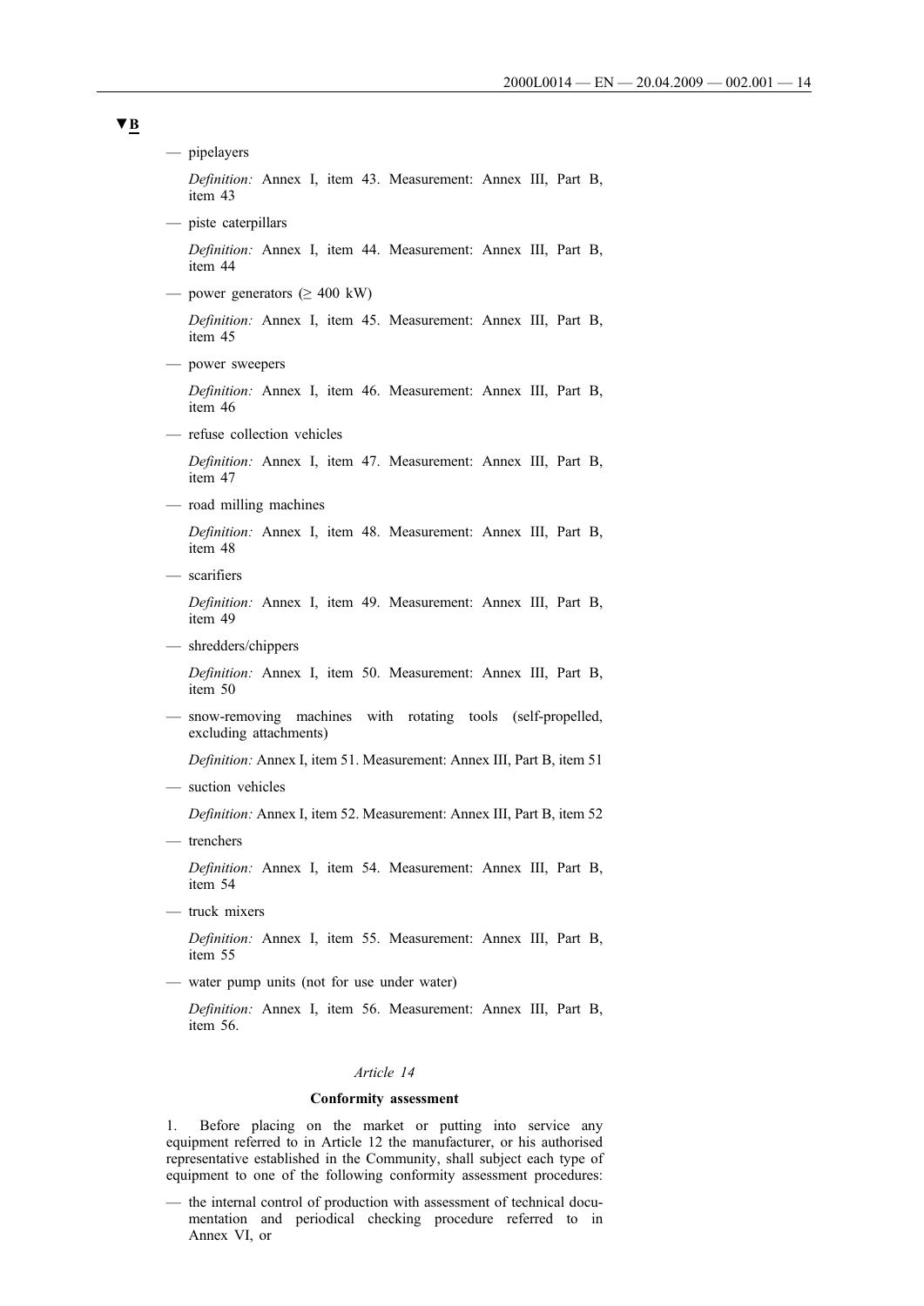▼B

— pipelayers

  *Definition:* Annex I, item 43. Measurement: Annex III, Part B, item 43

— piste caterpillars

  *Definition:* Annex I, item 44. Measurement: Annex III, Part B, item 44

— power generators (≥ 400 kW)

  *Definition:* Annex I, item 45. Measurement: Annex III, Part B, item 45

— power sweepers

  *Definition:* Annex I, item 46. Measurement: Annex III, Part B, item 46

— refuse collection vehicles

  *Definition:* Annex I, item 47. Measurement: Annex III, Part B, item 47

— road milling machines

  *Definition:* Annex I, item 48. Measurement: Annex III, Part B, item 48

— scarifiers

  *Definition:* Annex I, item 49. Measurement: Annex III, Part B, item 49

— shredders/chippers

  *Definition:* Annex I, item 50. Measurement: Annex III, Part B, item 50

— snow-removing machines with rotating tools (self-propelled, excluding attachments)

  *Definition:* Annex I, item 51. Measurement: Annex III, Part B, item 51

— suction vehicles

  *Definition:* Annex I, item 52. Measurement: Annex III, Part B, item 52

— trenchers

  *Definition:* Annex I, item 54. Measurement: Annex III, Part B, item 54

— truck mixers

  *Definition:* Annex I, item 55. Measurement: Annex III, Part B, item 55

— water pump units (not for use under water)

  *Definition:* Annex I, item 56. Measurement: Annex III, Part B, item 56.

*Article 14*

**Conformity assessment**

1. Before placing on the market or putting into service any equipment referred to in Article 12 the manufacturer, or his authorised representative established in the Community, shall subject each type of equipment to one of the following conformity assessment procedures:

— the internal control of production with assessment of technical documentation and periodical checking procedure referred to in Annex VI, or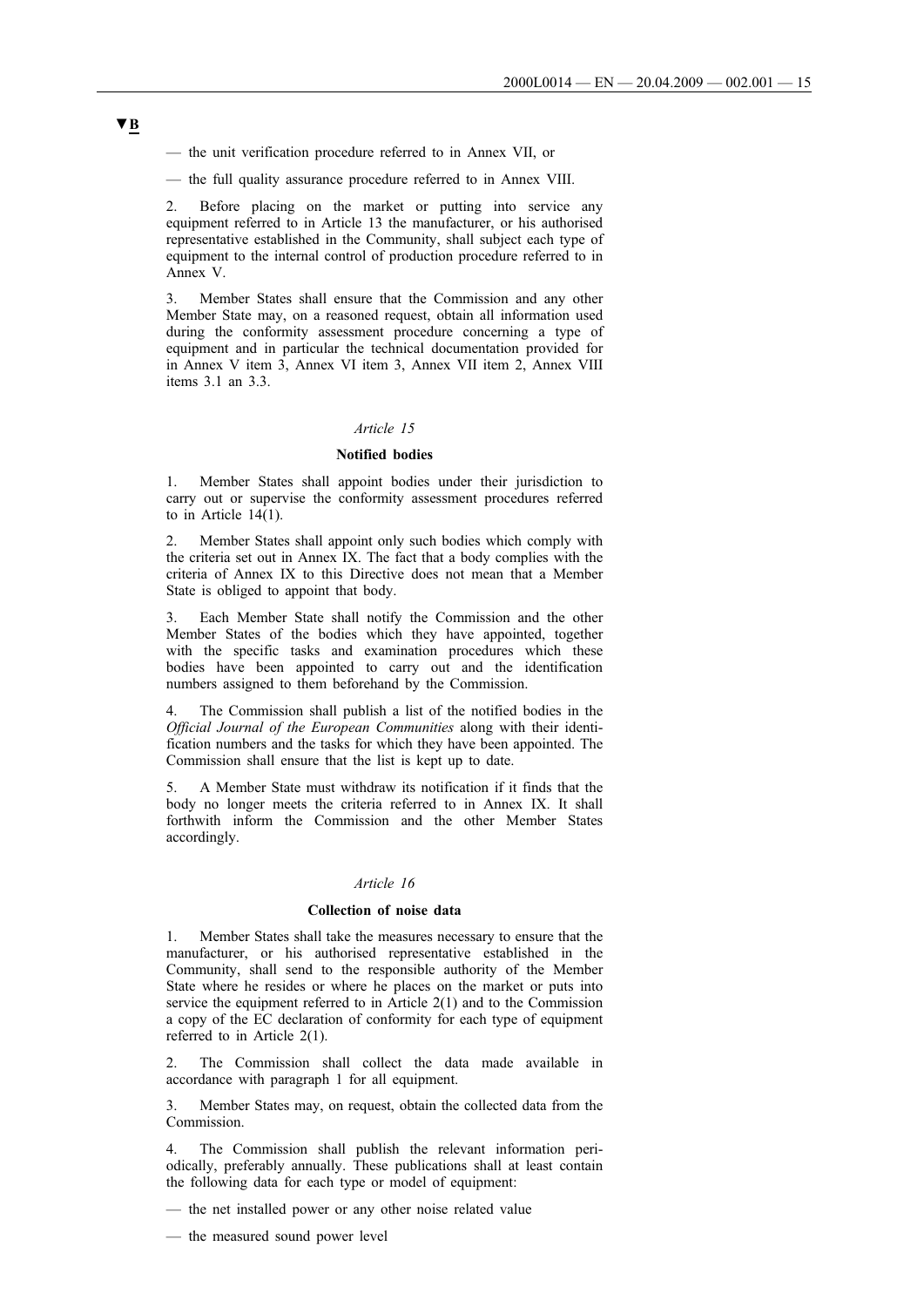▼B

— the unit verification procedure referred to in Annex VII, or

— the full quality assurance procedure referred to in Annex VIII.

2. Before placing on the market or putting into service any equipment referred to in Article 13 the manufacturer, or his authorised representative established in the Community, shall subject each type of equipment to the internal control of production procedure referred to in Annex V.

3. Member States shall ensure that the Commission and any other Member State may, on a reasoned request, obtain all information used during the conformity assessment procedure concerning a type of equipment and in particular the technical documentation provided for in Annex V item 3, Annex VI item 3, Annex VII item 2, Annex VIII items 3.1 an 3.3.

*Article 15*

**Notified bodies**

1. Member States shall appoint bodies under their jurisdiction to carry out or supervise the conformity assessment procedures referred to in Article 14(1).

2. Member States shall appoint only such bodies which comply with the criteria set out in Annex IX. The fact that a body complies with the criteria of Annex IX to this Directive does not mean that a Member State is obliged to appoint that body.

3. Each Member State shall notify the Commission and the other Member States of the bodies which they have appointed, together with the specific tasks and examination procedures which these bodies have been appointed to carry out and the identification numbers assigned to them beforehand by the Commission.

4. The Commission shall publish a list of the notified bodies in the *Official Journal of the European Communities* along with their identification numbers and the tasks for which they have been appointed. The Commission shall ensure that the list is kept up to date.

5. A Member State must withdraw its notification if it finds that the body no longer meets the criteria referred to in Annex IX. It shall forthwith inform the Commission and the other Member States accordingly.

*Article 16*

**Collection of noise data**

1. Member States shall take the measures necessary to ensure that the manufacturer, or his authorised representative established in the Community, shall send to the responsible authority of the Member State where he resides or where he places on the market or puts into service the equipment referred to in Article 2(1) and to the Commission a copy of the EC declaration of conformity for each type of equipment referred to in Article 2(1).

2. The Commission shall collect the data made available in accordance with paragraph 1 for all equipment.

3. Member States may, on request, obtain the collected data from the Commission.

4. The Commission shall publish the relevant information periodically, preferably annually. These publications shall at least contain the following data for each type or model of equipment:

— the net installed power or any other noise related value

— the measured sound power level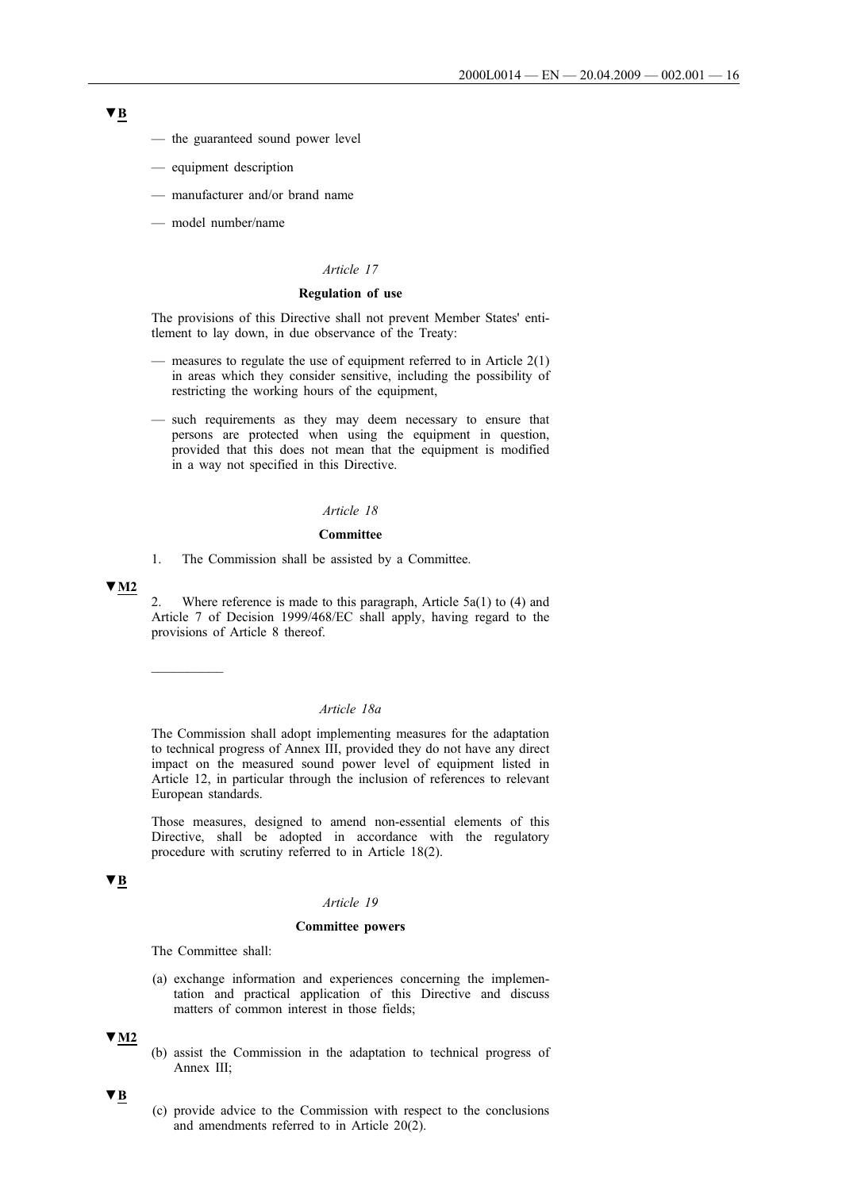▼B

— the guaranteed sound power level

— equipment description

— manufacturer and/or brand name

— model number/name

*Article 17*

**Regulation of use**

The provisions of this Directive shall not prevent Member States' entitlement to lay down, in due observance of the Treaty:

— measures to regulate the use of equipment referred to in Article 2(1) in areas which they consider sensitive, including the possibility of restricting the working hours of the equipment,

— such requirements as they may deem necessary to ensure that persons are protected when using the equipment in question, provided that this does not mean that the equipment is modified in a way not specified in this Directive.

*Article 18*

**Committee**

1. The Commission shall be assisted by a Committee.

▼M2

2. Where reference is made to this paragraph, Article 5a(1) to (4) and Article 7 of Decision 1999/468/EC shall apply, having regard to the provisions of Article 8 thereof.

---

*Article 18a*

The Commission shall adopt implementing measures for the adaptation to technical progress of Annex III, provided they do not have any direct impact on the measured sound power level of equipment listed in Article 12, in particular through the inclusion of references to relevant European standards.

Those measures, designed to amend non-essential elements of this Directive, shall be adopted in accordance with the regulatory procedure with scrutiny referred to in Article 18(2).

▼B

*Article 19*

**Committee powers**

The Committee shall:

(a) exchange information and experiences concerning the implementation and practical application of this Directive and discuss matters of common interest in those fields;

▼M2

(b) assist the Commission in the adaptation to technical progress of Annex III;

▼B

(c) provide advice to the Commission with respect to the conclusions and amendments referred to in Article 20(2).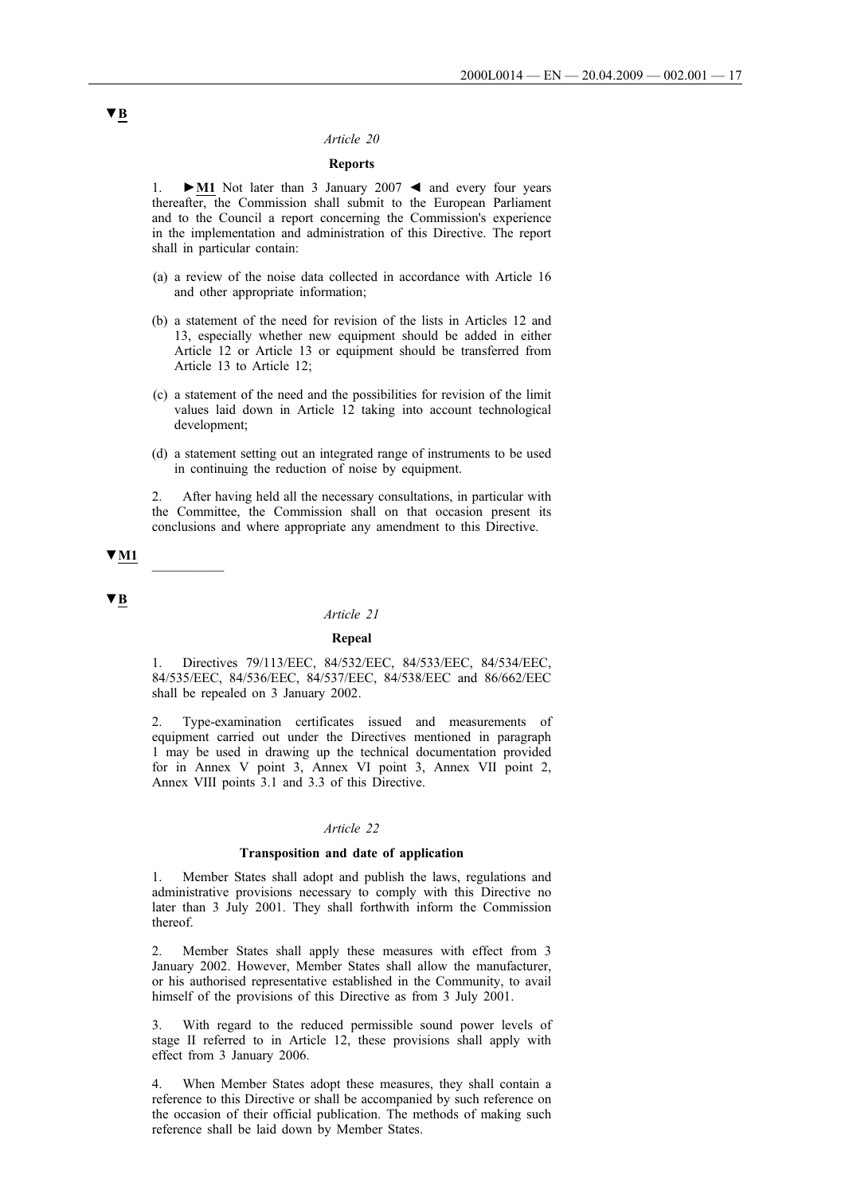▼B

*Article 20*

**Reports**

1. ►M1 Not later than 3 January 2007 ◄ and every four years thereafter, the Commission shall submit to the European Parliament and to the Council a report concerning the Commission's experience in the implementation and administration of this Directive. The report shall in particular contain:

(a) a review of the noise data collected in accordance with Article 16 and other appropriate information;

(b) a statement of the need for revision of the lists in Articles 12 and 13, especially whether new equipment should be added in either Article 12 or Article 13 or equipment should be transferred from Article 13 to Article 12;

(c) a statement of the need and the possibilities for revision of the limit values laid down in Article 12 taking into account technological development;

(d) a statement setting out an integrated range of instruments to be used in continuing the reduction of noise by equipment.

2. After having held all the necessary consultations, in particular with the Committee, the Commission shall on that occasion present its conclusions and where appropriate any amendment to this Directive.

▼M1

---

▼B

*Article 21*

**Repeal**

1. Directives 79/113/EEC, 84/532/EEC, 84/533/EEC, 84/534/EEC, 84/535/EEC, 84/536/EEC, 84/537/EEC, 84/538/EEC and 86/662/EEC shall be repealed on 3 January 2002.

2. Type-examination certificates issued and measurements of equipment carried out under the Directives mentioned in paragraph 1 may be used in drawing up the technical documentation provided for in Annex V point 3, Annex VI point 3, Annex VII point 2, Annex VIII points 3.1 and 3.3 of this Directive.

*Article 22*

**Transposition and date of application**

1. Member States shall adopt and publish the laws, regulations and administrative provisions necessary to comply with this Directive no later than 3 July 2001. They shall forthwith inform the Commission thereof.

2. Member States shall apply these measures with effect from 3 January 2002. However, Member States shall allow the manufacturer, or his authorised representative established in the Community, to avail himself of the provisions of this Directive as from 3 July 2001.

3. With regard to the reduced permissible sound power levels of stage II referred to in Article 12, these provisions shall apply with effect from 3 January 2006.

4. When Member States adopt these measures, they shall contain a reference to this Directive or shall be accompanied by such reference on the occasion of their official publication. The methods of making such reference shall be laid down by Member States.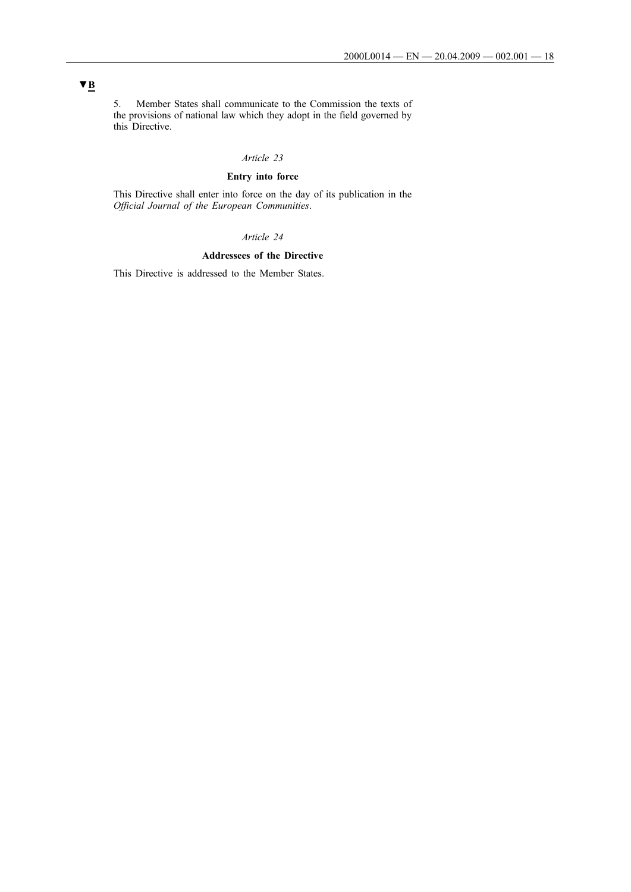▼B

5. Member States shall communicate to the Commission the texts of the provisions of national law which they adopt in the field governed by this Directive.

*Article 23*

**Entry into force**

This Directive shall enter into force on the day of its publication in the *Official Journal of the European Communities*.

*Article 24*

**Addressees of the Directive**

This Directive is addressed to the Member States.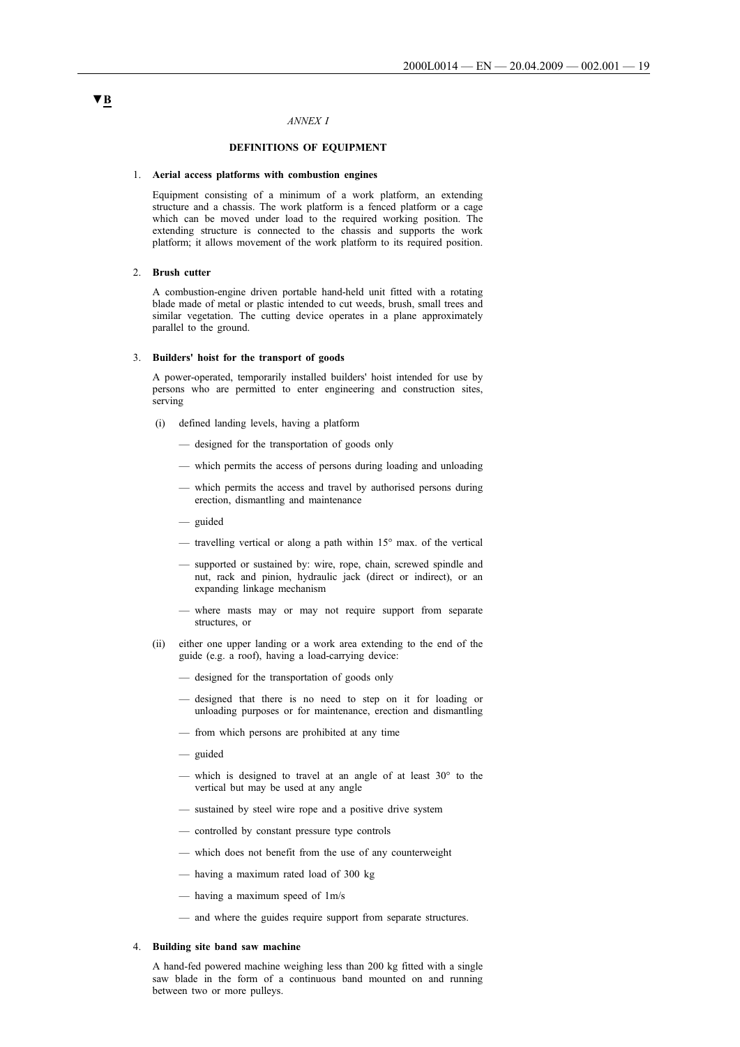▼B

*ANNEX I*

**DEFINITIONS OF EQUIPMENT**

1. **Aerial access platforms with combustion engines**

   Equipment consisting of a minimum of a work platform, an extending structure and a chassis. The work platform is a fenced platform or a cage which can be moved under load to the required working position. The extending structure is connected to the chassis and supports the work platform; it allows movement of the work platform to its required position.

2. **Brush cutter**

   A combustion-engine driven portable hand-held unit fitted with a rotating blade made of metal or plastic intended to cut weeds, brush, small trees and similar vegetation. The cutting device operates in a plane approximately parallel to the ground.

3. **Builders' hoist for the transport of goods**

   A power-operated, temporarily installed builders' hoist intended for use by persons who are permitted to enter engineering and construction sites, serving

   (i) defined landing levels, having a platform

   — designed for the transportation of goods only

   — which permits the access of persons during loading and unloading

   — which permits the access and travel by authorised persons during erection, dismantling and maintenance

   — guided

   — travelling vertical or along a path within 15° max. of the vertical

   — supported or sustained by: wire, rope, chain, screwed spindle and nut, rack and pinion, hydraulic jack (direct or indirect), or an expanding linkage mechanism

   — where masts may or may not require support from separate structures, or

   (ii) either one upper landing or a work area extending to the end of the guide (e.g. a roof), having a load-carrying device:

   — designed for the transportation of goods only

   — designed that there is no need to step on it for loading or unloading purposes or for maintenance, erection and dismantling

   — from which persons are prohibited at any time

   — guided

   — which is designed to travel at an angle of at least 30° to the vertical but may be used at any angle

   — sustained by steel wire rope and a positive drive system

   — controlled by constant pressure type controls

   — which does not benefit from the use of any counterweight

   — having a maximum rated load of 300 kg

   — having a maximum speed of 1m/s

   — and where the guides require support from separate structures.

4. **Building site band saw machine**

   A hand-fed powered machine weighing less than 200 kg fitted with a single saw blade in the form of a continuous band mounted on and running between two or more pulleys.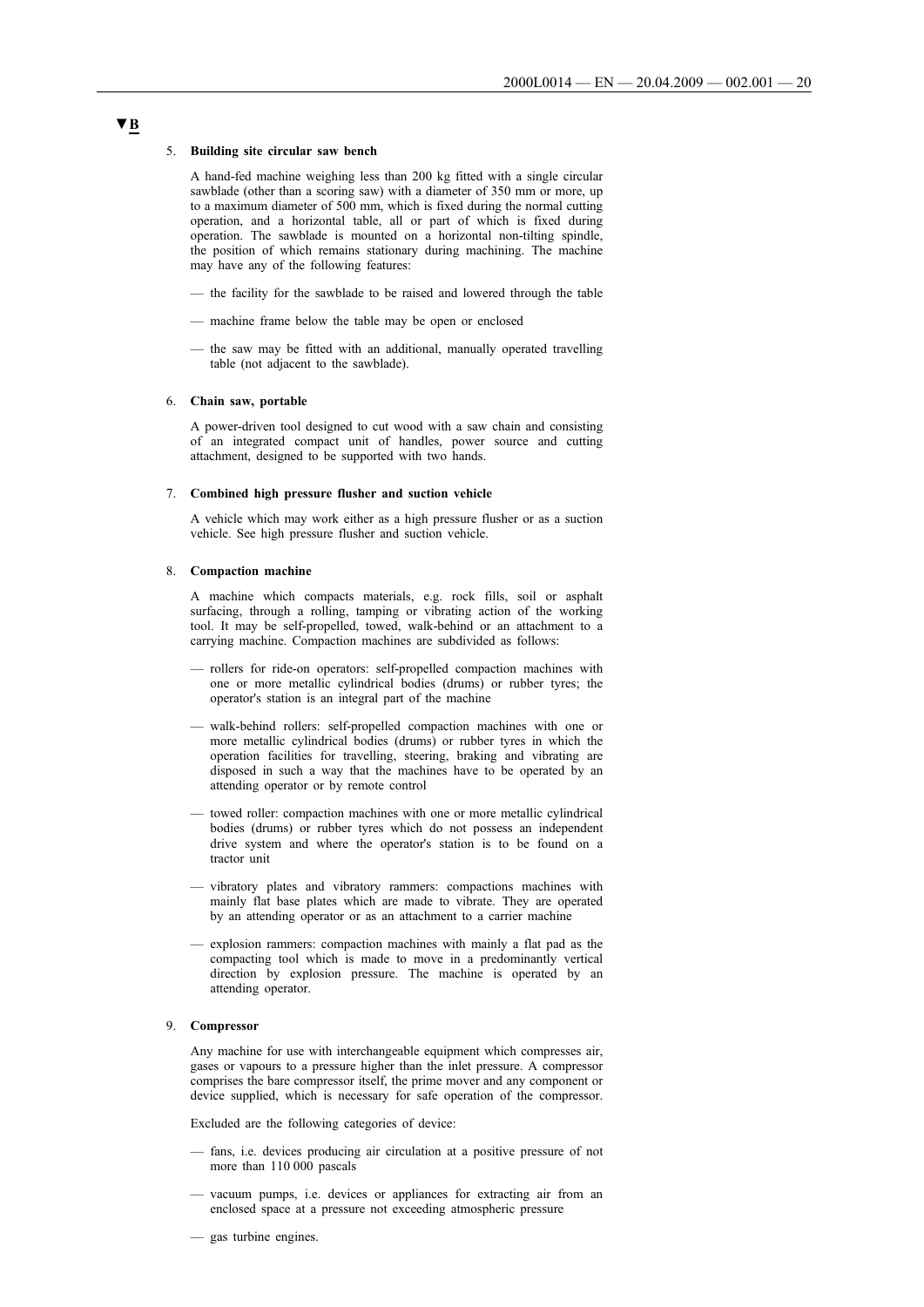▼B

5. **Building site circular saw bench**

A hand-fed machine weighing less than 200 kg fitted with a single circular sawblade (other than a scoring saw) with a diameter of 350 mm or more, up to a maximum diameter of 500 mm, which is fixed during the normal cutting operation, and a horizontal table, all or part of which is fixed during operation. The sawblade is mounted on a horizontal non-tilting spindle, the position of which remains stationary during machining. The machine may have any of the following features:

— the facility for the sawblade to be raised and lowered through the table

— machine frame below the table may be open or enclosed

— the saw may be fitted with an additional, manually operated travelling table (not adjacent to the sawblade).

6. **Chain saw, portable**

A power-driven tool designed to cut wood with a saw chain and consisting of an integrated compact unit of handles, power source and cutting attachment, designed to be supported with two hands.

7. **Combined high pressure flusher and suction vehicle**

A vehicle which may work either as a high pressure flusher or as a suction vehicle. See high pressure flusher and suction vehicle.

8. **Compaction machine**

A machine which compacts materials, e.g. rock fills, soil or asphalt surfacing, through a rolling, tamping or vibrating action of the working tool. It may be self-propelled, towed, walk-behind or an attachment to a carrying machine. Compaction machines are subdivided as follows:

— rollers for ride-on operators: self-propelled compaction machines with one or more metallic cylindrical bodies (drums) or rubber tyres; the operator's station is an integral part of the machine

— walk-behind rollers: self-propelled compaction machines with one or more metallic cylindrical bodies (drums) or rubber tyres in which the operation facilities for travelling, steering, braking and vibrating are disposed in such a way that the machines have to be operated by an attending operator or by remote control

— towed roller: compaction machines with one or more metallic cylindrical bodies (drums) or rubber tyres which do not possess an independent drive system and where the operator's station is to be found on a tractor unit

— vibratory plates and vibratory rammers: compactions machines with mainly flat base plates which are made to vibrate. They are operated by an attending operator or as an attachment to a carrier machine

— explosion rammers: compaction machines with mainly a flat pad as the compacting tool which is made to move in a predominantly vertical direction by explosion pressure. The machine is operated by an attending operator.

9. **Compressor**

Any machine for use with interchangeable equipment which compresses air, gases or vapours to a pressure higher than the inlet pressure. A compressor comprises the bare compressor itself, the prime mover and any component or device supplied, which is necessary for safe operation of the compressor.

Excluded are the following categories of device:

— fans, i.e. devices producing air circulation at a positive pressure of not more than 110 000 pascals

— vacuum pumps, i.e. devices or appliances for extracting air from an enclosed space at a pressure not exceeding atmospheric pressure

— gas turbine engines.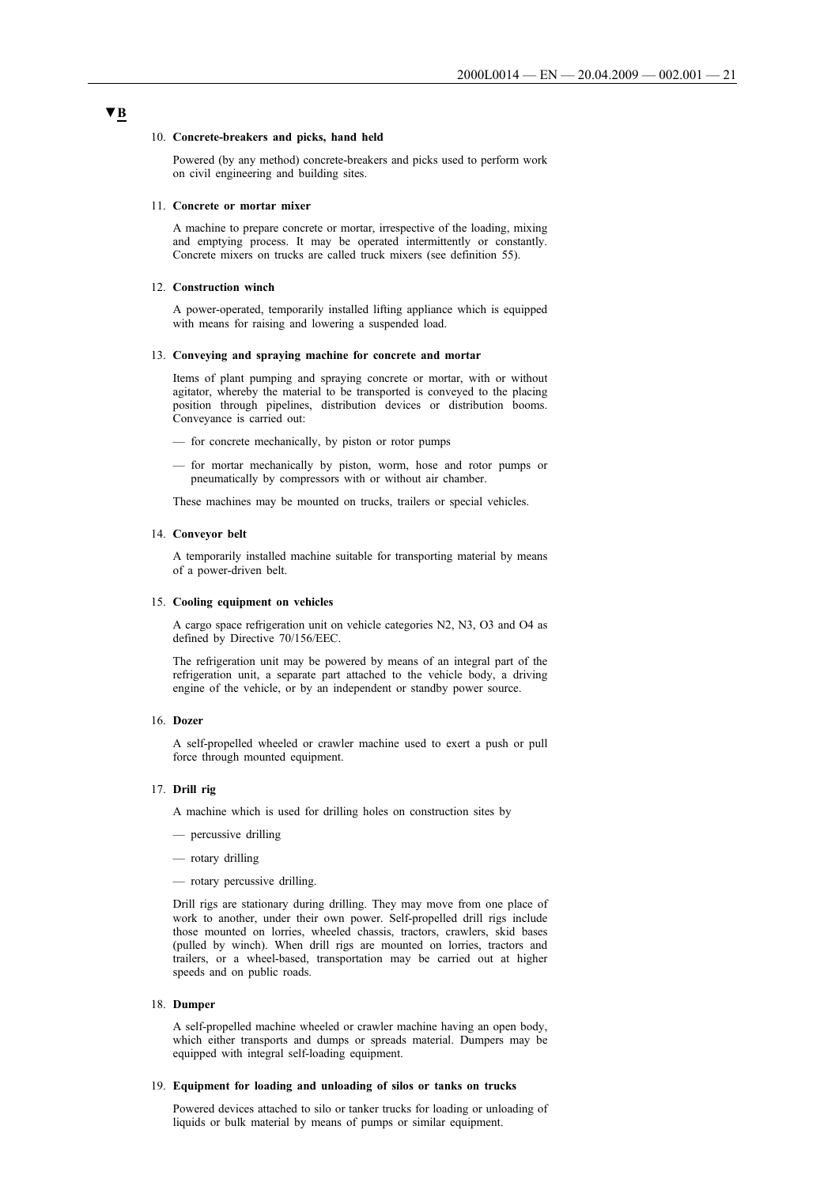▼B

10. **Concrete-breakers and picks, hand held**

Powered (by any method) concrete-breakers and picks used to perform work on civil engineering and building sites.

11. **Concrete or mortar mixer**

A machine to prepare concrete or mortar, irrespective of the loading, mixing and emptying process. It may be operated intermittently or constantly. Concrete mixers on trucks are called truck mixers (see definition 55).

12. **Construction winch**

A power-operated, temporarily installed lifting appliance which is equipped with means for raising and lowering a suspended load.

13. **Conveying and spraying machine for concrete and mortar**

Items of plant pumping and spraying concrete or mortar, with or without agitator, whereby the material to be transported is conveyed to the placing position through pipelines, distribution devices or distribution booms. Conveyance is carried out:

— for concrete mechanically, by piston or rotor pumps

— for mortar mechanically by piston, worm, hose and rotor pumps or pneumatically by compressors with or without air chamber.

These machines may be mounted on trucks, trailers or special vehicles.

14. **Conveyor belt**

A temporarily installed machine suitable for transporting material by means of a power-driven belt.

15. **Cooling equipment on vehicles**

A cargo space refrigeration unit on vehicle categories N2, N3, O3 and O4 as defined by Directive 70/156/EEC.

The refrigeration unit may be powered by means of an integral part of the refrigeration unit, a separate part attached to the vehicle body, a driving engine of the vehicle, or by an independent or standby power source.

16. **Dozer**

A self-propelled wheeled or crawler machine used to exert a push or pull force through mounted equipment.

17. **Drill rig**

A machine which is used for drilling holes on construction sites by

— percussive drilling

— rotary drilling

— rotary percussive drilling.

Drill rigs are stationary during drilling. They may move from one place of work to another, under their own power. Self-propelled drill rigs include those mounted on lorries, wheeled chassis, tractors, crawlers, skid bases (pulled by winch). When drill rigs are mounted on lorries, tractors and trailers, or a wheel-based, transportation may be carried out at higher speeds and on public roads.

18. **Dumper**

A self-propelled machine wheeled or crawler machine having an open body, which either transports and dumps or spreads material. Dumpers may be equipped with integral self-loading equipment.

19. **Equipment for loading and unloading of silos or tanks on trucks**

Powered devices attached to silo or tanker trucks for loading or unloading of liquids or bulk material by means of pumps or similar equipment.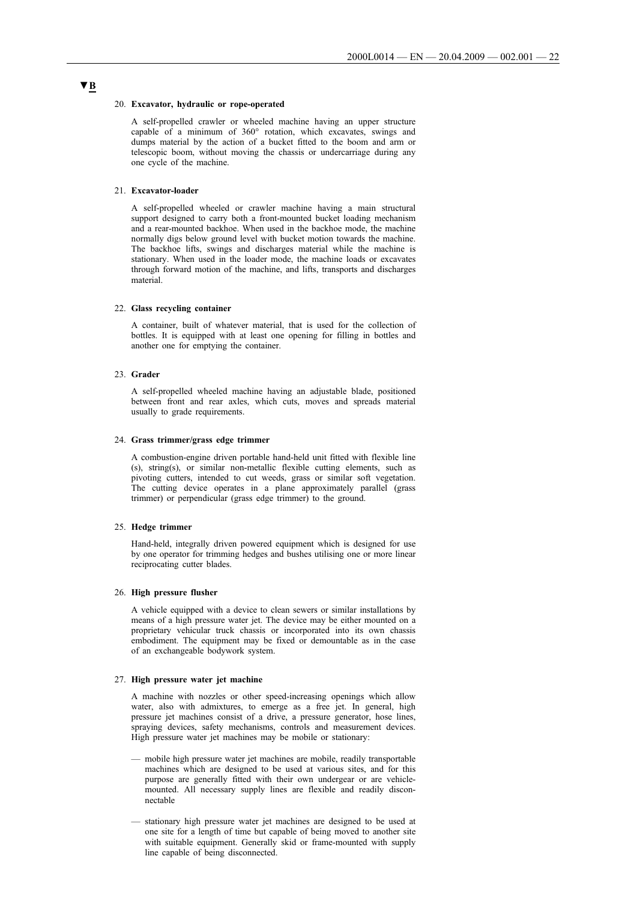▼B

20. **Excavator, hydraulic or rope-operated**

 A self-propelled crawler or wheeled machine having an upper structure capable of a minimum of 360° rotation, which excavates, swings and dumps material by the action of a bucket fitted to the boom and arm or telescopic boom, without moving the chassis or undercarriage during any one cycle of the machine.

21. **Excavator-loader**

 A self-propelled wheeled or crawler machine having a main structural support designed to carry both a front-mounted bucket loading mechanism and a rear-mounted backhoe. When used in the backhoe mode, the machine normally digs below ground level with bucket motion towards the machine. The backhoe lifts, swings and discharges material while the machine is stationary. When used in the loader mode, the machine loads or excavates through forward motion of the machine, and lifts, transports and discharges material.

22. **Glass recycling container**

 A container, built of whatever material, that is used for the collection of bottles. It is equipped with at least one opening for filling in bottles and another one for emptying the container.

23. **Grader**

 A self-propelled wheeled machine having an adjustable blade, positioned between front and rear axles, which cuts, moves and spreads material usually to grade requirements.

24. **Grass trimmer/grass edge trimmer**

 A combustion-engine driven portable hand-held unit fitted with flexible line (s), string(s), or similar non-metallic flexible cutting elements, such as pivoting cutters, intended to cut weeds, grass or similar soft vegetation. The cutting device operates in a plane approximately parallel (grass trimmer) or perpendicular (grass edge trimmer) to the ground.

25. **Hedge trimmer**

 Hand-held, integrally driven powered equipment which is designed for use by one operator for trimming hedges and bushes utilising one or more linear reciprocating cutter blades.

26. **High pressure flusher**

 A vehicle equipped with a device to clean sewers or similar installations by means of a high pressure water jet. The device may be either mounted on a proprietary vehicular truck chassis or incorporated into its own chassis embodiment. The equipment may be fixed or demountable as in the case of an exchangeable bodywork system.

27. **High pressure water jet machine**

 A machine with nozzles or other speed-increasing openings which allow water, also with admixtures, to emerge as a free jet. In general, high pressure jet machines consist of a drive, a pressure generator, hose lines, spraying devices, safety mechanisms, controls and measurement devices. High pressure water jet machines may be mobile or stationary:

 — mobile high pressure water jet machines are mobile, readily transportable machines which are designed to be used at various sites, and for this purpose are generally fitted with their own undergear or are vehicle-mounted. All necessary supply lines are flexible and readily disconnectable

 — stationary high pressure water jet machines are designed to be used at one site for a length of time but capable of being moved to another site with suitable equipment. Generally skid or frame-mounted with supply line capable of being disconnected.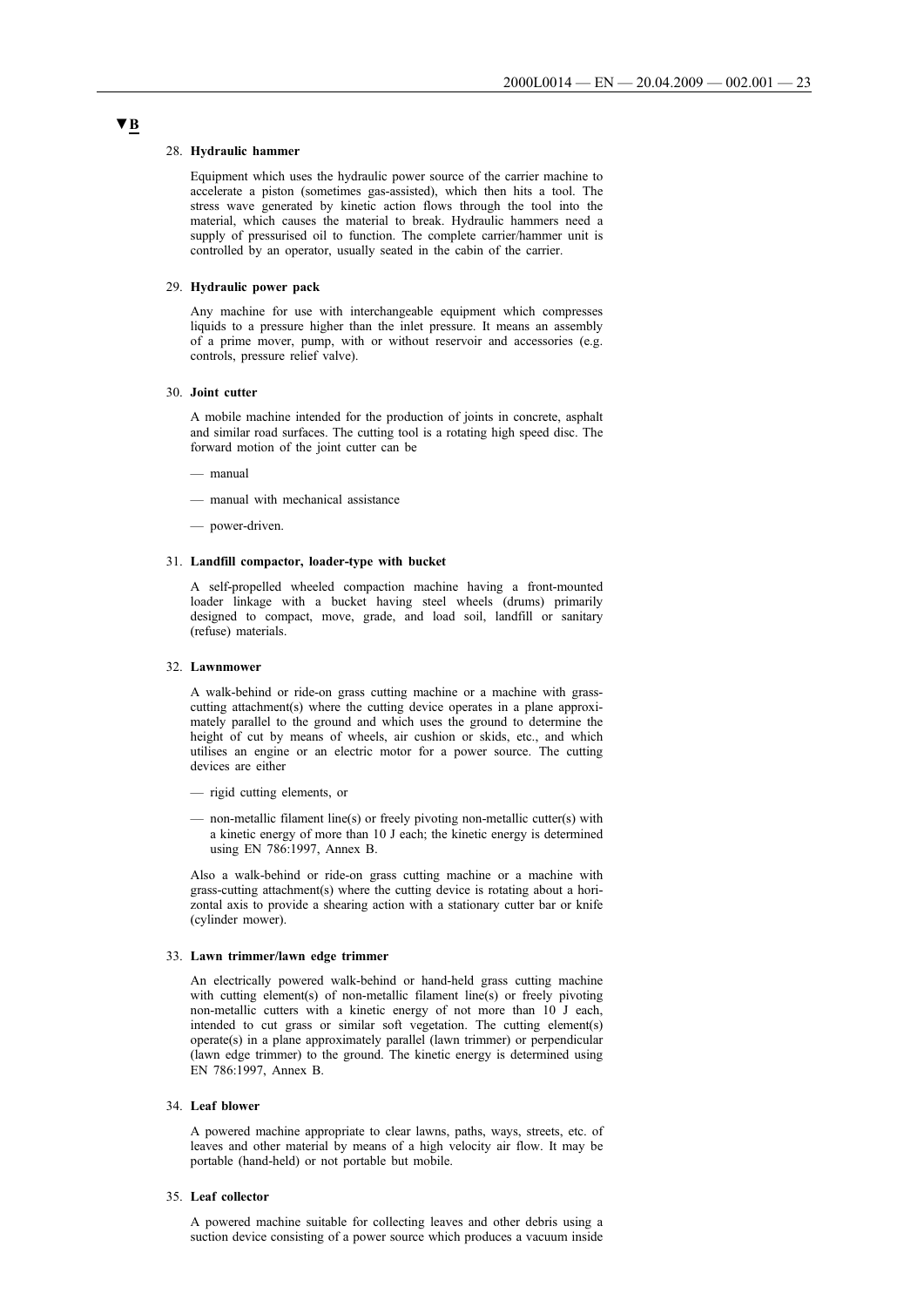**▼B**

28. **Hydraulic hammer**

 Equipment which uses the hydraulic power source of the carrier machine to accelerate a piston (sometimes gas-assisted), which then hits a tool. The stress wave generated by kinetic action flows through the tool into the material, which causes the material to break. Hydraulic hammers need a supply of pressurised oil to function. The complete carrier/hammer unit is controlled by an operator, usually seated in the cabin of the carrier.

29. **Hydraulic power pack**

 Any machine for use with interchangeable equipment which compresses liquids to a pressure higher than the inlet pressure. It means an assembly of a prime mover, pump, with or without reservoir and accessories (e.g. controls, pressure relief valve).

30. **Joint cutter**

 A mobile machine intended for the production of joints in concrete, asphalt and similar road surfaces. The cutting tool is a rotating high speed disc. The forward motion of the joint cutter can be

 — manual

 — manual with mechanical assistance

 — power-driven.

31. **Landfill compactor, loader-type with bucket**

 A self-propelled wheeled compaction machine having a front-mounted loader linkage with a bucket having steel wheels (drums) primarily designed to compact, move, grade, and load soil, landfill or sanitary (refuse) materials.

32. **Lawnmower**

 A walk-behind or ride-on grass cutting machine or a machine with grass-cutting attachment(s) where the cutting device operates in a plane approximately parallel to the ground and which uses the ground to determine the height of cut by means of wheels, air cushion or skids, etc., and which utilises an engine or an electric motor for a power source. The cutting devices are either

 — rigid cutting elements, or

 — non-metallic filament line(s) or freely pivoting non-metallic cutter(s) with a kinetic energy of more than 10 J each; the kinetic energy is determined using EN 786:1997, Annex B.

 Also a walk-behind or ride-on grass cutting machine or a machine with grass-cutting attachment(s) where the cutting device is rotating about a horizontal axis to provide a shearing action with a stationary cutter bar or knife (cylinder mower).

33. **Lawn trimmer/lawn edge trimmer**

 An electrically powered walk-behind or hand-held grass cutting machine with cutting element(s) of non-metallic filament line(s) or freely pivoting non-metallic cutters with a kinetic energy of not more than 10 J each, intended to cut grass or similar soft vegetation. The cutting element(s) operate(s) in a plane approximately parallel (lawn trimmer) or perpendicular (lawn edge trimmer) to the ground. The kinetic energy is determined using EN 786:1997, Annex B.

34. **Leaf blower**

 A powered machine appropriate to clear lawns, paths, ways, streets, etc. of leaves and other material by means of a high velocity air flow. It may be portable (hand-held) or not portable but mobile.

35. **Leaf collector**

 A powered machine suitable for collecting leaves and other debris using a suction device consisting of a power source which produces a vacuum inside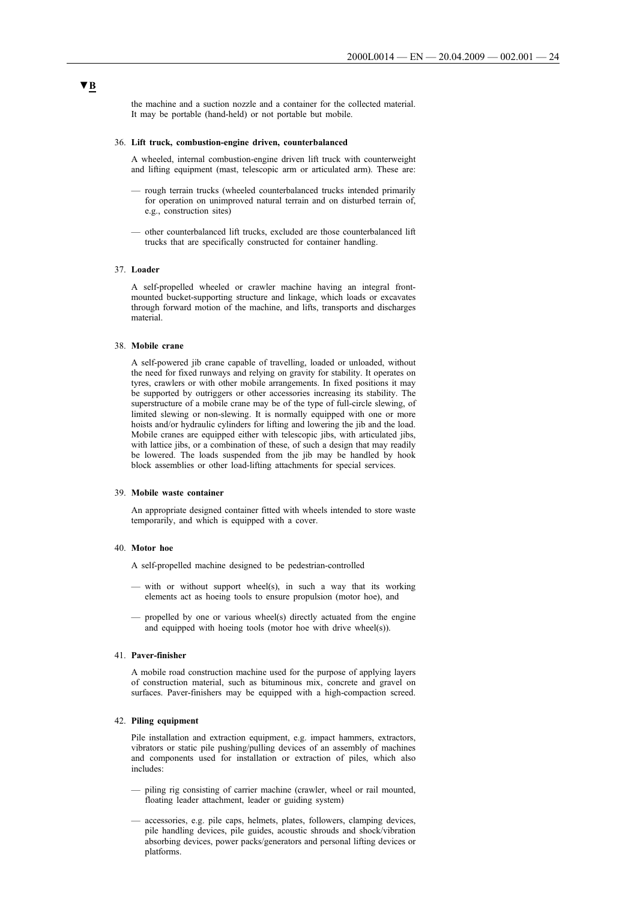the machine and a suction nozzle and a container for the collected material. It may be portable (hand-held) or not portable but mobile.

36. **Lift truck, combustion-engine driven, counterbalanced**

A wheeled, internal combustion-engine driven lift truck with counterweight and lifting equipment (mast, telescopic arm or articulated arm). These are:

— rough terrain trucks (wheeled counterbalanced trucks intended primarily for operation on unimproved natural terrain and on disturbed terrain of, e.g., construction sites)

— other counterbalanced lift trucks, excluded are those counterbalanced lift trucks that are specifically constructed for container handling.

37. **Loader**

A self-propelled wheeled or crawler machine having an integral front-mounted bucket-supporting structure and linkage, which loads or excavates through forward motion of the machine, and lifts, transports and discharges material.

38. **Mobile crane**

A self-powered jib crane capable of travelling, loaded or unloaded, without the need for fixed runways and relying on gravity for stability. It operates on tyres, crawlers or with other mobile arrangements. In fixed positions it may be supported by outriggers or other accessories increasing its stability. The superstructure of a mobile crane may be of the type of full-circle slewing, of limited slewing or non-slewing. It is normally equipped with one or more hoists and/or hydraulic cylinders for lifting and lowering the jib and the load. Mobile cranes are equipped either with telescopic jibs, with articulated jibs, with lattice jibs, or a combination of these, of such a design that may readily be lowered. The loads suspended from the jib may be handled by hook block assemblies or other load-lifting attachments for special services.

39. **Mobile waste container**

An appropriate designed container fitted with wheels intended to store waste temporarily, and which is equipped with a cover.

40. **Motor hoe**

A self-propelled machine designed to be pedestrian-controlled

— with or without support wheel(s), in such a way that its working elements act as hoeing tools to ensure propulsion (motor hoe), and

— propelled by one or various wheel(s) directly actuated from the engine and equipped with hoeing tools (motor hoe with drive wheel(s)).

41. **Paver-finisher**

A mobile road construction machine used for the purpose of applying layers of construction material, such as bituminous mix, concrete and gravel on surfaces. Paver-finishers may be equipped with a high-compaction screed.

42. **Piling equipment**

Pile installation and extraction equipment, e.g. impact hammers, extractors, vibrators or static pile pushing/pulling devices of an assembly of machines and components used for installation or extraction of piles, which also includes:

— piling rig consisting of carrier machine (crawler, wheel or rail mounted, floating leader attachment, leader or guiding system)

— accessories, e.g. pile caps, helmets, plates, followers, clamping devices, pile handling devices, pile guides, acoustic shrouds and shock/vibration absorbing devices, power packs/generators and personal lifting devices or platforms.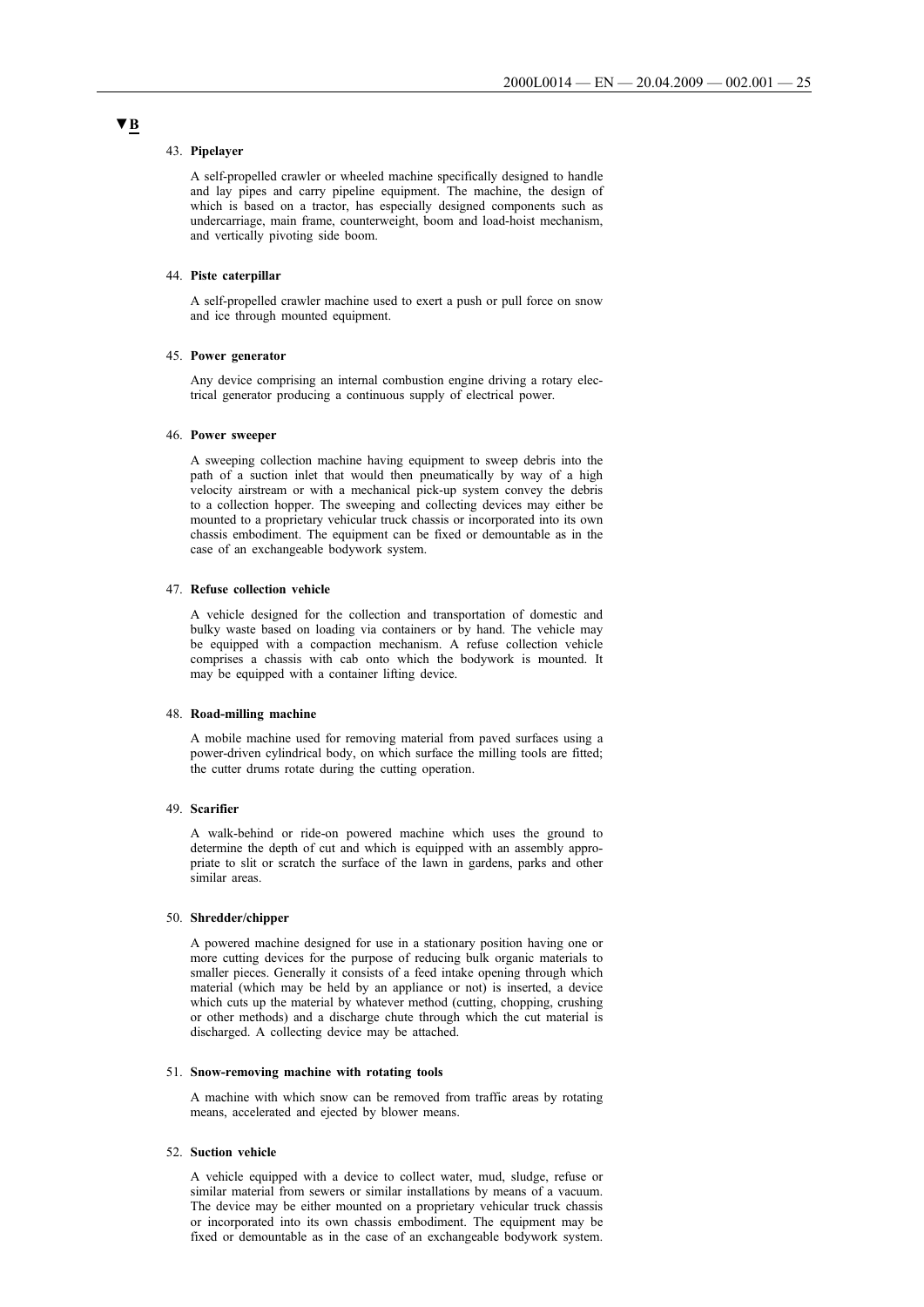▼B

43. **Pipelayer**

A self-propelled crawler or wheeled machine specifically designed to handle and lay pipes and carry pipeline equipment. The machine, the design of which is based on a tractor, has especially designed components such as undercarriage, main frame, counterweight, boom and load-hoist mechanism, and vertically pivoting side boom.

44. **Piste caterpillar**

A self-propelled crawler machine used to exert a push or pull force on snow and ice through mounted equipment.

45. **Power generator**

Any device comprising an internal combustion engine driving a rotary electrical generator producing a continuous supply of electrical power.

46. **Power sweeper**

A sweeping collection machine having equipment to sweep debris into the path of a suction inlet that would then pneumatically by way of a high velocity airstream or with a mechanical pick-up system convey the debris to a collection hopper. The sweeping and collecting devices may either be mounted to a proprietary vehicular truck chassis or incorporated into its own chassis embodiment. The equipment can be fixed or demountable as in the case of an exchangeable bodywork system.

47. **Refuse collection vehicle**

A vehicle designed for the collection and transportation of domestic and bulky waste based on loading via containers or by hand. The vehicle may be equipped with a compaction mechanism. A refuse collection vehicle comprises a chassis with cab onto which the bodywork is mounted. It may be equipped with a container lifting device.

48. **Road-milling machine**

A mobile machine used for removing material from paved surfaces using a power-driven cylindrical body, on which surface the milling tools are fitted; the cutter drums rotate during the cutting operation.

49. **Scarifier**

A walk-behind or ride-on powered machine which uses the ground to determine the depth of cut and which is equipped with an assembly appropriate to slit or scratch the surface of the lawn in gardens, parks and other similar areas.

50. **Shredder/chipper**

A powered machine designed for use in a stationary position having one or more cutting devices for the purpose of reducing bulk organic materials to smaller pieces. Generally it consists of a feed intake opening through which material (which may be held by an appliance or not) is inserted, a device which cuts up the material by whatever method (cutting, chopping, crushing or other methods) and a discharge chute through which the cut material is discharged. A collecting device may be attached.

51. **Snow-removing machine with rotating tools**

A machine with which snow can be removed from traffic areas by rotating means, accelerated and ejected by blower means.

52. **Suction vehicle**

A vehicle equipped with a device to collect water, mud, sludge, refuse or similar material from sewers or similar installations by means of a vacuum. The device may be either mounted on a proprietary vehicular truck chassis or incorporated into its own chassis embodiment. The equipment may be fixed or demountable as in the case of an exchangeable bodywork system.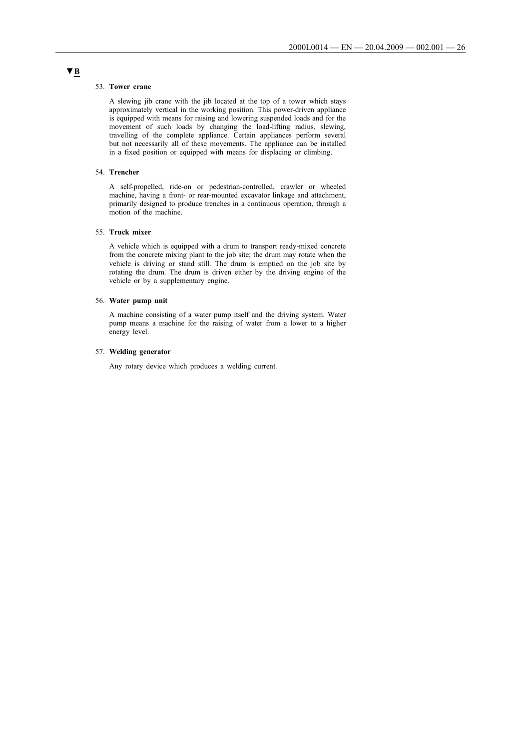▼B

53. **Tower crane**

A slewing jib crane with the jib located at the top of a tower which stays approximately vertical in the working position. This power-driven appliance is equipped with means for raising and lowering suspended loads and for the movement of such loads by changing the load-lifting radius, slewing, travelling of the complete appliance. Certain appliances perform several but not necessarily all of these movements. The appliance can be installed in a fixed position or equipped with means for displacing or climbing.

54. **Trencher**

A self-propelled, ride-on or pedestrian-controlled, crawler or wheeled machine, having a front- or rear-mounted excavator linkage and attachment, primarily designed to produce trenches in a continuous operation, through a motion of the machine.

55. **Truck mixer**

A vehicle which is equipped with a drum to transport ready-mixed concrete from the concrete mixing plant to the job site; the drum may rotate when the vehicle is driving or stand still. The drum is emptied on the job site by rotating the drum. The drum is driven either by the driving engine of the vehicle or by a supplementary engine.

56. **Water pump unit**

A machine consisting of a water pump itself and the driving system. Water pump means a machine for the raising of water from a lower to a higher energy level.

57. **Welding generator**

Any rotary device which produces a welding current.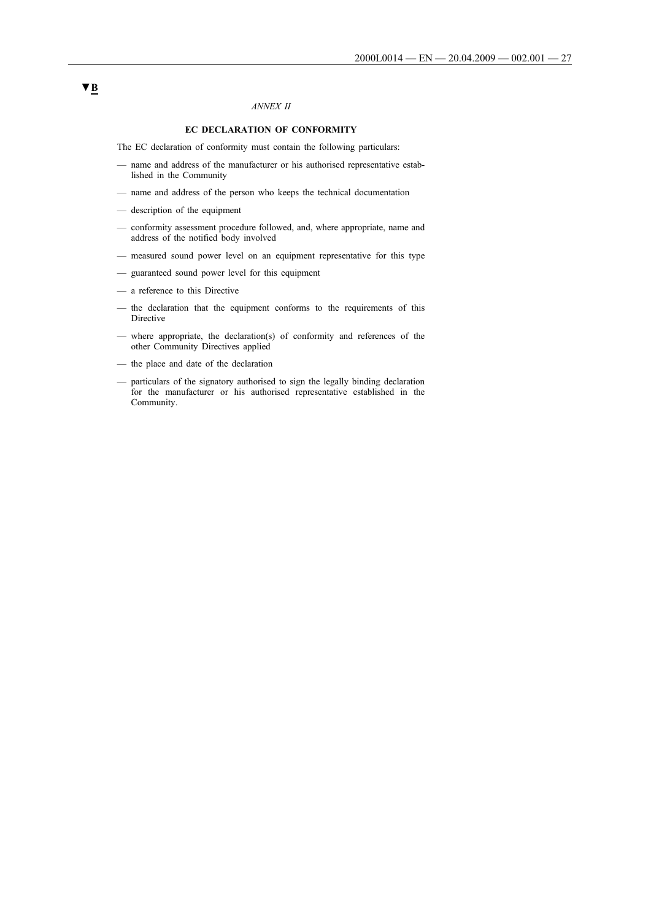▼B

*ANNEX II*

**EC DECLARATION OF CONFORMITY**

The EC declaration of conformity must contain the following particulars:

— name and address of the manufacturer or his authorised representative established in the Community

— name and address of the person who keeps the technical documentation

— description of the equipment

— conformity assessment procedure followed, and, where appropriate, name and address of the notified body involved

— measured sound power level on an equipment representative for this type

— guaranteed sound power level for this equipment

— a reference to this Directive

— the declaration that the equipment conforms to the requirements of this Directive

— where appropriate, the declaration(s) of conformity and references of the other Community Directives applied

— the place and date of the declaration

— particulars of the signatory authorised to sign the legally binding declaration for the manufacturer or his authorised representative established in the Community.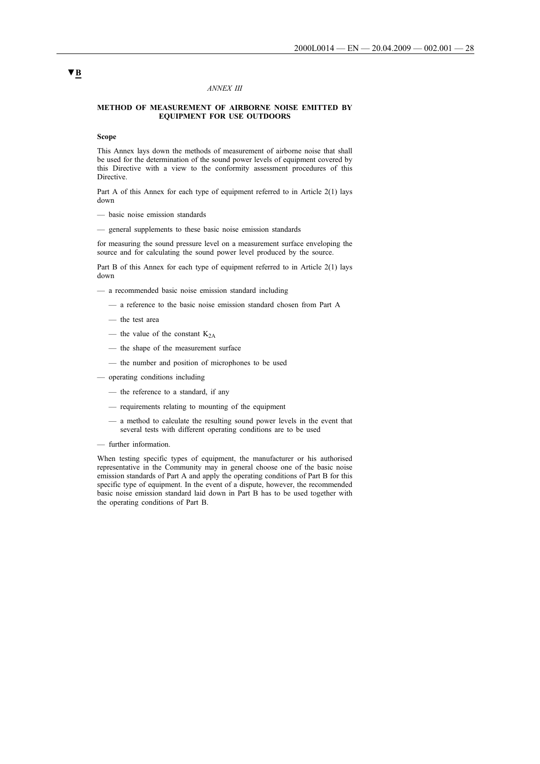▼B

*ANNEX III*

**METHOD OF MEASUREMENT OF AIRBORNE NOISE EMITTED BY EQUIPMENT FOR USE OUTDOORS**

**Scope**

This Annex lays down the methods of measurement of airborne noise that shall be used for the determination of the sound power levels of equipment covered by this Directive with a view to the conformity assessment procedures of this Directive.

Part A of this Annex for each type of equipment referred to in Article 2(1) lays down

— basic noise emission standards

— general supplements to these basic noise emission standards

for measuring the sound pressure level on a measurement surface enveloping the source and for calculating the sound power level produced by the source.

Part B of this Annex for each type of equipment referred to in Article 2(1) lays down

— a recommended basic noise emission standard including
    — a reference to the basic noise emission standard chosen from Part A
    — the test area
    — the value of the constant $K_{2A}$
    — the shape of the measurement surface
    — the number and position of microphones to be used

— operating conditions including
    — the reference to a standard, if any
    — requirements relating to mounting of the equipment
    — a method to calculate the resulting sound power levels in the event that several tests with different operating conditions are to be used

— further information.

When testing specific types of equipment, the manufacturer or his authorised representative in the Community may in general choose one of the basic noise emission standards of Part A and apply the operating conditions of Part B for this specific type of equipment. In the event of a dispute, however, the recommended basic noise emission standard laid down in Part B has to be used together with the operating conditions of Part B.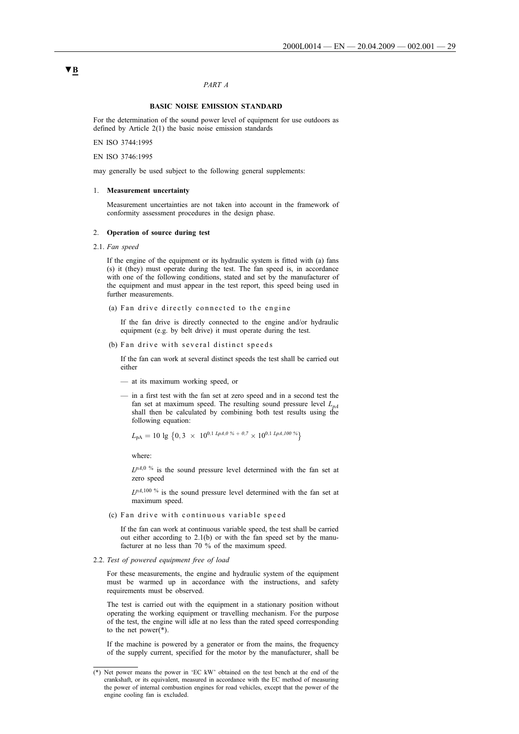▼B

*PART A*

**BASIC NOISE EMISSION STANDARD**

For the determination of the sound power level of equipment for use outdoors as defined by Article 2(1) the basic noise emission standards

EN ISO 3744:1995

EN ISO 3746:1995

may generally be used subject to the following general supplements:

1. **Measurement uncertainty**

   Measurement uncertainties are not taken into account in the framework of conformity assessment procedures in the design phase.

2. **Operation of source during test**

2.1. *Fan speed*

   If the engine of the equipment or its hydraulic system is fitted with (a) fans (s) it (they) must operate during the test. The fan speed is, in accordance with one of the following conditions, stated and set by the manufacturer of the equipment and must appear in the test report, this speed being used in further measurements.

   (a) Fan drive directly connected to the engine

   If the fan drive is directly connected to the engine and/or hydraulic equipment (e.g. by belt drive) it must operate during the test.

   (b) Fan drive with several distinct speeds

   If the fan can work at several distinct speeds the test shall be carried out either

   — at its maximum working speed, or

   — in a first test with the fan set at zero speed and in a second test the fan set at maximum speed. The resulting sound pressure level $L_{pA}$ shall then be calculated by combining both test results using the following equation:

   $$L_{pA} = 10 \lg \left\{0,3 \times 10^{0.1 \, LpA,0\,\%} + 0,7 \times 10^{0.1 \, LpA,100\,\%}\right\}$$

   where:

   $L^{pA,0\,\%}$ is the sound pressure level determined with the fan set at zero speed

   $L^{pA,100\,\%}$ is the sound pressure level determined with the fan set at maximum speed.

   (c) Fan drive with continuous variable speed

   If the fan can work at continuous variable speed, the test shall be carried out either according to 2.1(b) or with the fan speed set by the manufacturer at no less than 70 % of the maximum speed.

2.2. *Test of powered equipment free of load*

   For these measurements, the engine and hydraulic system of the equipment must be warmed up in accordance with the instructions, and safety requirements must be observed.

   The test is carried out with the equipment in a stationary position without operating the working equipment or travelling mechanism. For the purpose of the test, the engine will idle at no less than the rated speed corresponding to the net power(*).

   If the machine is powered by a generator or from the mains, the frequency of the supply current, specified for the motor by the manufacturer, shall be

(*) Net power means the power in 'EC kW' obtained on the test bench at the end of the crankshaft, or its equivalent, measured in accordance with the EC method of measuring the power of internal combustion engines for road vehicles, except that the power of the engine cooling fan is excluded.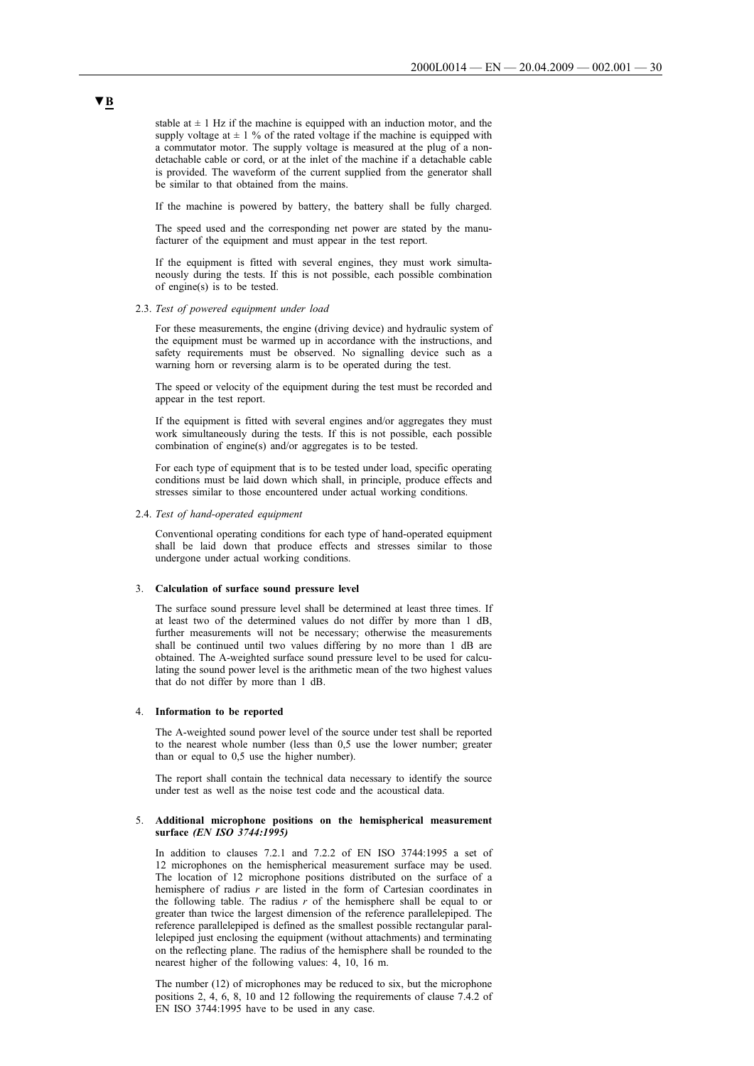▼B

stable at ± 1 Hz if the machine is equipped with an induction motor, and the supply voltage at ± 1 % of the rated voltage if the machine is equipped with a commutator motor. The supply voltage is measured at the plug of a non-detachable cable or cord, or at the inlet of the machine if a detachable cable is provided. The waveform of the current supplied from the generator shall be similar to that obtained from the mains.

If the machine is powered by battery, the battery shall be fully charged.

The speed used and the corresponding net power are stated by the manufacturer of the equipment and must appear in the test report.

If the equipment is fitted with several engines, they must work simultaneously during the tests. If this is not possible, each possible combination of engine(s) is to be tested.

2.3. *Test of powered equipment under load*

For these measurements, the engine (driving device) and hydraulic system of the equipment must be warmed up in accordance with the instructions, and safety requirements must be observed. No signalling device such as a warning horn or reversing alarm is to be operated during the test.

The speed or velocity of the equipment during the test must be recorded and appear in the test report.

If the equipment is fitted with several engines and/or aggregates they must work simultaneously during the tests. If this is not possible, each possible combination of engine(s) and/or aggregates is to be tested.

For each type of equipment that is to be tested under load, specific operating conditions must be laid down which shall, in principle, produce effects and stresses similar to those encountered under actual working conditions.

2.4. *Test of hand-operated equipment*

Conventional operating conditions for each type of hand-operated equipment shall be laid down that produce effects and stresses similar to those undergone under actual working conditions.

3. **Calculation of surface sound pressure level**

The surface sound pressure level shall be determined at least three times. If at least two of the determined values do not differ by more than 1 dB, further measurements will not be necessary; otherwise the measurements shall be continued until two values differing by no more than 1 dB are obtained. The A-weighted surface sound pressure level to be used for calculating the sound power level is the arithmetic mean of the two highest values that do not differ by more than 1 dB.

4. **Information to be reported**

The A-weighted sound power level of the source under test shall be reported to the nearest whole number (less than 0,5 use the lower number; greater than or equal to 0,5 use the higher number).

The report shall contain the technical data necessary to identify the source under test as well as the noise test code and the acoustical data.

5. **Additional microphone positions on the hemispherical measurement surface** ***(EN ISO 3744:1995)***

In addition to clauses 7.2.1 and 7.2.2 of EN ISO 3744:1995 a set of 12 microphones on the hemispherical measurement surface may be used. The location of 12 microphone positions distributed on the surface of a hemisphere of radius $r$ are listed in the form of Cartesian coordinates in the following table. The radius $r$ of the hemisphere shall be equal to or greater than twice the largest dimension of the reference parallelepiped. The reference parallelepiped is defined as the smallest possible rectangular parallelepiped just enclosing the equipment (without attachments) and terminating on the reflecting plane. The radius of the hemisphere shall be rounded to the nearest higher of the following values: 4, 10, 16 m.

The number (12) of microphones may be reduced to six, but the microphone positions 2, 4, 6, 8, 10 and 12 following the requirements of clause 7.4.2 of EN ISO 3744:1995 have to be used in any case.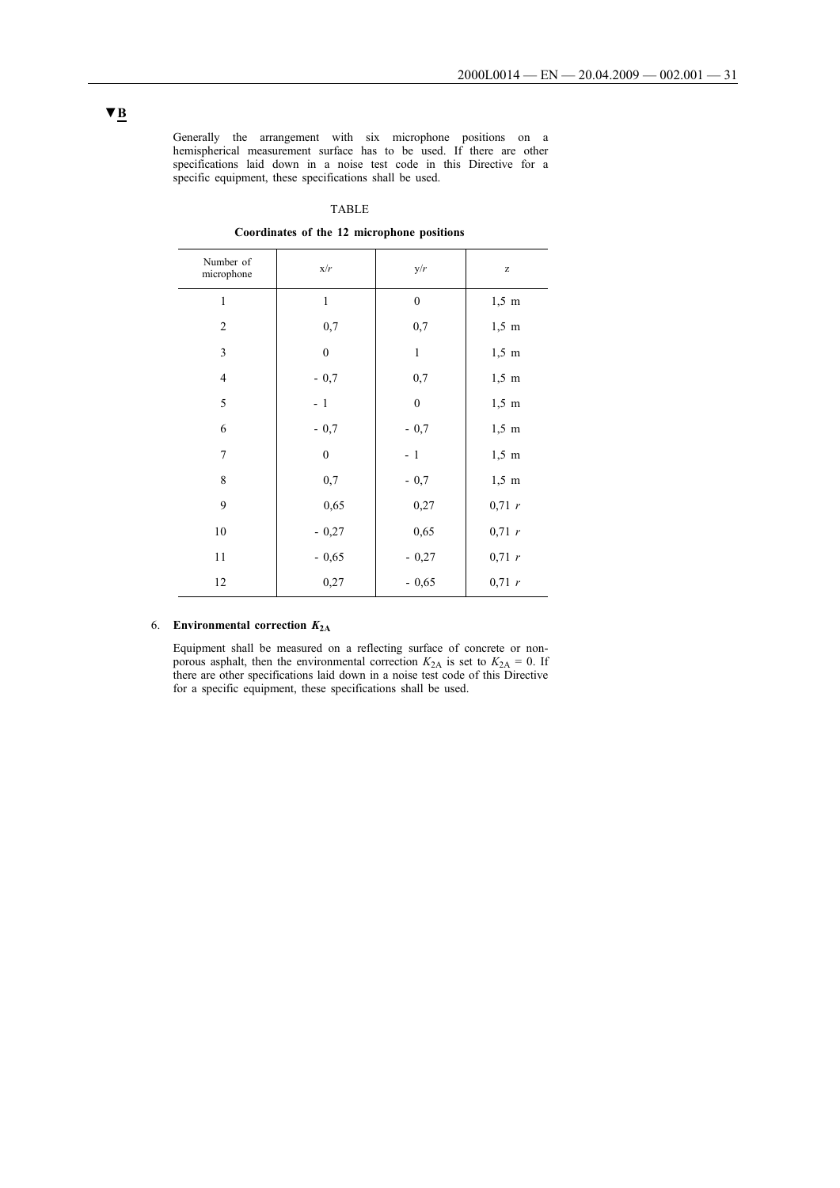▼B

Generally the arrangement with six microphone positions on a hemispherical measurement surface has to be used. If there are other specifications laid down in a noise test code in this Directive for a specific equipment, these specifications shall be used.

TABLE

**Coordinates of the 12 microphone positions**

| Number of microphone | x/*r* | y/*r* | z |
|---|---|---|---|
| 1 | 1 | 0 | 1,5 m |
| 2 | 0,7 | 0,7 | 1,5 m |
| 3 | 0 | 1 | 1,5 m |
| 4 | - 0,7 | 0,7 | 1,5 m |
| 5 | - 1 | 0 | 1,5 m |
| 6 | - 0,7 | - 0,7 | 1,5 m |
| 7 | 0 | - 1 | 1,5 m |
| 8 | 0,7 | - 0,7 | 1,5 m |
| 9 | 0,65 | 0,27 | 0,71 *r* |
| 10 | - 0,27 | 0,65 | 0,71 *r* |
| 11 | - 0,65 | - 0,27 | 0,71 *r* |
| 12 | 0,27 | - 0,65 | 0,71 *r* |

6. **Environmental correction $K_{2A}$**

Equipment shall be measured on a reflecting surface of concrete or non-porous asphalt, then the environmental correction $K_{2A}$ is set to $K_{2A} = 0$. If there are other specifications laid down in a noise test code of this Directive for a specific equipment, these specifications shall be used.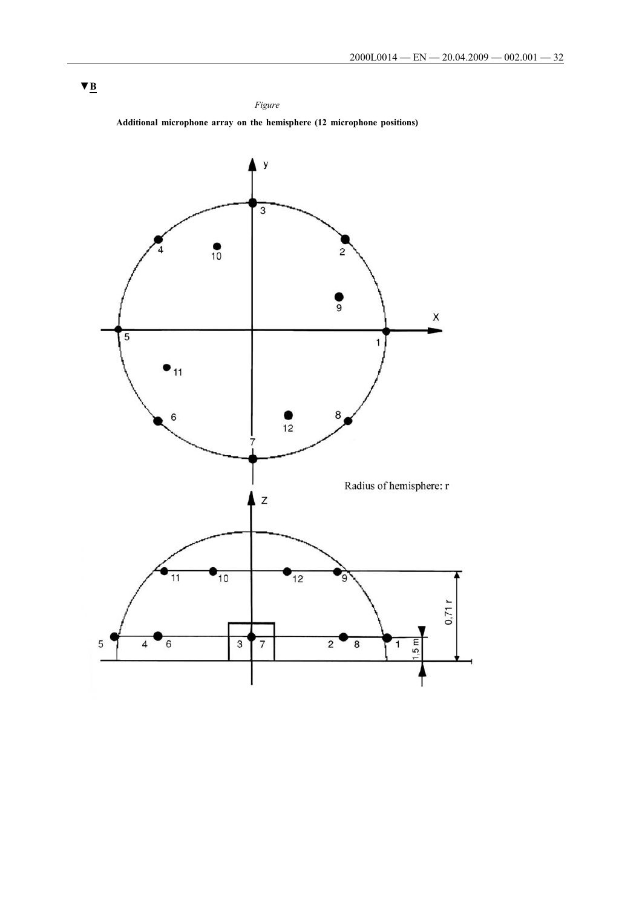▼B

*Figure*

**Additional microphone array on the hemisphere (12 microphone positions)**

Radius of hemisphere: r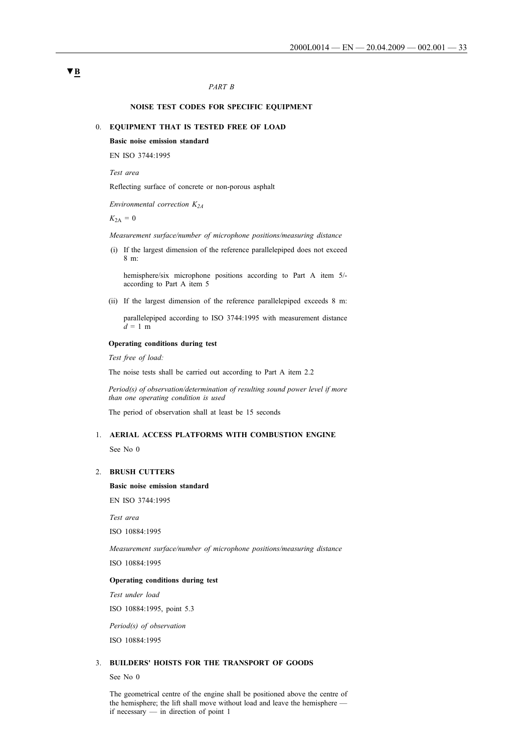▼B

*PART B*

**NOISE TEST CODES FOR SPECIFIC EQUIPMENT**

0. **EQUIPMENT THAT IS TESTED FREE OF LOAD**

**Basic noise emission standard**

EN ISO 3744:1995

*Test area*

Reflecting surface of concrete or non-porous asphalt

*Environmental correction $K_{2A}$*

$K_{2A} = 0$

*Measurement surface/number of microphone positions/measuring distance*

(i) If the largest dimension of the reference parallelepiped does not exceed 8 m:

hemisphere/six microphone positions according to Part A item 5/-according to Part A item 5

(ii) If the largest dimension of the reference parallelepiped exceeds 8 m:

parallelepiped according to ISO 3744:1995 with measurement distance $d = 1$ m

**Operating conditions during test**

*Test free of load:*

The noise tests shall be carried out according to Part A item 2.2

*Period(s) of observation/determination of resulting sound power level if more than one operating condition is used*

The period of observation shall at least be 15 seconds

1. **AERIAL ACCESS PLATFORMS WITH COMBUSTION ENGINE**

See No 0

2. **BRUSH CUTTERS**

**Basic noise emission standard**

EN ISO 3744:1995

*Test area*

ISO 10884:1995

*Measurement surface/number of microphone positions/measuring distance*

ISO 10884:1995

**Operating conditions during test**

*Test under load*

ISO 10884:1995, point 5.3

*Period(s) of observation*

ISO 10884:1995

3. **BUILDERS' HOISTS FOR THE TRANSPORT OF GOODS**

See No 0

The geometrical centre of the engine shall be positioned above the centre of the hemisphere; the lift shall move without load and leave the hemisphere — if necessary — in direction of point 1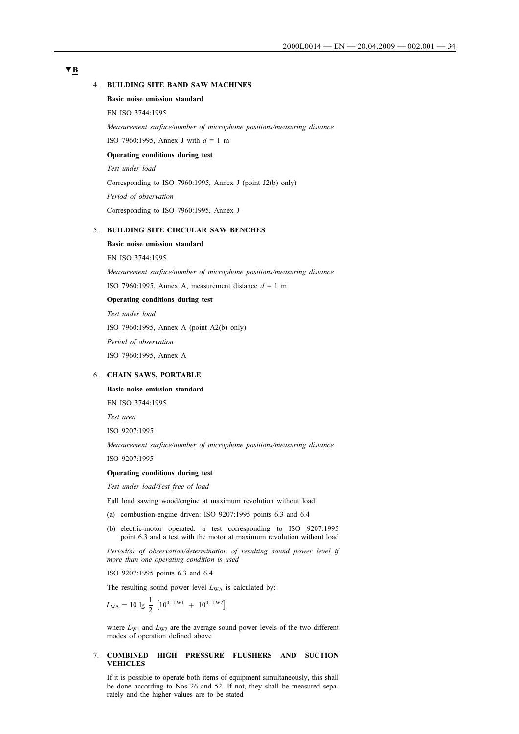▼B

4. **BUILDING SITE BAND SAW MACHINES**

**Basic noise emission standard**

EN ISO 3744:1995

*Measurement surface/number of microphone positions/measuring distance*

ISO 7960:1995, Annex J with $d$ = 1 m

**Operating conditions during test**

*Test under load*

Corresponding to ISO 7960:1995, Annex J (point J2(b) only)

*Period of observation*

Corresponding to ISO 7960:1995, Annex J

5. **BUILDING SITE CIRCULAR SAW BENCHES**

**Basic noise emission standard**

EN ISO 3744:1995

*Measurement surface/number of microphone positions/measuring distance*

ISO 7960:1995, Annex A, measurement distance $d$ = 1 m

**Operating conditions during test**

*Test under load*

ISO 7960:1995, Annex A (point A2(b) only)

*Period of observation*

ISO 7960:1995, Annex A

6. **CHAIN SAWS, PORTABLE**

**Basic noise emission standard**

EN ISO 3744:1995

*Test area*

ISO 9207:1995

*Measurement surface/number of microphone positions/measuring distance*

ISO 9207:1995

**Operating conditions during test**

*Test under load/Test free of load*

Full load sawing wood/engine at maximum revolution without load

(a) combustion-engine driven: ISO 9207:1995 points 6.3 and 6.4

(b) electric-motor operated: a test corresponding to ISO 9207:1995 point 6.3 and a test with the motor at maximum revolution without load

*Period(s) of observation/determination of resulting sound power level if more than one operating condition is used*

ISO 9207:1995 points 6.3 and 6.4

The resulting sound power level $L_{WA}$ is calculated by:

$$L_{WA} = 10 \lg \frac{1}{2} \left[10^{0,1L_{W1}} + 10^{0,1L_{W2}}\right]$$

where $L_{W1}$ and $L_{W2}$ are the average sound power levels of the two different modes of operation defined above

7. **COMBINED HIGH PRESSURE FLUSHERS AND SUCTION VEHICLES**

If it is possible to operate both items of equipment simultaneously, this shall be done according to Nos 26 and 52. If not, they shall be measured separately and the higher values are to be stated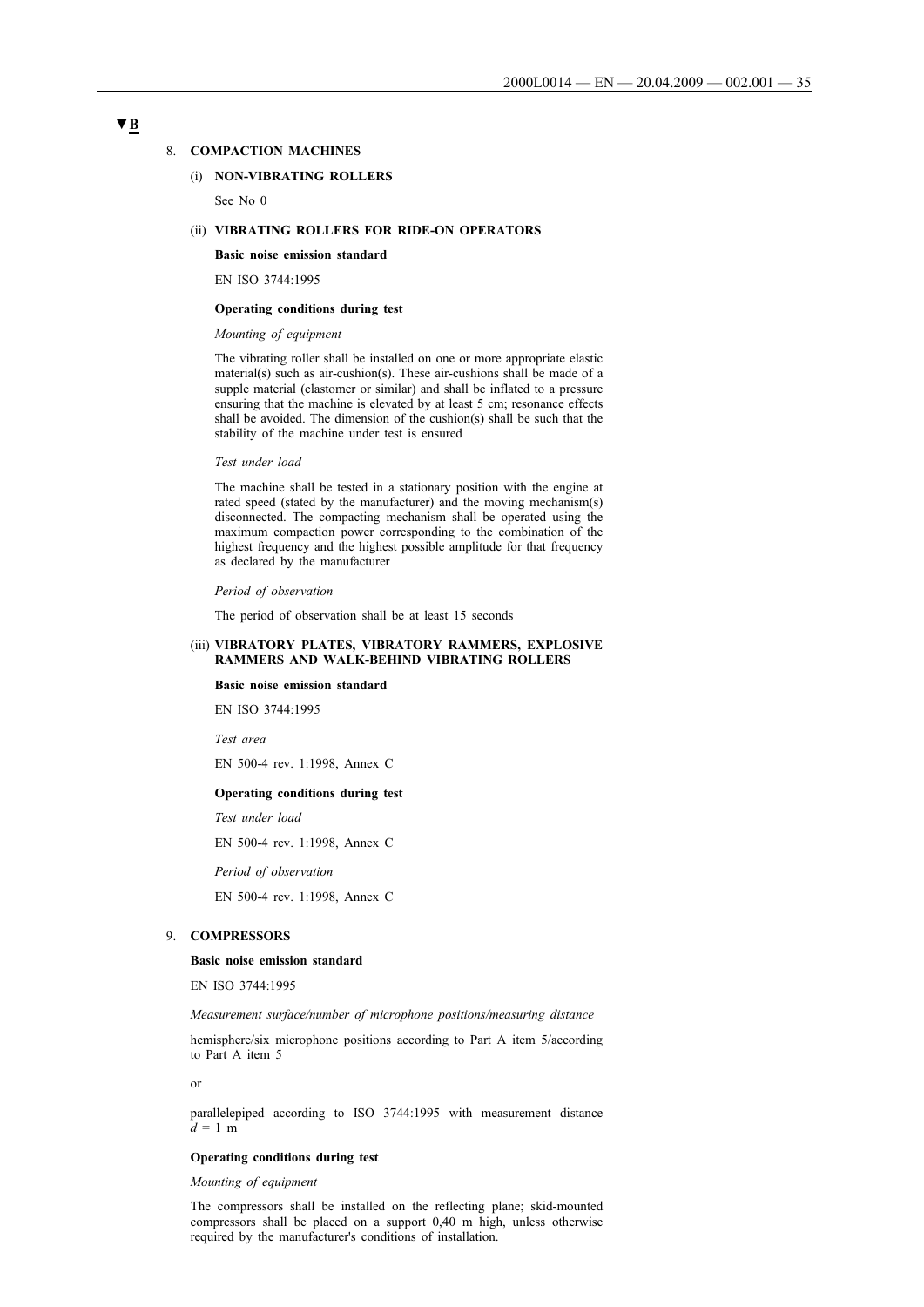▼B

8. **COMPACTION MACHINES**

(i) **NON-VIBRATING ROLLERS**

See No 0

(ii) **VIBRATING ROLLERS FOR RIDE-ON OPERATORS**

**Basic noise emission standard**

EN ISO 3744:1995

**Operating conditions during test**

*Mounting of equipment*

The vibrating roller shall be installed on one or more appropriate elastic material(s) such as air-cushion(s). These air-cushions shall be made of a supple material (elastomer or similar) and shall be inflated to a pressure ensuring that the machine is elevated by at least 5 cm; resonance effects shall be avoided. The dimension of the cushion(s) shall be such that the stability of the machine under test is ensured

*Test under load*

The machine shall be tested in a stationary position with the engine at rated speed (stated by the manufacturer) and the moving mechanism(s) disconnected. The compacting mechanism shall be operated using the maximum compaction power corresponding to the combination of the highest frequency and the highest possible amplitude for that frequency as declared by the manufacturer

*Period of observation*

The period of observation shall be at least 15 seconds

(iii) **VIBRATORY PLATES, VIBRATORY RAMMERS, EXPLOSIVE RAMMERS AND WALK-BEHIND VIBRATING ROLLERS**

**Basic noise emission standard**

EN ISO 3744:1995

*Test area*

EN 500-4 rev. 1:1998, Annex C

**Operating conditions during test**

*Test under load*

EN 500-4 rev. 1:1998, Annex C

*Period of observation*

EN 500-4 rev. 1:1998, Annex C

9. **COMPRESSORS**

**Basic noise emission standard**

EN ISO 3744:1995

*Measurement surface/number of microphone positions/measuring distance*

hemisphere/six microphone positions according to Part A item 5/according to Part A item 5

or

parallelepiped according to ISO 3744:1995 with measurement distance $d = 1$ m

**Operating conditions during test**

*Mounting of equipment*

The compressors shall be installed on the reflecting plane; skid-mounted compressors shall be placed on a support 0,40 m high, unless otherwise required by the manufacturer's conditions of installation.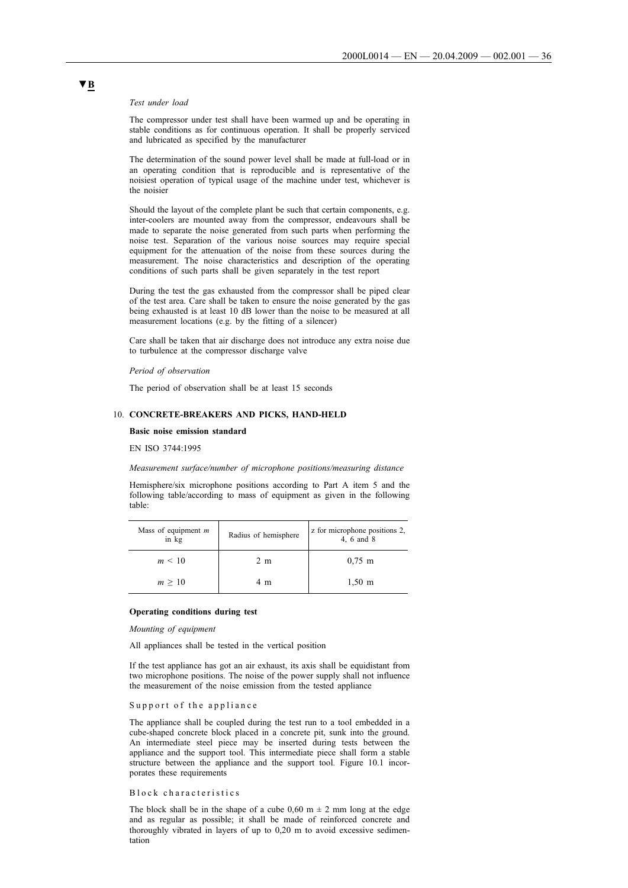**▼B**

*Test under load*

The compressor under test shall have been warmed up and be operating in stable conditions as for continuous operation. It shall be properly serviced and lubricated as specified by the manufacturer

The determination of the sound power level shall be made at full-load or in an operating condition that is reproducible and is representative of the noisiest operation of typical usage of the machine under test, whichever is the noisier

Should the layout of the complete plant be such that certain components, e.g. inter-coolers are mounted away from the compressor, endeavours shall be made to separate the noise generated from such parts when performing the noise test. Separation of the various noise sources may require special equipment for the attenuation of the noise from these sources during the measurement. The noise characteristics and description of the operating conditions of such parts shall be given separately in the test report

During the test the gas exhausted from the compressor shall be piped clear of the test area. Care shall be taken to ensure the noise generated by the gas being exhausted is at least 10 dB lower than the noise to be measured at all measurement locations (e.g. by the fitting of a silencer)

Care shall be taken that air discharge does not introduce any extra noise due to turbulence at the compressor discharge valve

*Period of observation*

The period of observation shall be at least 15 seconds

## 10. CONCRETE-BREAKERS AND PICKS, HAND-HELD

**Basic noise emission standard**

EN ISO 3744:1995

*Measurement surface/number of microphone positions/measuring distance*

Hemisphere/six microphone positions according to Part A item 5 and the following table/according to mass of equipment as given in the following table:

| Mass of equipment $m$ in kg | Radius of hemisphere | z for microphone positions 2, 4, 6 and 8 |
|---|---|---|
| $m < 10$ | 2 m | 0,75 m |
| $m \geq 10$ | 4 m | 1,50 m |

**Operating conditions during test**

*Mounting of equipment*

All appliances shall be tested in the vertical position

If the test appliance has got an air exhaust, its axis shall be equidistant from two microphone positions. The noise of the power supply shall not influence the measurement of the noise emission from the tested appliance

Support of the appliance

The appliance shall be coupled during the test run to a tool embedded in a cube-shaped concrete block placed in a concrete pit, sunk into the ground. An intermediate steel piece may be inserted during tests between the appliance and the support tool. This intermediate piece shall form a stable structure between the appliance and the support tool. Figure 10.1 incorporates these requirements

Block characteristics

The block shall be in the shape of a cube 0,60 m ± 2 mm long at the edge and as regular as possible; it shall be made of reinforced concrete and thoroughly vibrated in layers of up to 0,20 m to avoid excessive sedimentation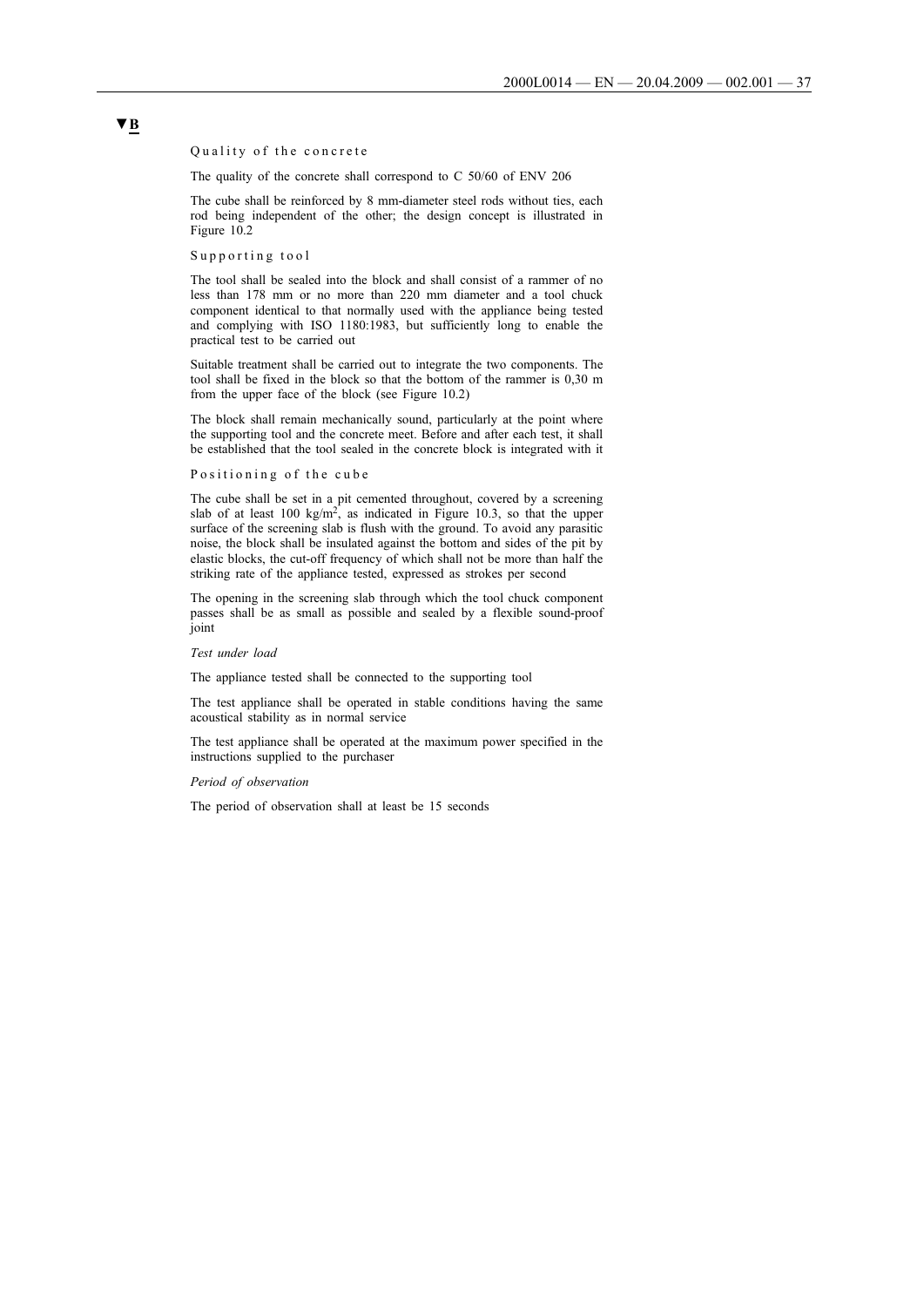▼B

Quality of the concrete

The quality of the concrete shall correspond to C 50/60 of ENV 206

The cube shall be reinforced by 8 mm-diameter steel rods without ties, each rod being independent of the other; the design concept is illustrated in Figure 10.2

Supporting tool

The tool shall be sealed into the block and shall consist of a rammer of no less than 178 mm or no more than 220 mm diameter and a tool chuck component identical to that normally used with the appliance being tested and complying with ISO 1180:1983, but sufficiently long to enable the practical test to be carried out

Suitable treatment shall be carried out to integrate the two components. The tool shall be fixed in the block so that the bottom of the rammer is 0,30 m from the upper face of the block (see Figure 10.2)

The block shall remain mechanically sound, particularly at the point where the supporting tool and the concrete meet. Before and after each test, it shall be established that the tool sealed in the concrete block is integrated with it

Positioning of the cube

The cube shall be set in a pit cemented throughout, covered by a screening slab of at least 100 kg/m$^2$, as indicated in Figure 10.3, so that the upper surface of the screening slab is flush with the ground. To avoid any parasitic noise, the block shall be insulated against the bottom and sides of the pit by elastic blocks, the cut-off frequency of which shall not be more than half the striking rate of the appliance tested, expressed as strokes per second

The opening in the screening slab through which the tool chuck component passes shall be as small as possible and sealed by a flexible sound-proof joint

*Test under load*

The appliance tested shall be connected to the supporting tool

The test appliance shall be operated in stable conditions having the same acoustical stability as in normal service

The test appliance shall be operated at the maximum power specified in the instructions supplied to the purchaser

*Period of observation*

The period of observation shall at least be 15 seconds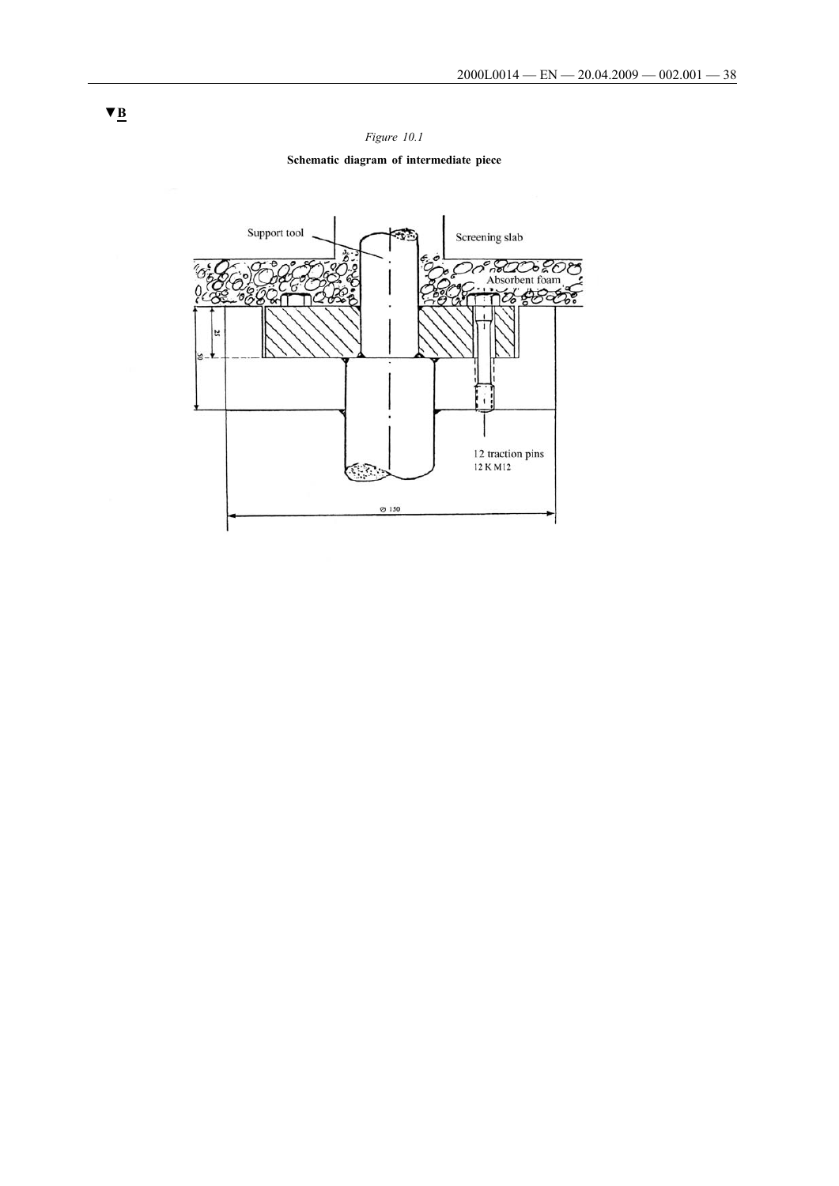▼B

*Figure 10.1*

**Schematic diagram of intermediate piece**

Support tool

Screening slab

Absorbent foam

25

50

12 traction pins
12 K M12

Ø 150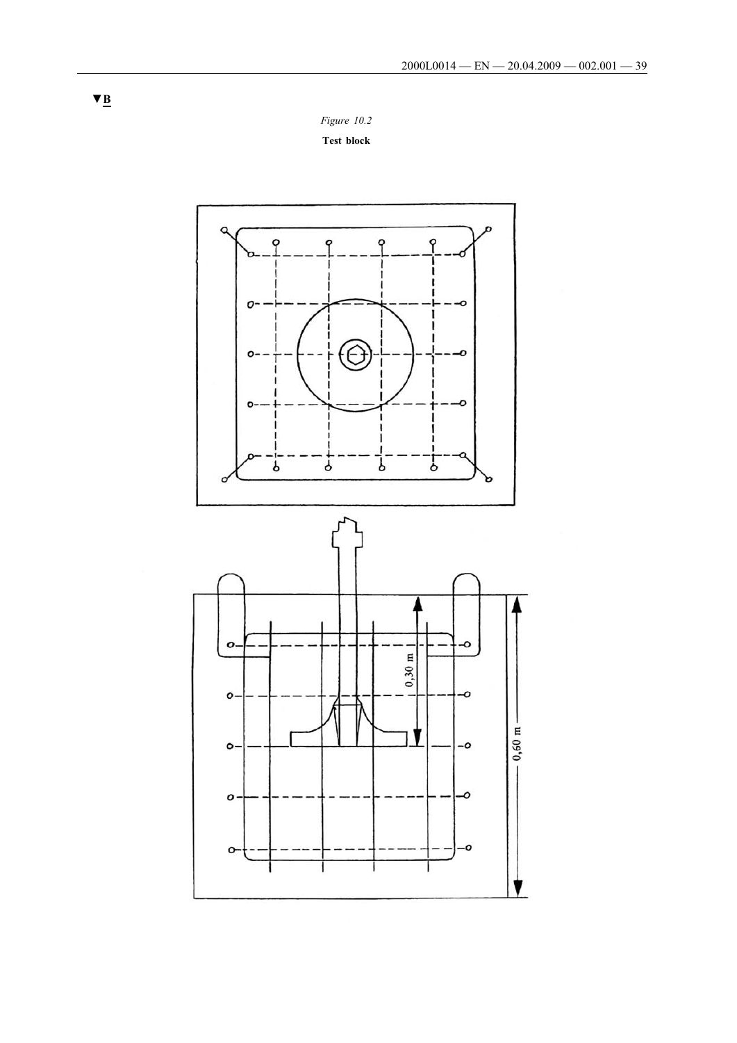▼B

*Figure 10.2*

**Test block**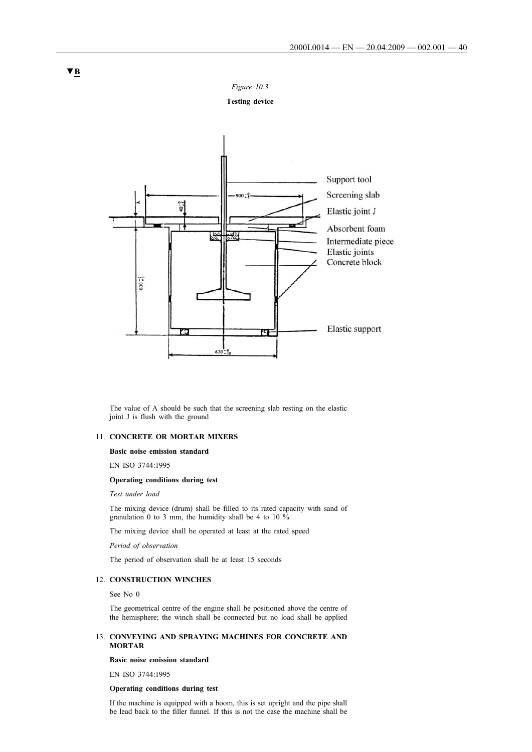▼B

*Figure 10.3*

**Testing device**

The value of A should be such that the screening slab resting on the elastic joint J is flush with the ground

## 11. CONCRETE OR MORTAR MIXERS

**Basic noise emission standard**

EN ISO 3744:1995

**Operating conditions during test**

*Test under load*

The mixing device (drum) shall be filled to its rated capacity with sand of granulation 0 to 3 mm, the humidity shall be 4 to 10 %

The mixing device shall be operated at least at the rated speed

*Period of observation*

The period of observation shall be at least 15 seconds

## 12. CONSTRUCTION WINCHES

See No 0

The geometrical centre of the engine shall be positioned above the centre of the hemisphere; the winch shall be connected but no load shall be applied

## 13. CONVEYING AND SPRAYING MACHINES FOR CONCRETE AND MORTAR

**Basic noise emission standard**

EN ISO 3744:1995

**Operating conditions during test**

If the machine is equipped with a boom, this is set upright and the pipe shall be lead back to the filler funnel. If this is not the case the machine shall be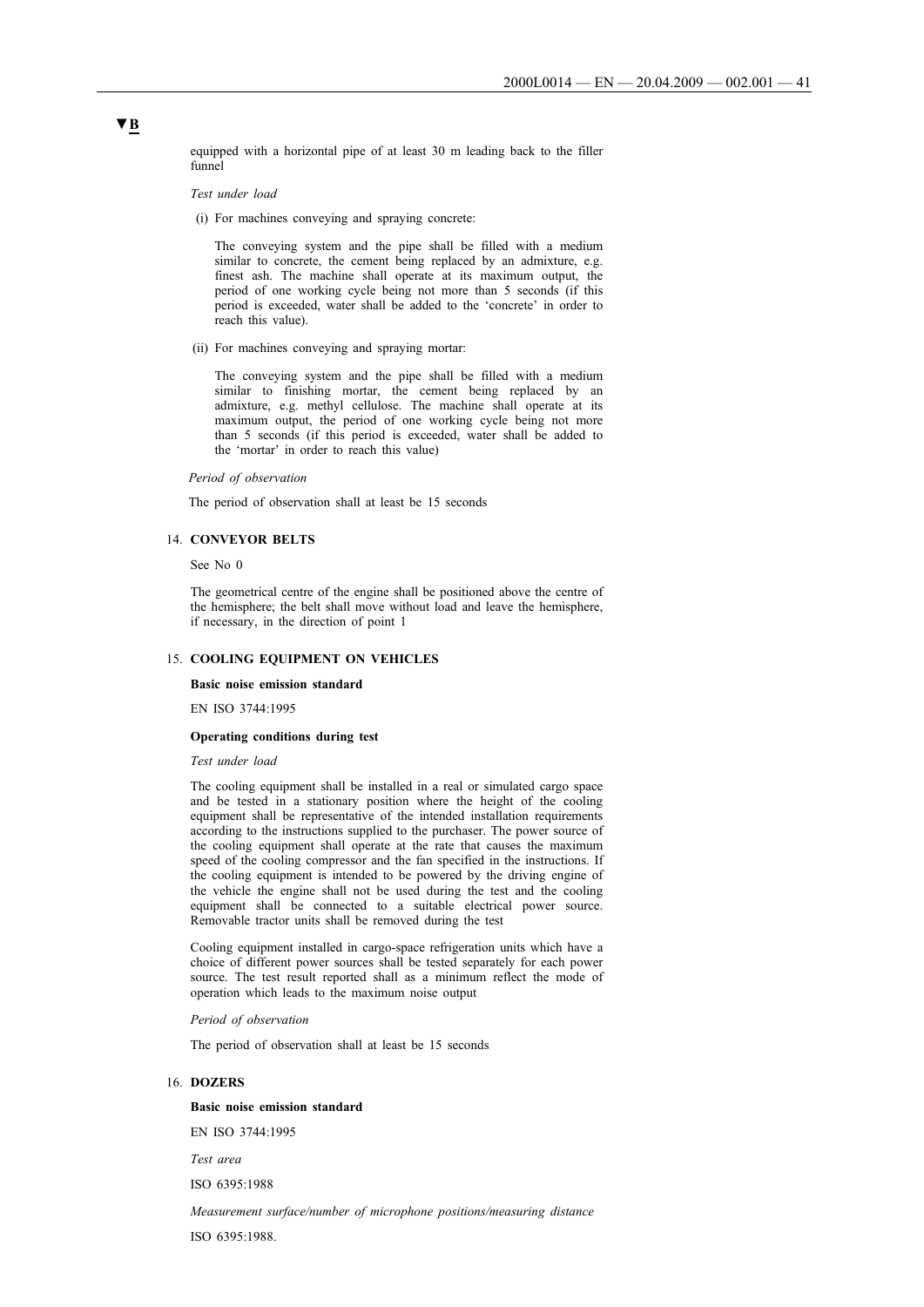▼B

equipped with a horizontal pipe of at least 30 m leading back to the filler funnel

*Test under load*

(i) For machines conveying and spraying concrete:

The conveying system and the pipe shall be filled with a medium similar to concrete, the cement being replaced by an admixture, e.g. finest ash. The machine shall operate at its maximum output, the period of one working cycle being not more than 5 seconds (if this period is exceeded, water shall be added to the 'concrete' in order to reach this value).

(ii) For machines conveying and spraying mortar:

The conveying system and the pipe shall be filled with a medium similar to finishing mortar, the cement being replaced by an admixture, e.g. methyl cellulose. The machine shall operate at its maximum output, the period of one working cycle being not more than 5 seconds (if this period is exceeded, water shall be added to the 'mortar' in order to reach this value)

*Period of observation*

The period of observation shall at least be 15 seconds

14. **CONVEYOR BELTS**

See No 0

The geometrical centre of the engine shall be positioned above the centre of the hemisphere; the belt shall move without load and leave the hemisphere, if necessary, in the direction of point 1

15. **COOLING EQUIPMENT ON VEHICLES**

**Basic noise emission standard**

EN ISO 3744:1995

**Operating conditions during test**

*Test under load*

The cooling equipment shall be installed in a real or simulated cargo space and be tested in a stationary position where the height of the cooling equipment shall be representative of the intended installation requirements according to the instructions supplied to the purchaser. The power source of the cooling equipment shall operate at the rate that causes the maximum speed of the cooling compressor and the fan specified in the instructions. If the cooling equipment is intended to be powered by the driving engine of the vehicle the engine shall not be used during the test and the cooling equipment shall be connected to a suitable electrical power source. Removable tractor units shall be removed during the test

Cooling equipment installed in cargo-space refrigeration units which have a choice of different power sources shall be tested separately for each power source. The test result reported shall as a minimum reflect the mode of operation which leads to the maximum noise output

*Period of observation*

The period of observation shall at least be 15 seconds

16. **DOZERS**

**Basic noise emission standard**

EN ISO 3744:1995

*Test area*

ISO 6395:1988

*Measurement surface/number of microphone positions/measuring distance*

ISO 6395:1988.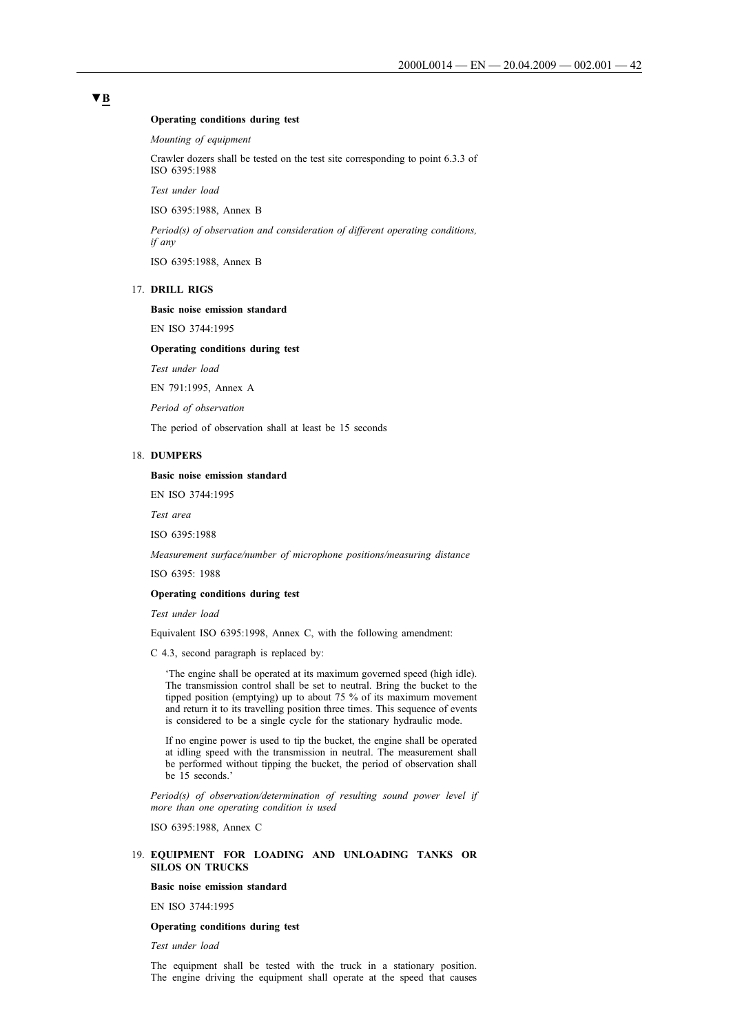▼B

**Operating conditions during test**

*Mounting of equipment*

Crawler dozers shall be tested on the test site corresponding to point 6.3.3 of ISO 6395:1988

*Test under load*

ISO 6395:1988, Annex B

*Period(s) of observation and consideration of different operating conditions, if any*

ISO 6395:1988, Annex B

17. **DRILL RIGS**

**Basic noise emission standard**

EN ISO 3744:1995

**Operating conditions during test**

*Test under load*

EN 791:1995, Annex A

*Period of observation*

The period of observation shall at least be 15 seconds

18. **DUMPERS**

**Basic noise emission standard**

EN ISO 3744:1995

*Test area*

ISO 6395:1988

*Measurement surface/number of microphone positions/measuring distance*

ISO 6395: 1988

**Operating conditions during test**

*Test under load*

Equivalent ISO 6395:1998, Annex C, with the following amendment:

C 4.3, second paragraph is replaced by:

> 'The engine shall be operated at its maximum governed speed (high idle). The transmission control shall be set to neutral. Bring the bucket to the tipped position (emptying) up to about 75 % of its maximum movement and return it to its travelling position three times. This sequence of events is considered to be a single cycle for the stationary hydraulic mode.
>
> If no engine power is used to tip the bucket, the engine shall be operated at idling speed with the transmission in neutral. The measurement shall be performed without tipping the bucket, the period of observation shall be 15 seconds.'

*Period(s) of observation/determination of resulting sound power level if more than one operating condition is used*

ISO 6395:1988, Annex C

19. **EQUIPMENT FOR LOADING AND UNLOADING TANKS OR SILOS ON TRUCKS**

**Basic noise emission standard**

EN ISO 3744:1995

**Operating conditions during test**

*Test under load*

The equipment shall be tested with the truck in a stationary position. The engine driving the equipment shall operate at the speed that causes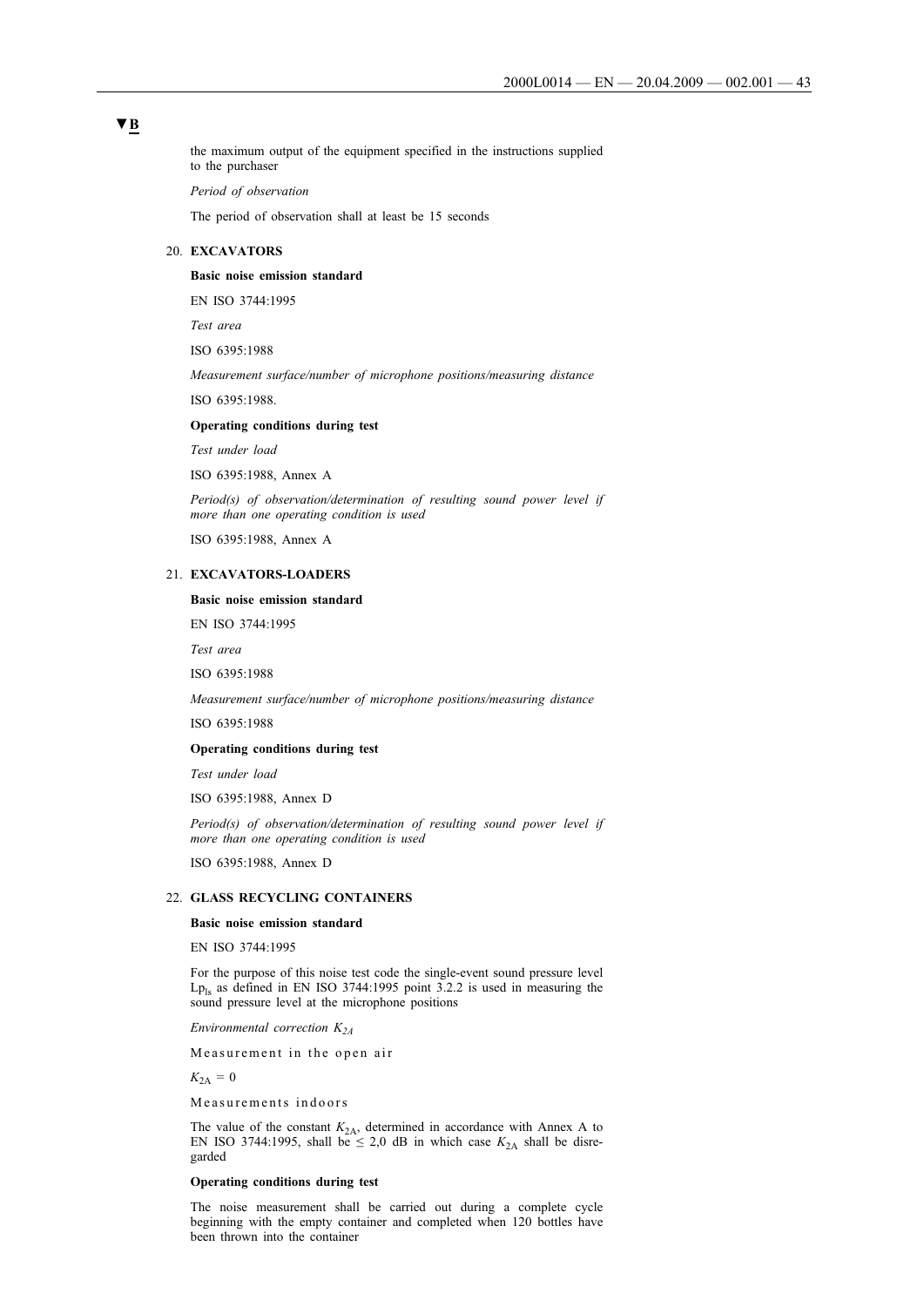▼B

the maximum output of the equipment specified in the instructions supplied to the purchaser

*Period of observation*

The period of observation shall at least be 15 seconds

20. **EXCAVATORS**

**Basic noise emission standard**

EN ISO 3744:1995

*Test area*

ISO 6395:1988

*Measurement surface/number of microphone positions/measuring distance*

ISO 6395:1988.

**Operating conditions during test**

*Test under load*

ISO 6395:1988, Annex A

*Period(s) of observation/determination of resulting sound power level if more than one operating condition is used*

ISO 6395:1988, Annex A

21. **EXCAVATORS-LOADERS**

**Basic noise emission standard**

EN ISO 3744:1995

*Test area*

ISO 6395:1988

*Measurement surface/number of microphone positions/measuring distance*

ISO 6395:1988

**Operating conditions during test**

*Test under load*

ISO 6395:1988, Annex D

*Period(s) of observation/determination of resulting sound power level if more than one operating condition is used*

ISO 6395:1988, Annex D

22. **GLASS RECYCLING CONTAINERS**

**Basic noise emission standard**

EN ISO 3744:1995

For the purpose of this noise test code the single-event sound pressure level $Lp_{ls}$ as defined in EN ISO 3744:1995 point 3.2.2 is used in measuring the sound pressure level at the microphone positions

*Environmental correction $K_{2A}$*

Measurement in the open air

$K_{2A} = 0$

Measurements indoors

The value of the constant $K_{2A}$, determined in accordance with Annex A to EN ISO 3744:1995, shall be $\leq 2{,}0$ dB in which case $K_{2A}$ shall be disregarded

**Operating conditions during test**

The noise measurement shall be carried out during a complete cycle beginning with the empty container and completed when 120 bottles have been thrown into the container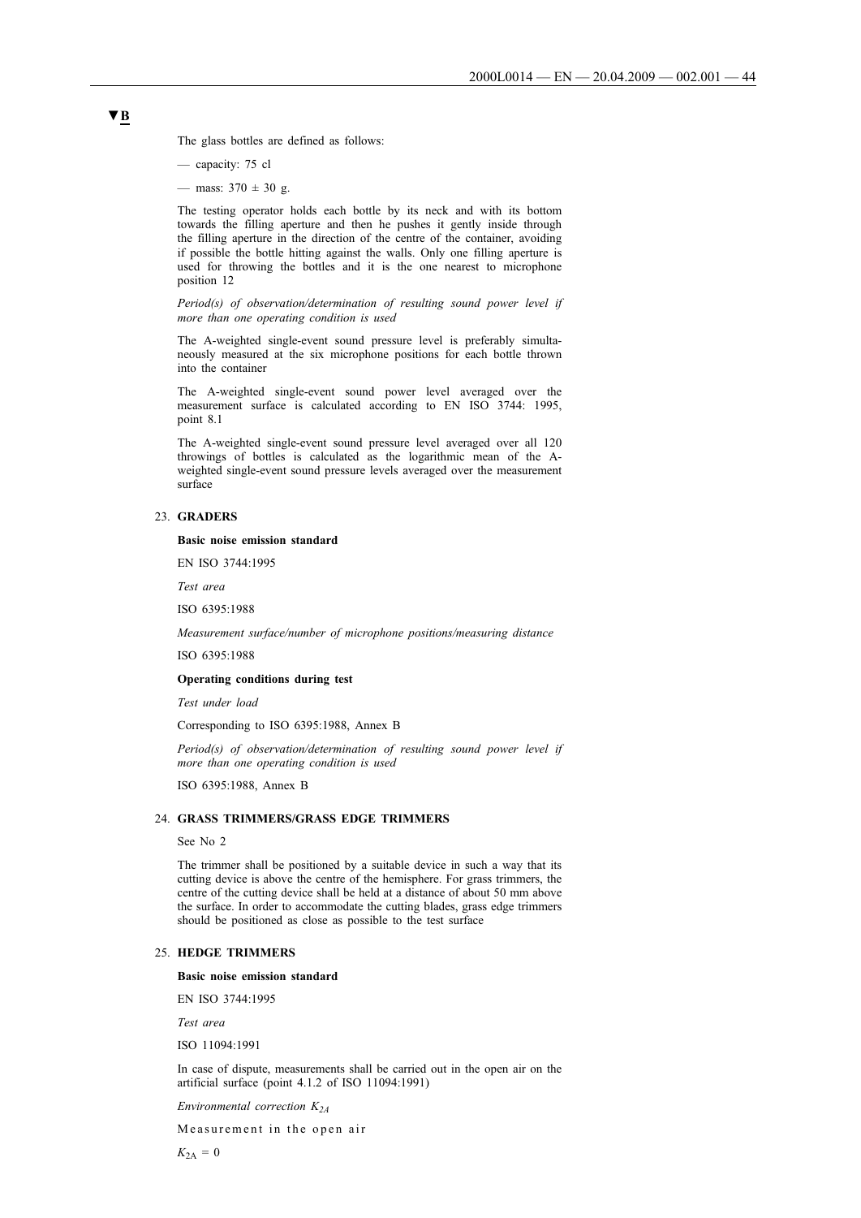▼B

The glass bottles are defined as follows:

— capacity: 75 cl

— mass: 370 ± 30 g.

The testing operator holds each bottle by its neck and with its bottom towards the filling aperture and then he pushes it gently inside through the filling aperture in the direction of the centre of the container, avoiding if possible the bottle hitting against the walls. Only one filling aperture is used for throwing the bottles and it is the one nearest to microphone position 12

*Period(s) of observation/determination of resulting sound power level if more than one operating condition is used*

The A-weighted single-event sound pressure level is preferably simultaneously measured at the six microphone positions for each bottle thrown into the container

The A-weighted single-event sound power level averaged over the measurement surface is calculated according to EN ISO 3744: 1995, point 8.1

The A-weighted single-event sound pressure level averaged over all 120 throwings of bottles is calculated as the logarithmic mean of the A-weighted single-event sound pressure levels averaged over the measurement surface

23. **GRADERS**

**Basic noise emission standard**

EN ISO 3744:1995

*Test area*

ISO 6395:1988

*Measurement surface/number of microphone positions/measuring distance*

ISO 6395:1988

**Operating conditions during test**

*Test under load*

Corresponding to ISO 6395:1988, Annex B

*Period(s) of observation/determination of resulting sound power level if more than one operating condition is used*

ISO 6395:1988, Annex B

24. **GRASS TRIMMERS/GRASS EDGE TRIMMERS**

See No 2

The trimmer shall be positioned by a suitable device in such a way that its cutting device is above the centre of the hemisphere. For grass trimmers, the centre of the cutting device shall be held at a distance of about 50 mm above the surface. In order to accommodate the cutting blades, grass edge trimmers should be positioned as close as possible to the test surface

25. **HEDGE TRIMMERS**

**Basic noise emission standard**

EN ISO 3744:1995

*Test area*

ISO 11094:1991

In case of dispute, measurements shall be carried out in the open air on the artificial surface (point 4.1.2 of ISO 11094:1991)

*Environmental correction $K_{2A}$*

Measurement in the open air

$K_{2A} = 0$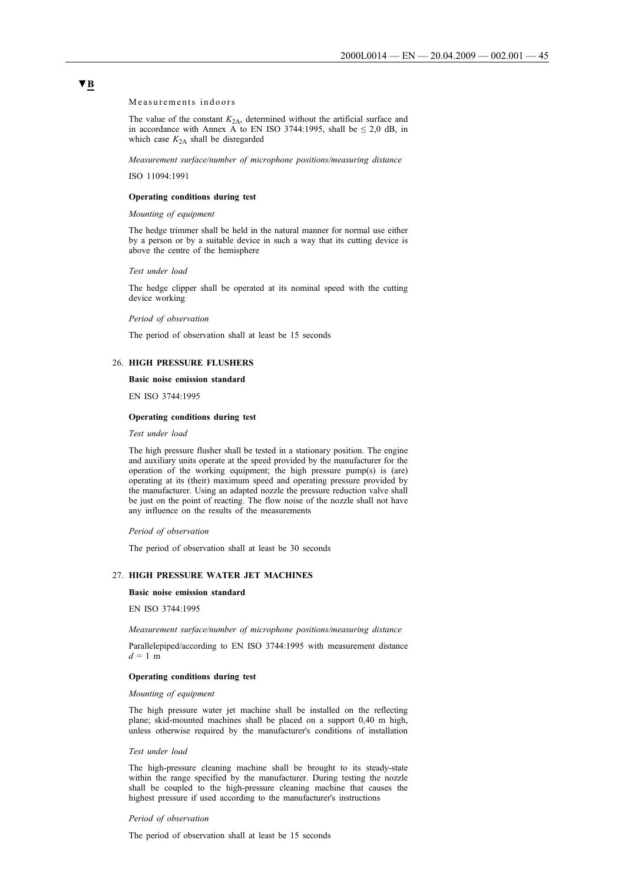▼B

Measurements indoors

The value of the constant $K_{2A}$, determined without the artificial surface and in accordance with Annex A to EN ISO 3744:1995, shall be $\leq$ 2,0 dB, in which case $K_{2A}$ shall be disregarded

*Measurement surface/number of microphone positions/measuring distance*

ISO 11094:1991

**Operating conditions during test**

*Mounting of equipment*

The hedge trimmer shall be held in the natural manner for normal use either by a person or by a suitable device in such a way that its cutting device is above the centre of the hemisphere

*Test under load*

The hedge clipper shall be operated at its nominal speed with the cutting device working

*Period of observation*

The period of observation shall at least be 15 seconds

26. **HIGH PRESSURE FLUSHERS**

**Basic noise emission standard**

EN ISO 3744:1995

**Operating conditions during test**

*Test under load*

The high pressure flusher shall be tested in a stationary position. The engine and auxiliary units operate at the speed provided by the manufacturer for the operation of the working equipment; the high pressure pump(s) is (are) operating at its (their) maximum speed and operating pressure provided by the manufacturer. Using an adapted nozzle the pressure reduction valve shall be just on the point of reacting. The flow noise of the nozzle shall not have any influence on the results of the measurements

*Period of observation*

The period of observation shall at least be 30 seconds

27. **HIGH PRESSURE WATER JET MACHINES**

**Basic noise emission standard**

EN ISO 3744:1995

*Measurement surface/number of microphone positions/measuring distance*

Parallelepiped/according to EN ISO 3744:1995 with measurement distance $d$ = 1 m

**Operating conditions during test**

*Mounting of equipment*

The high pressure water jet machine shall be installed on the reflecting plane; skid-mounted machines shall be placed on a support 0,40 m high, unless otherwise required by the manufacturer's conditions of installation

*Test under load*

The high-pressure cleaning machine shall be brought to its steady-state within the range specified by the manufacturer. During testing the nozzle shall be coupled to the high-pressure cleaning machine that causes the highest pressure if used according to the manufacturer's instructions

*Period of observation*

The period of observation shall at least be 15 seconds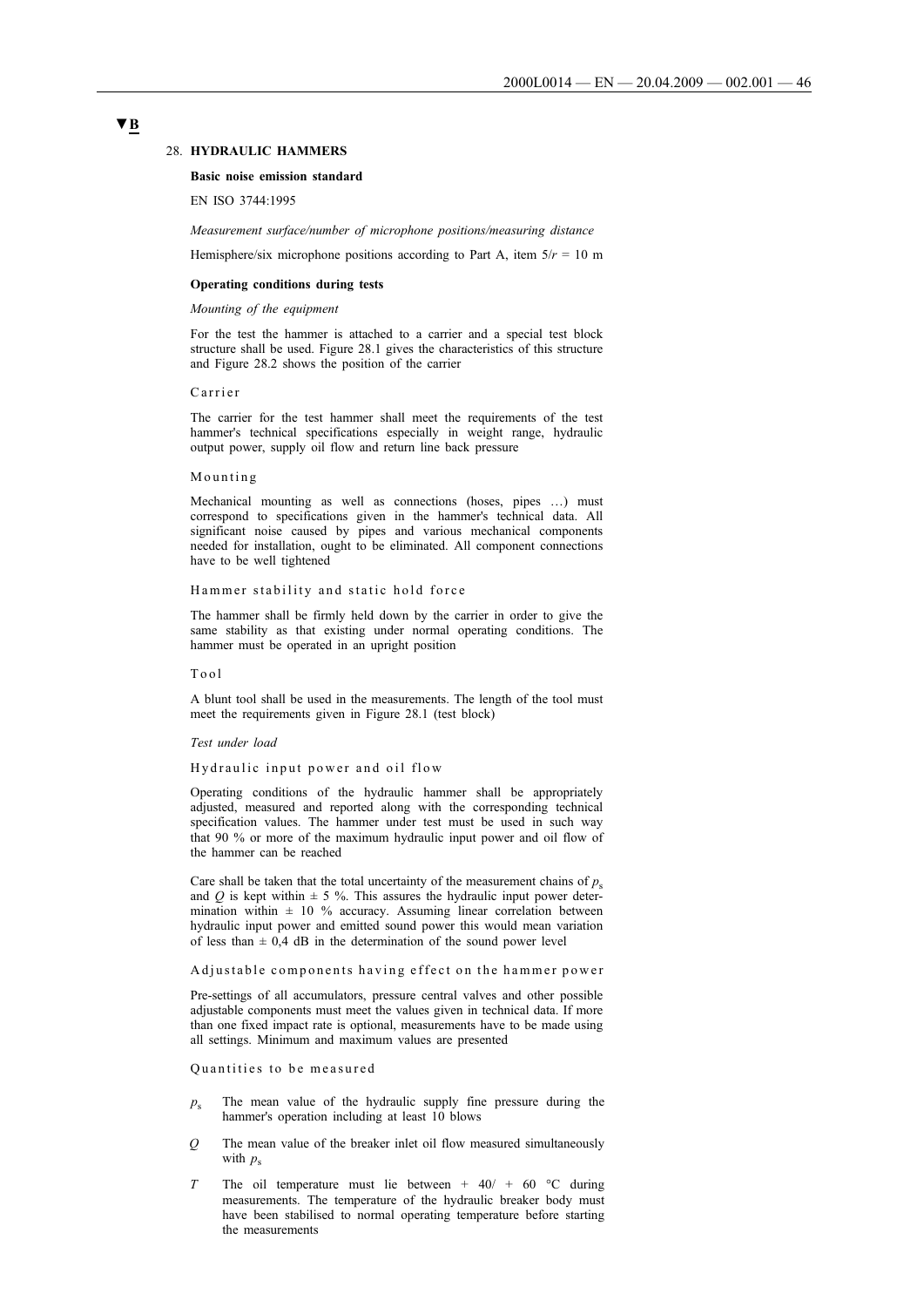▼B

## 28. HYDRAULIC HAMMERS

**Basic noise emission standard**

EN ISO 3744:1995

*Measurement surface/number of microphone positions/measuring distance*

Hemisphere/six microphone positions according to Part A, item 5/$r$ = 10 m

**Operating conditions during tests**

*Mounting of the equipment*

For the test the hammer is attached to a carrier and a special test block structure shall be used. Figure 28.1 gives the characteristics of this structure and Figure 28.2 shows the position of the carrier

Carrier

The carrier for the test hammer shall meet the requirements of the test hammer's technical specifications especially in weight range, hydraulic output power, supply oil flow and return line back pressure

Mounting

Mechanical mounting as well as connections (hoses, pipes …) must correspond to specifications given in the hammer's technical data. All significant noise caused by pipes and various mechanical components needed for installation, ought to be eliminated. All component connections have to be well tightened

Hammer stability and static hold force

The hammer shall be firmly held down by the carrier in order to give the same stability as that existing under normal operating conditions. The hammer must be operated in an upright position

Tool

A blunt tool shall be used in the measurements. The length of the tool must meet the requirements given in Figure 28.1 (test block)

*Test under load*

Hydraulic input power and oil flow

Operating conditions of the hydraulic hammer shall be appropriately adjusted, measured and reported along with the corresponding technical specification values. The hammer under test must be used in such way that 90 % or more of the maximum hydraulic input power and oil flow of the hammer can be reached

Care shall be taken that the total uncertainty of the measurement chains of $p_s$ and $Q$ is kept within ± 5 %. This assures the hydraulic input power determination within ± 10 % accuracy. Assuming linear correlation between hydraulic input power and emitted sound power this would mean variation of less than ± 0,4 dB in the determination of the sound power level

Adjustable components having effect on the hammer power

Pre-settings of all accumulators, pressure central valves and other possible adjustable components must meet the values given in technical data. If more than one fixed impact rate is optional, measurements have to be made using all settings. Minimum and maximum values are presented

Quantities to be measured

- $p_s$ The mean value of the hydraulic supply fine pressure during the hammer's operation including at least 10 blows
- $Q$ The mean value of the breaker inlet oil flow measured simultaneously with $p_s$
- $T$ The oil temperature must lie between + 40/ + 60 °C during measurements. The temperature of the hydraulic breaker body must have been stabilised to normal operating temperature before starting the measurements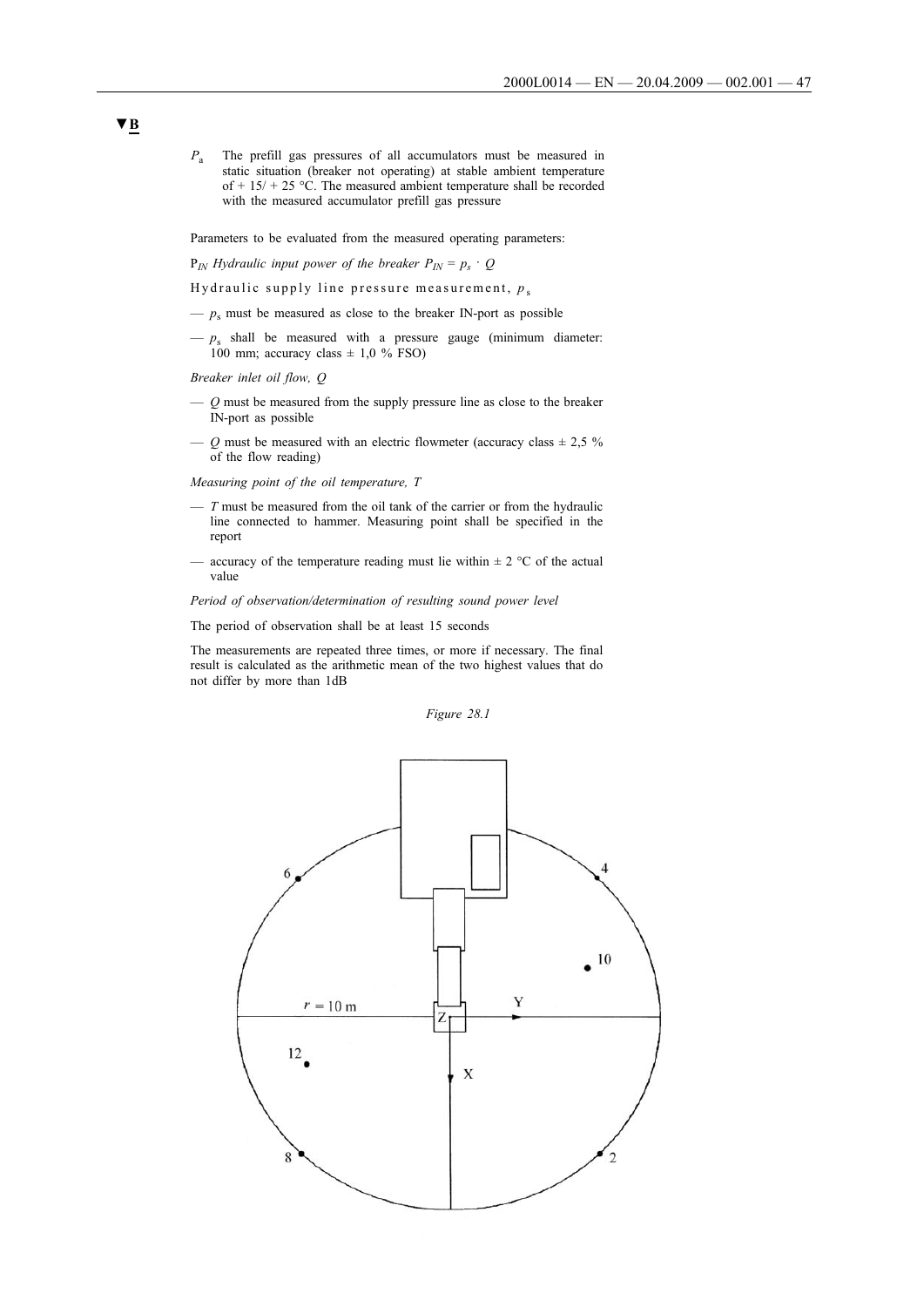▼B

$P_a$ The prefill gas pressures of all accumulators must be measured in static situation (breaker not operating) at stable ambient temperature of + 15/ + 25 °C. The measured ambient temperature shall be recorded with the measured accumulator prefill gas pressure

Parameters to be evaluated from the measured operating parameters:

$P_{IN}$ *Hydraulic input power of the breaker* $P_{IN} = p_s \cdot Q$

Hydraulic supply line pressure measurement, $p_s$

— $p_s$ must be measured as close to the breaker IN-port as possible

— $p_s$ shall be measured with a pressure gauge (minimum diameter: 100 mm; accuracy class ± 1,0 % FSO)

*Breaker inlet oil flow, Q*

— $Q$ must be measured from the supply pressure line as close to the breaker IN-port as possible

— $Q$ must be measured with an electric flowmeter (accuracy class ± 2,5 % of the flow reading)

*Measuring point of the oil temperature, T*

— $T$ must be measured from the oil tank of the carrier or from the hydraulic line connected to hammer. Measuring point shall be specified in the report

— accuracy of the temperature reading must lie within ± 2 °C of the actual value

*Period of observation/determination of resulting sound power level*

The period of observation shall be at least 15 seconds

The measurements are repeated three times, or more if necessary. The final result is calculated as the arithmetic mean of the two highest values that do not differ by more than 1dB

*Figure 28.1*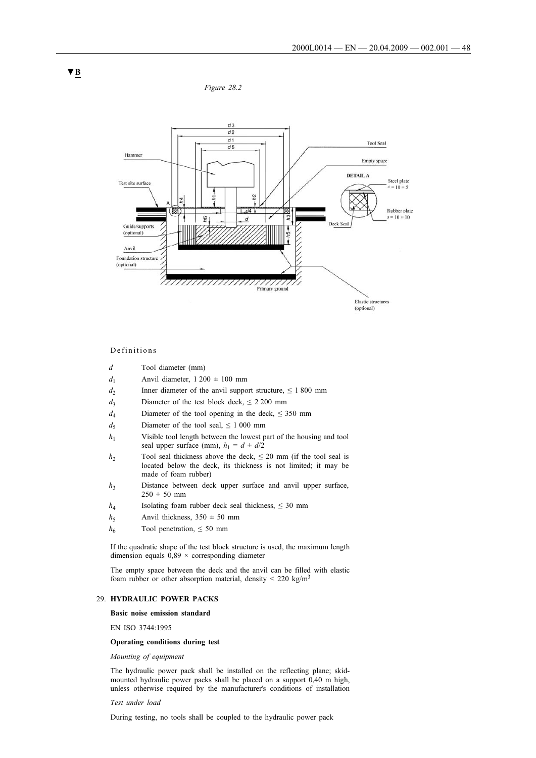▼B

*Figure 28.2*

Definitions

| | |
|---|---|
| $d$ | Tool diameter (mm) |
| $d_1$ | Anvil diameter, 1 200 ± 100 mm |
| $d_2$ | Inner diameter of the anvil support structure, ≤ 1 800 mm |
| $d_3$ | Diameter of the test block deck, ≤ 2 200 mm |
| $d_4$ | Diameter of the tool opening in the deck, ≤ 350 mm |
| $d_5$ | Diameter of the tool seal, ≤ 1 000 mm |
| $h_1$ | Visible tool length between the lowest part of the housing and tool seal upper surface (mm), $h_1 = d \pm d/2$ |
| $h_2$ | Tool seal thickness above the deck, ≤ 20 mm (if the tool seal is located below the deck, its thickness is not limited; it may be made of foam rubber) |
| $h_3$ | Distance between deck upper surface and anvil upper surface, 250 ± 50 mm |
| $h_4$ | Isolating foam rubber deck seal thickness, ≤ 30 mm |
| $h_5$ | Anvil thickness, 350 ± 50 mm |
| $h_6$ | Tool penetration, ≤ 50 mm |

If the quadratic shape of the test block structure is used, the maximum length dimension equals 0,89 × corresponding diameter

The empty space between the deck and the anvil can be filled with elastic foam rubber or other absorption material, density < 220 kg/m$^3$

29. **HYDRAULIC POWER PACKS**

**Basic noise emission standard**

EN ISO 3744:1995

**Operating conditions during test**

*Mounting of equipment*

The hydraulic power pack shall be installed on the reflecting plane; skid-mounted hydraulic power packs shall be placed on a support 0,40 m high, unless otherwise required by the manufacturer's conditions of installation

*Test under load*

During testing, no tools shall be coupled to the hydraulic power pack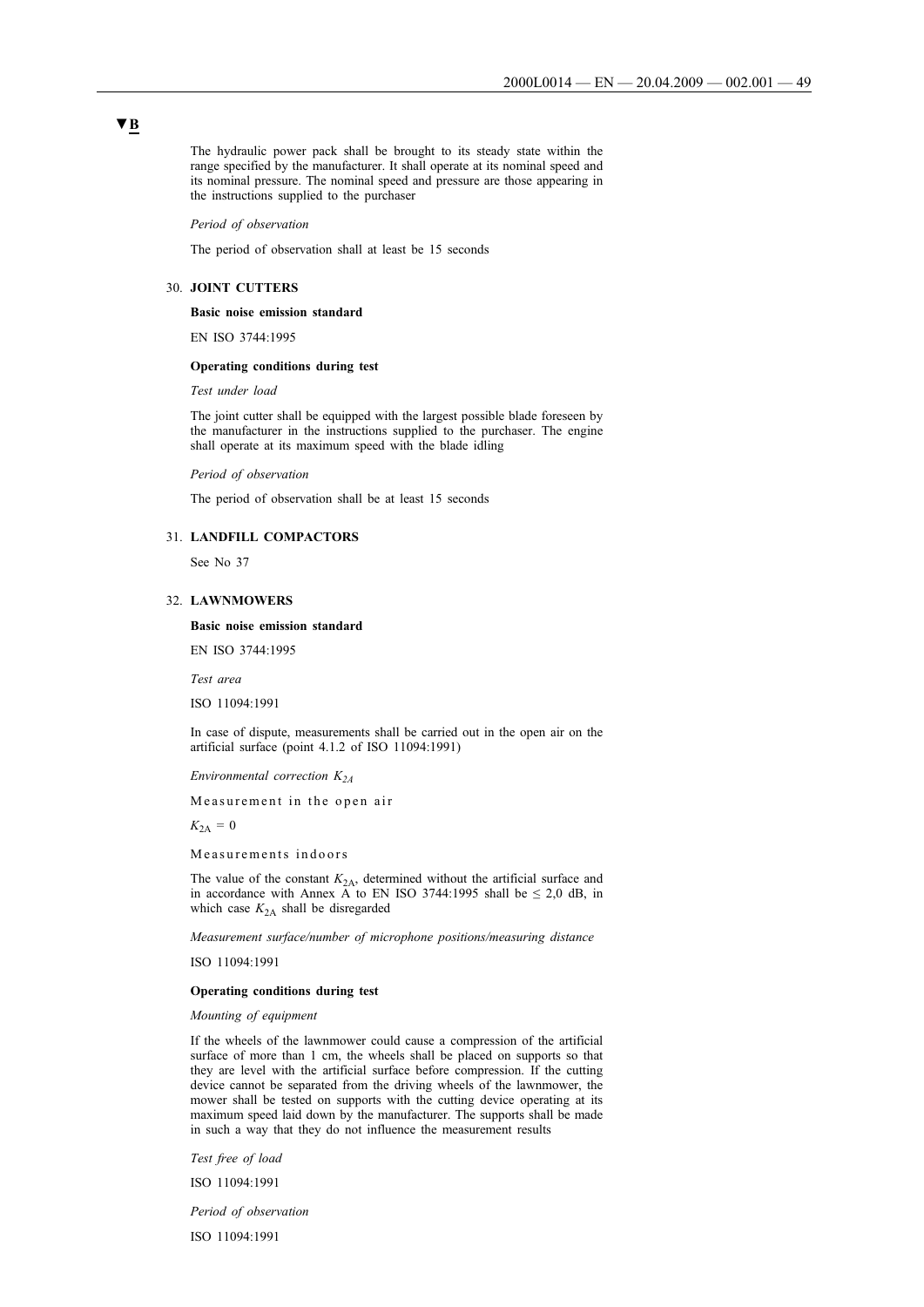▼B

The hydraulic power pack shall be brought to its steady state within the range specified by the manufacturer. It shall operate at its nominal speed and its nominal pressure. The nominal speed and pressure are those appearing in the instructions supplied to the purchaser

*Period of observation*

The period of observation shall at least be 15 seconds

30. **JOINT CUTTERS**

**Basic noise emission standard**

EN ISO 3744:1995

**Operating conditions during test**

*Test under load*

The joint cutter shall be equipped with the largest possible blade foreseen by the manufacturer in the instructions supplied to the purchaser. The engine shall operate at its maximum speed with the blade idling

*Period of observation*

The period of observation shall be at least 15 seconds

31. **LANDFILL COMPACTORS**

See No 37

32. **LAWNMOWERS**

**Basic noise emission standard**

EN ISO 3744:1995

*Test area*

ISO 11094:1991

In case of dispute, measurements shall be carried out in the open air on the artificial surface (point 4.1.2 of ISO 11094:1991)

*Environmental correction $K_{2A}$*

Measurement in the open air

$K_{2A} = 0$

Measurements indoors

The value of the constant $K_{2A}$, determined without the artificial surface and in accordance with Annex A to EN ISO 3744:1995 shall be $\leq 2,0$ dB, in which case $K_{2A}$ shall be disregarded

*Measurement surface/number of microphone positions/measuring distance*

ISO 11094:1991

**Operating conditions during test**

*Mounting of equipment*

If the wheels of the lawnmower could cause a compression of the artificial surface of more than 1 cm, the wheels shall be placed on supports so that they are level with the artificial surface before compression. If the cutting device cannot be separated from the driving wheels of the lawnmower, the mower shall be tested on supports with the cutting device operating at its maximum speed laid down by the manufacturer. The supports shall be made in such a way that they do not influence the measurement results

*Test free of load*

ISO 11094:1991

*Period of observation*

ISO 11094:1991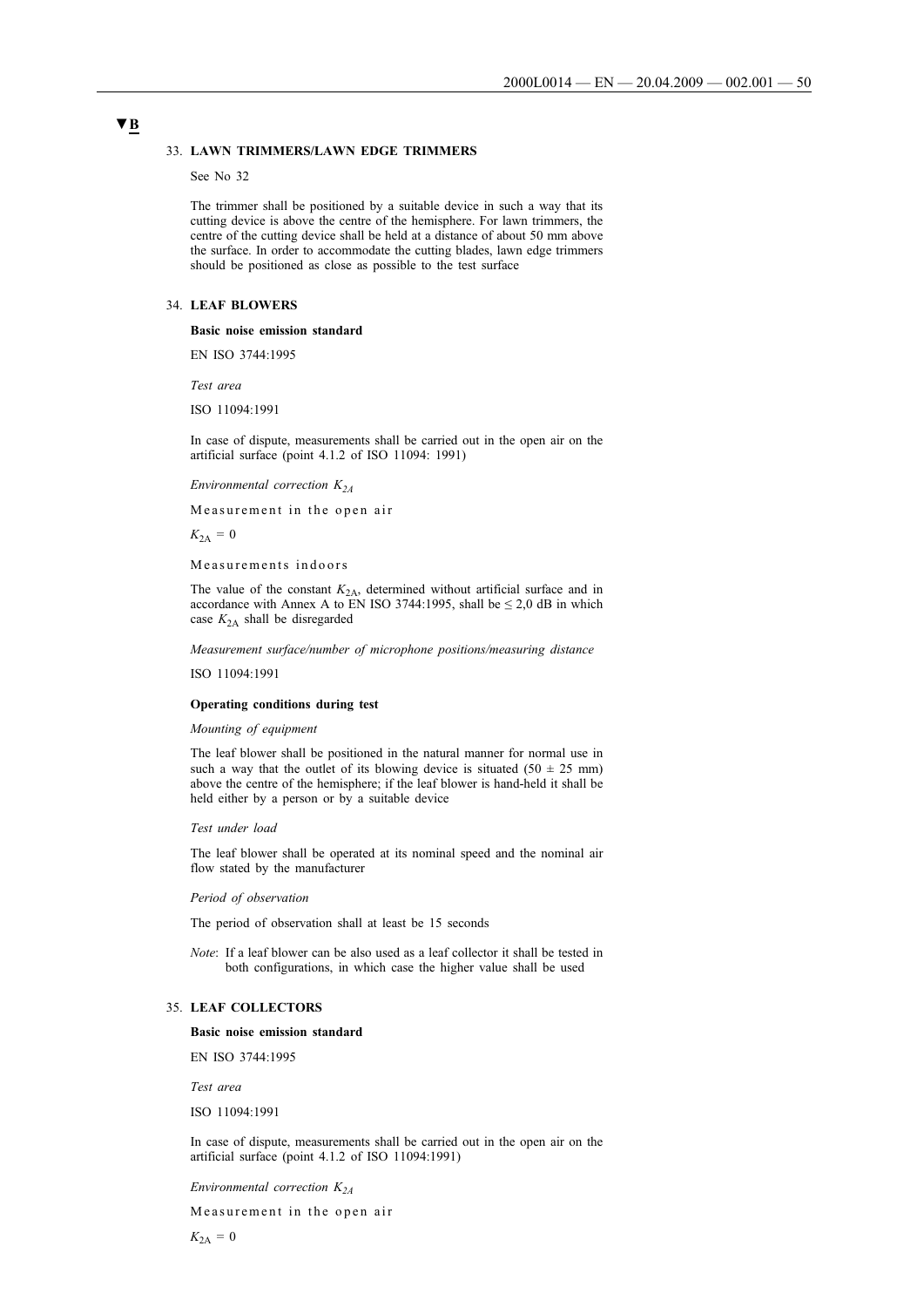▼B

### 33. **LAWN TRIMMERS/LAWN EDGE TRIMMERS**

See No 32

The trimmer shall be positioned by a suitable device in such a way that its cutting device is above the centre of the hemisphere. For lawn trimmers, the centre of the cutting device shall be held at a distance of about 50 mm above the surface. In order to accommodate the cutting blades, lawn edge trimmers should be positioned as close as possible to the test surface

### 34. **LEAF BLOWERS**

**Basic noise emission standard**

EN ISO 3744:1995

*Test area*

ISO 11094:1991

In case of dispute, measurements shall be carried out in the open air on the artificial surface (point 4.1.2 of ISO 11094: 1991)

*Environmental correction $K_{2A}$*

Measurement in the open air

$K_{2A} = 0$

Measurements indoors

The value of the constant $K_{2A}$, determined without artificial surface and in accordance with Annex A to EN ISO 3744:1995, shall be $\leq$ 2,0 dB in which case $K_{2A}$ shall be disregarded

*Measurement surface/number of microphone positions/measuring distance*

ISO 11094:1991

**Operating conditions during test**

*Mounting of equipment*

The leaf blower shall be positioned in the natural manner for normal use in such a way that the outlet of its blowing device is situated (50 ± 25 mm) above the centre of the hemisphere; if the leaf blower is hand-held it shall be held either by a person or by a suitable device

*Test under load*

The leaf blower shall be operated at its nominal speed and the nominal air flow stated by the manufacturer

*Period of observation*

The period of observation shall at least be 15 seconds

*Note*: If a leaf blower can be also used as a leaf collector it shall be tested in both configurations, in which case the higher value shall be used

### 35. **LEAF COLLECTORS**

**Basic noise emission standard**

EN ISO 3744:1995

*Test area*

ISO 11094:1991

In case of dispute, measurements shall be carried out in the open air on the artificial surface (point 4.1.2 of ISO 11094:1991)

*Environmental correction $K_{2A}$*

Measurement in the open air

$K_{2A} = 0$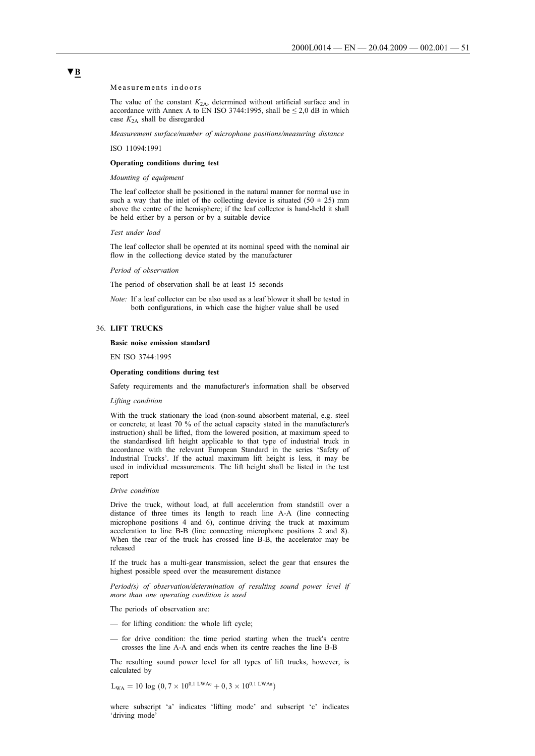▼B

Measurements indoors

The value of the constant $K_{2A}$, determined without artificial surface and in accordance with Annex A to EN ISO 3744:1995, shall be ≤ 2,0 dB in which case $K_{2A}$ shall be disregarded

*Measurement surface/number of microphone positions/measuring distance*

ISO 11094:1991

**Operating conditions during test**

*Mounting of equipment*

The leaf collector shall be positioned in the natural manner for normal use in such a way that the inlet of the collecting device is situated (50 ± 25) mm above the centre of the hemisphere; if the leaf collector is hand-held it shall be held either by a person or by a suitable device

*Test under load*

The leaf collector shall be operated at its nominal speed with the nominal air flow in the collectiong device stated by the manufacturer

*Period of observation*

The period of observation shall be at least 15 seconds

*Note:* If a leaf collector can be also used as a leaf blower it shall be tested in both configurations, in which case the higher value shall be used

## 36. LIFT TRUCKS

**Basic noise emission standard**

EN ISO 3744:1995

**Operating conditions during test**

Safety requirements and the manufacturer's information shall be observed

*Lifting condition*

With the truck stationary the load (non-sound absorbent material, e.g. steel or concrete; at least 70 % of the actual capacity stated in the manufacturer's instruction) shall be lifted, from the lowered position, at maximum speed to the standardised lift height applicable to that type of industrial truck in accordance with the relevant European Standard in the series 'Safety of Industrial Trucks'. If the actual maximum lift height is less, it may be used in individual measurements. The lift height shall be listed in the test report

*Drive condition*

Drive the truck, without load, at full acceleration from standstill over a distance of three times its length to reach line A-A (line connecting microphone positions 4 and 6), continue driving the truck at maximum acceleration to line B-B (line connecting microphone positions 2 and 8). When the rear of the truck has crossed line B-B, the accelerator may be released

If the truck has a multi-gear transmission, select the gear that ensures the highest possible speed over the measurement distance

*Period(s) of observation/determination of resulting sound power level if more than one operating condition is used*

The periods of observation are:

— for lifting condition: the whole lift cycle;

— for drive condition: the time period starting when the truck's centre crosses the line A-A and ends when its centre reaches the line B-B

The resulting sound power level for all types of lift trucks, however, is calculated by

$$L_{WA} = 10 \log \left(0,7 \times 10^{0.1\ L_{WAc}} + 0,3 \times 10^{0.1\ L_{WAa}}\right)$$

where subscript 'a' indicates 'lifting mode' and subscript 'c' indicates 'driving mode'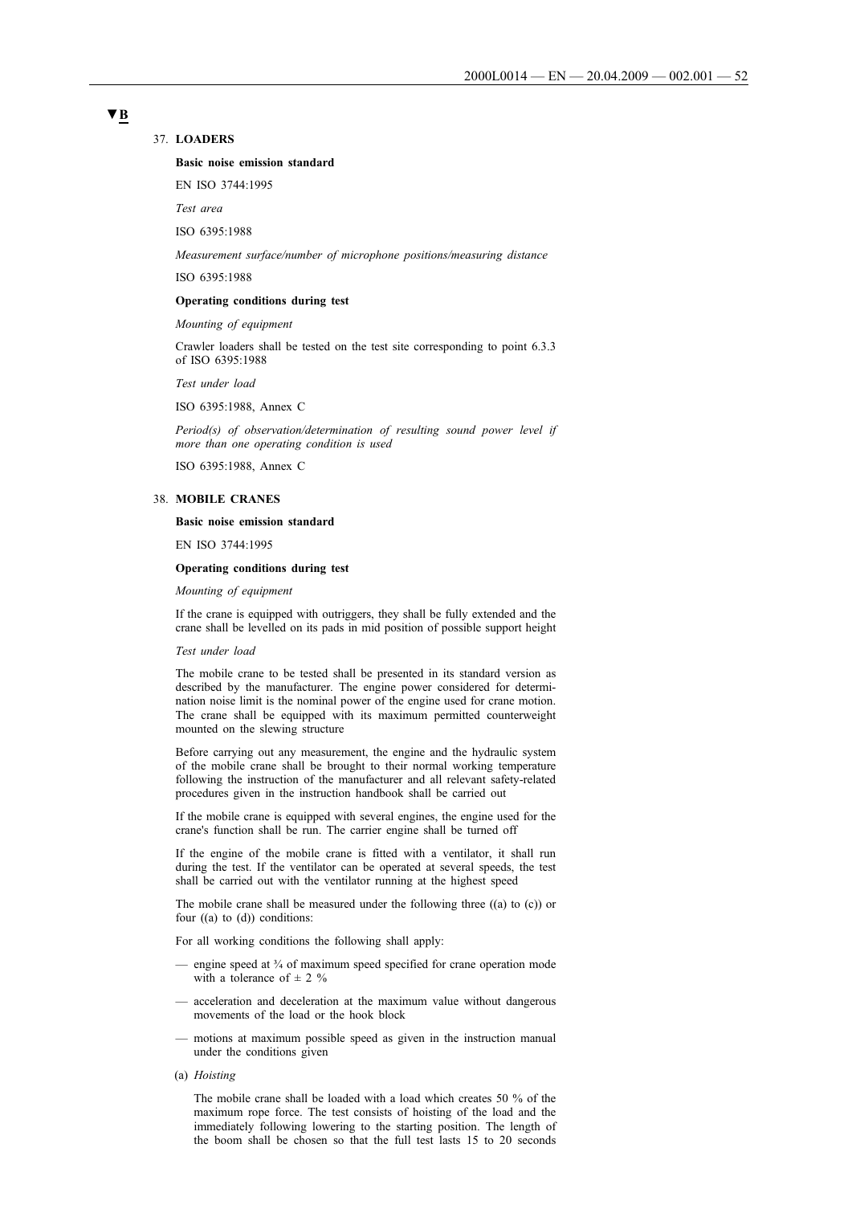▼B

37. **LOADERS**

**Basic noise emission standard**

EN ISO 3744:1995

*Test area*

ISO 6395:1988

*Measurement surface/number of microphone positions/measuring distance*

ISO 6395:1988

**Operating conditions during test**

*Mounting of equipment*

Crawler loaders shall be tested on the test site corresponding to point 6.3.3 of ISO 6395:1988

*Test under load*

ISO 6395:1988, Annex C

*Period(s) of observation/determination of resulting sound power level if more than one operating condition is used*

ISO 6395:1988, Annex C

38. **MOBILE CRANES**

**Basic noise emission standard**

EN ISO 3744:1995

**Operating conditions during test**

*Mounting of equipment*

If the crane is equipped with outriggers, they shall be fully extended and the crane shall be levelled on its pads in mid position of possible support height

*Test under load*

The mobile crane to be tested shall be presented in its standard version as described by the manufacturer. The engine power considered for determination noise limit is the nominal power of the engine used for crane motion. The crane shall be equipped with its maximum permitted counterweight mounted on the slewing structure

Before carrying out any measurement, the engine and the hydraulic system of the mobile crane shall be brought to their normal working temperature following the instruction of the manufacturer and all relevant safety-related procedures given in the instruction handbook shall be carried out

If the mobile crane is equipped with several engines, the engine used for the crane's function shall be run. The carrier engine shall be turned off

If the engine of the mobile crane is fitted with a ventilator, it shall run during the test. If the ventilator can be operated at several speeds, the test shall be carried out with the ventilator running at the highest speed

The mobile crane shall be measured under the following three ((a) to (c)) or four ((a) to (d)) conditions:

For all working conditions the following shall apply:

- engine speed at ¾ of maximum speed specified for crane operation mode with a tolerance of ± 2 %
- acceleration and deceleration at the maximum value without dangerous movements of the load or the hook block
- motions at maximum possible speed as given in the instruction manual under the conditions given

(a) *Hoisting*

The mobile crane shall be loaded with a load which creates 50 % of the maximum rope force. The test consists of hoisting of the load and the immediately following lowering to the starting position. The length of the boom shall be chosen so that the full test lasts 15 to 20 seconds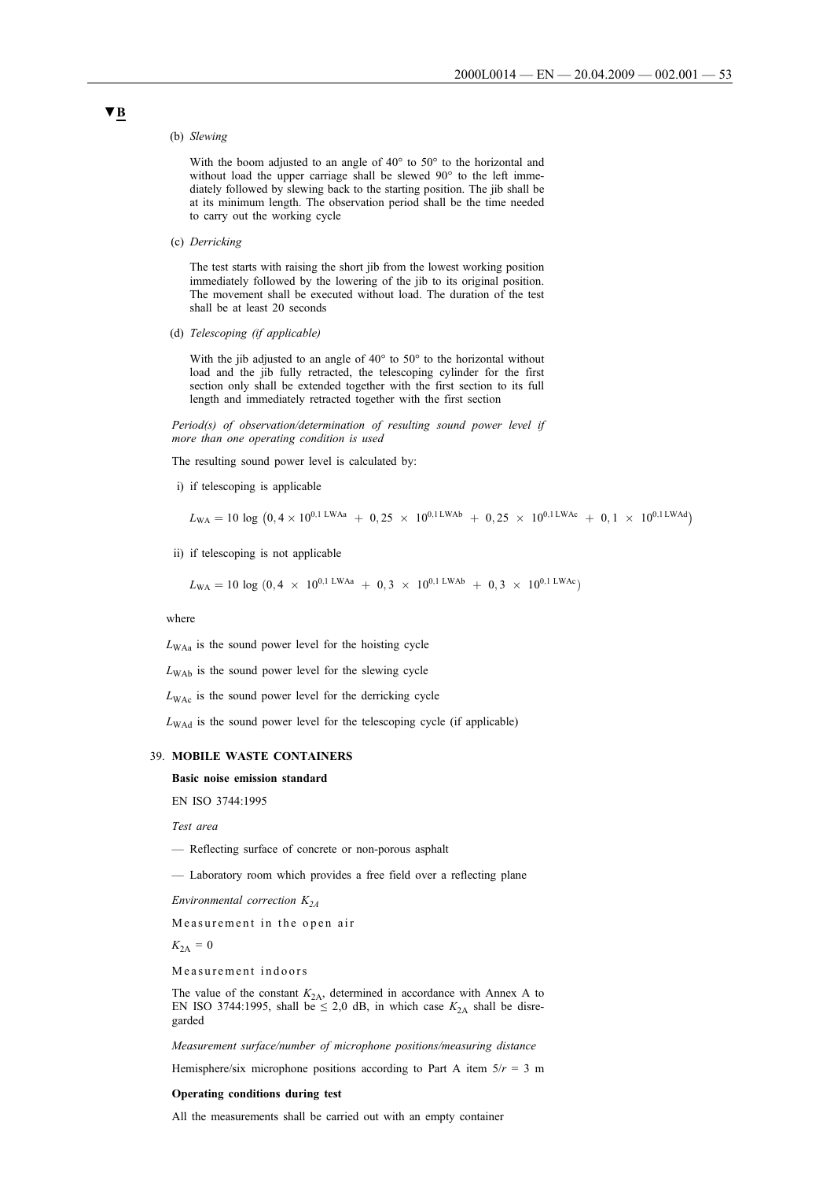▼B

(b) *Slewing*

With the boom adjusted to an angle of 40° to 50° to the horizontal and without load the upper carriage shall be slewed 90° to the left immediately followed by slewing back to the starting position. The jib shall be at its minimum length. The observation period shall be the time needed to carry out the working cycle

(c) *Derricking*

The test starts with raising the short jib from the lowest working position immediately followed by the lowering of the jib to its original position. The movement shall be executed without load. The duration of the test shall be at least 20 seconds

(d) *Telescoping (if applicable)*

With the jib adjusted to an angle of 40° to 50° to the horizontal without load and the jib fully retracted, the telescoping cylinder for the first section only shall be extended together with the first section to its full length and immediately retracted together with the first section

*Period(s) of observation/determination of resulting sound power level if more than one operating condition is used*

The resulting sound power level is calculated by:

i) if telescoping is applicable

$$L_{WA} = 10 \log \left(0,4 \times 10^{0,1\,LWAa} + 0,25 \times 10^{0,1\,LWAb} + 0,25 \times 10^{0,1\,LWAc} + 0,1 \times 10^{0,1\,LWAd}\right)$$

ii) if telescoping is not applicable

$$L_{WA} = 10 \log \left(0,4 \times 10^{0,1\,LWAa} + 0,3 \times 10^{0,1\,LWAb} + 0,3 \times 10^{0,1\,LWAc}\right)$$

where

$L_{WAa}$ is the sound power level for the hoisting cycle

$L_{WAb}$ is the sound power level for the slewing cycle

$L_{WAc}$ is the sound power level for the derricking cycle

$L_{WAd}$ is the sound power level for the telescoping cycle (if applicable)

## 39. MOBILE WASTE CONTAINERS

**Basic noise emission standard**

EN ISO 3744:1995

*Test area*

— Reflecting surface of concrete or non-porous asphalt

— Laboratory room which provides a free field over a reflecting plane

*Environmental correction $K_{2A}$*

Measurement in the open air

$K_{2A} = 0$

Measurement indoors

The value of the constant $K_{2A}$, determined in accordance with Annex A to EN ISO 3744:1995, shall be $\leq$ 2,0 dB, in which case $K_{2A}$ shall be disregarded

*Measurement surface/number of microphone positions/measuring distance*

Hemisphere/six microphone positions according to Part A item 5/$r$ = 3 m

**Operating conditions during test**

All the measurements shall be carried out with an empty container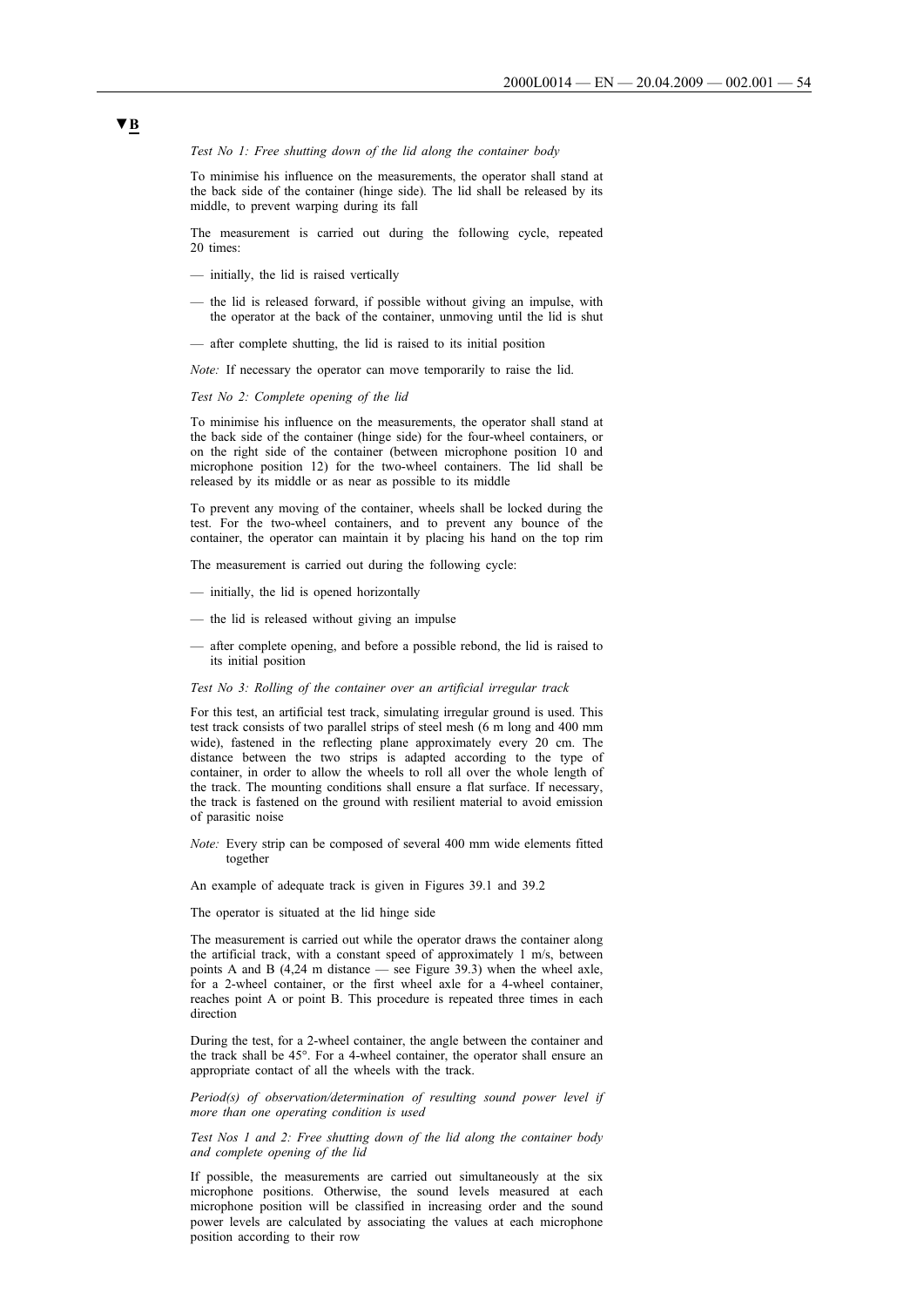▼B

*Test No 1: Free shutting down of the lid along the container body*

To minimise his influence on the measurements, the operator shall stand at the back side of the container (hinge side). The lid shall be released by its middle, to prevent warping during its fall

The measurement is carried out during the following cycle, repeated 20 times:

— initially, the lid is raised vertically

— the lid is released forward, if possible without giving an impulse, with the operator at the back of the container, unmoving until the lid is shut

— after complete shutting, the lid is raised to its initial position

*Note:* If necessary the operator can move temporarily to raise the lid.

*Test No 2: Complete opening of the lid*

To minimise his influence on the measurements, the operator shall stand at the back side of the container (hinge side) for the four-wheel containers, or on the right side of the container (between microphone position 10 and microphone position 12) for the two-wheel containers. The lid shall be released by its middle or as near as possible to its middle

To prevent any moving of the container, wheels shall be locked during the test. For the two-wheel containers, and to prevent any bounce of the container, the operator can maintain it by placing his hand on the top rim

The measurement is carried out during the following cycle:

— initially, the lid is opened horizontally

— the lid is released without giving an impulse

— after complete opening, and before a possible rebond, the lid is raised to its initial position

*Test No 3: Rolling of the container over an artificial irregular track*

For this test, an artificial test track, simulating irregular ground is used. This test track consists of two parallel strips of steel mesh (6 m long and 400 mm wide), fastened in the reflecting plane approximately every 20 cm. The distance between the two strips is adapted according to the type of container, in order to allow the wheels to roll all over the whole length of the track. The mounting conditions shall ensure a flat surface. If necessary, the track is fastened on the ground with resilient material to avoid emission of parasitic noise

*Note:* Every strip can be composed of several 400 mm wide elements fitted together

An example of adequate track is given in Figures 39.1 and 39.2

The operator is situated at the lid hinge side

The measurement is carried out while the operator draws the container along the artificial track, with a constant speed of approximately 1 m/s, between points A and B (4,24 m distance — see Figure 39.3) when the wheel axle, for a 2-wheel container, or the first wheel axle for a 4-wheel container, reaches point A or point B. This procedure is repeated three times in each direction

During the test, for a 2-wheel container, the angle between the container and the track shall be 45°. For a 4-wheel container, the operator shall ensure an appropriate contact of all the wheels with the track.

*Period(s) of observation/determination of resulting sound power level if more than one operating condition is used*

*Test Nos 1 and 2: Free shutting down of the lid along the container body and complete opening of the lid*

If possible, the measurements are carried out simultaneously at the six microphone positions. Otherwise, the sound levels measured at each microphone position will be classified in increasing order and the sound power levels are calculated by associating the values at each microphone position according to their row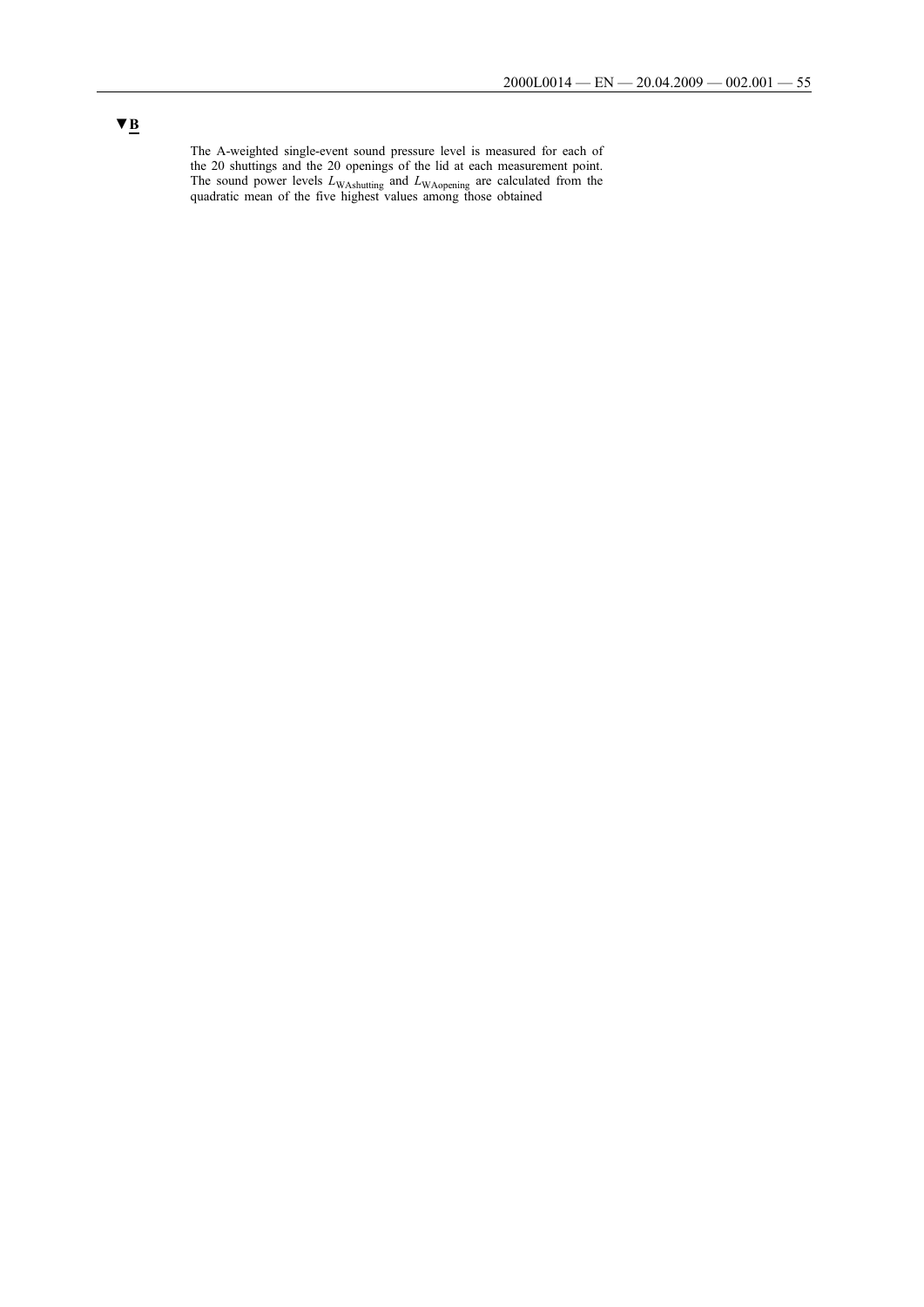▼B

The A-weighted single-event sound pressure level is measured for each of the 20 shuttings and the 20 openings of the lid at each measurement point. The sound power levels $L_{WAshutting}$ and $L_{WAopening}$ are calculated from the quadratic mean of the five highest values among those obtained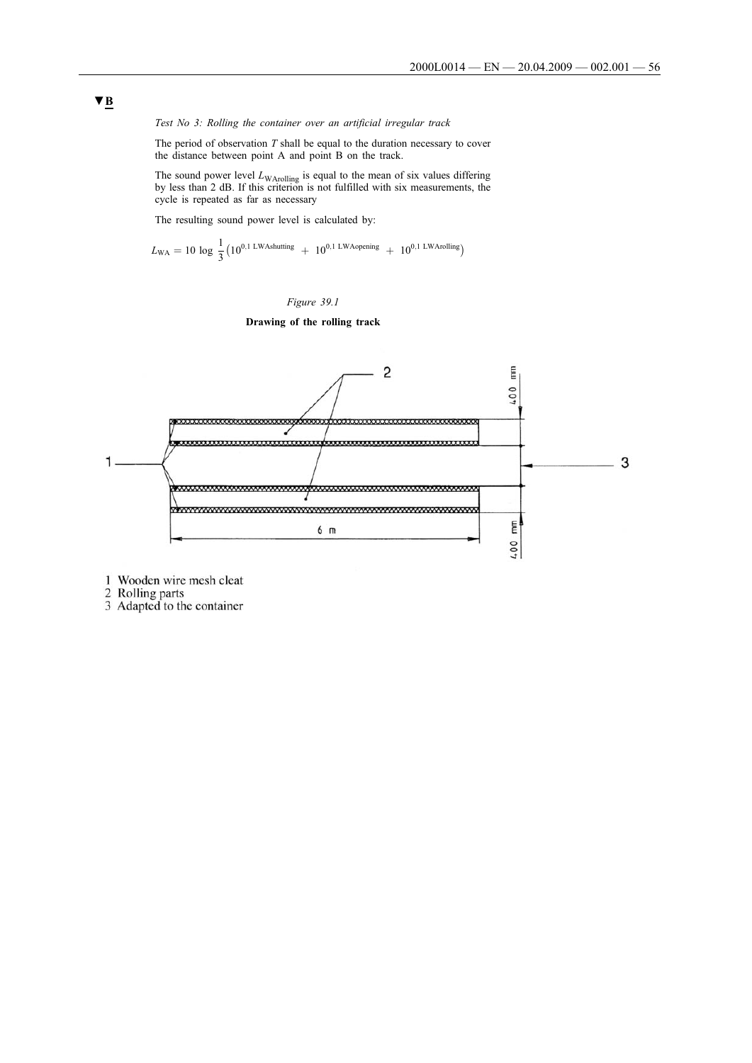▼B

*Test No 3: Rolling the container over an artificial irregular track*

The period of observation $T$ shall be equal to the duration necessary to cover the distance between point A and point B on the track.

The sound power level $L_{WArolling}$ is equal to the mean of six values differing by less than 2 dB. If this criterion is not fulfilled with six measurements, the cycle is repeated as far as necessary

The resulting sound power level is calculated by:

$$L_{WA} = 10 \log \frac{1}{3}\left(10^{0.1\ LWAshutting} + 10^{0.1\ LWAopening} + 10^{0.1\ LWArolling}\right)$$

*Figure 39.1*

**Drawing of the rolling track**

1 Wooden wire mesh cleat
2 Rolling parts
3 Adapted to the container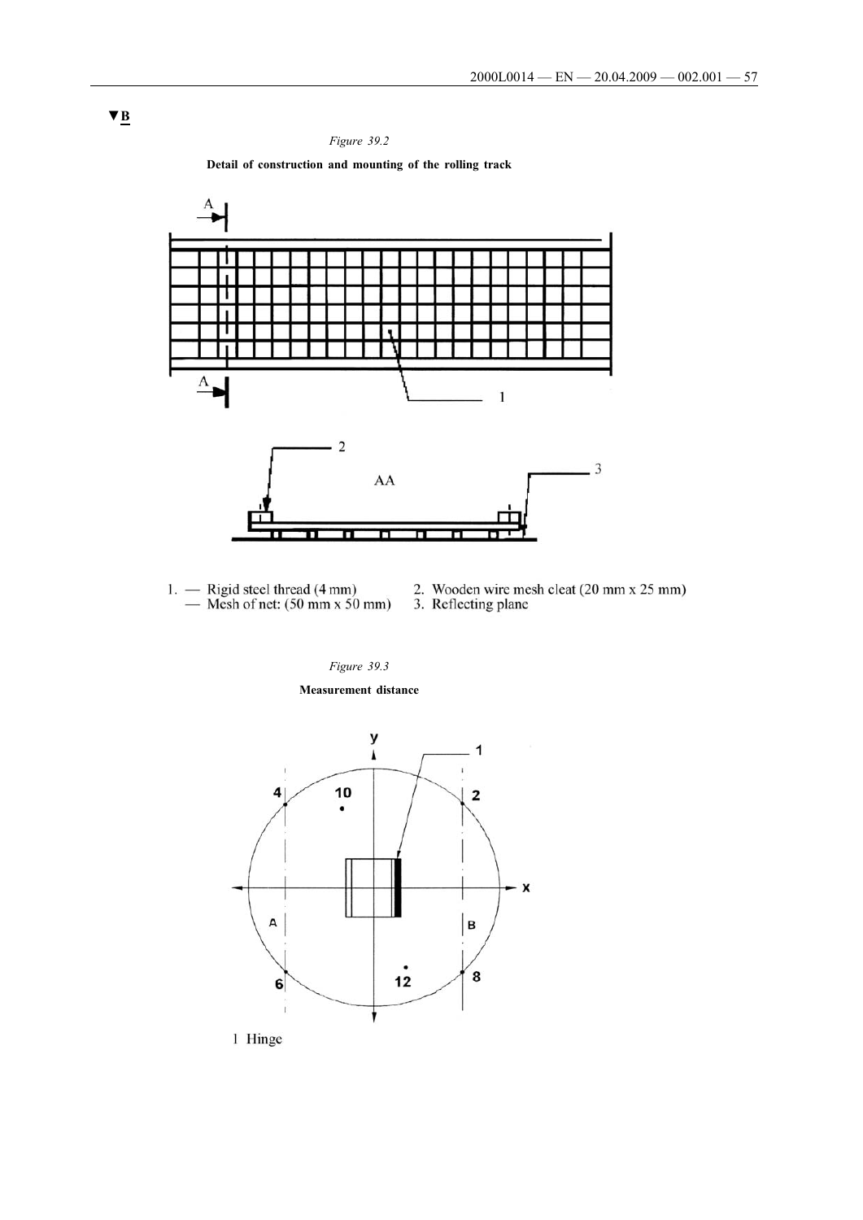▼B

*Figure 39.2*

**Detail of construction and mounting of the rolling track**

1. — Rigid steel thread (4 mm)
   — Mesh of net: (50 mm x 50 mm)
2. Wooden wire mesh cleat (20 mm x 25 mm)
3. Reflecting plane

*Figure 39.3*

**Measurement distance**

1 Hinge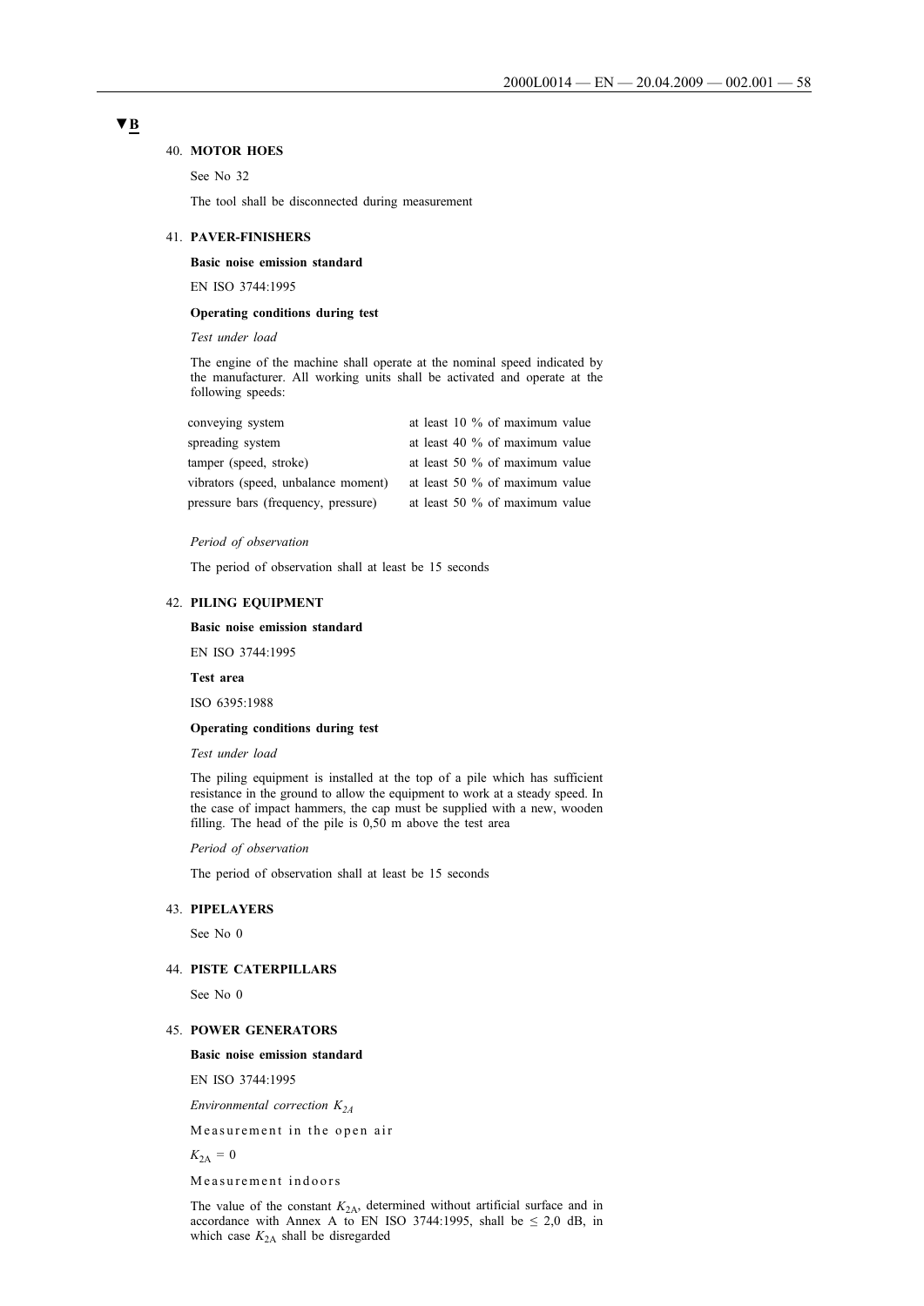▼B

40. **MOTOR HOES**

See No 32

The tool shall be disconnected during measurement

41. **PAVER-FINISHERS**

**Basic noise emission standard**

EN ISO 3744:1995

**Operating conditions during test**

*Test under load*

The engine of the machine shall operate at the nominal speed indicated by the manufacturer. All working units shall be activated and operate at the following speeds:

| | |
|---|---|
| conveying system | at least 10 % of maximum value |
| spreading system | at least 40 % of maximum value |
| tamper (speed, stroke) | at least 50 % of maximum value |
| vibrators (speed, unbalance moment) | at least 50 % of maximum value |
| pressure bars (frequency, pressure) | at least 50 % of maximum value |

*Period of observation*

The period of observation shall at least be 15 seconds

42. **PILING EQUIPMENT**

**Basic noise emission standard**

EN ISO 3744:1995

**Test area**

ISO 6395:1988

**Operating conditions during test**

*Test under load*

The piling equipment is installed at the top of a pile which has sufficient resistance in the ground to allow the equipment to work at a steady speed. In the case of impact hammers, the cap must be supplied with a new, wooden filling. The head of the pile is 0,50 m above the test area

*Period of observation*

The period of observation shall at least be 15 seconds

43. **PIPELAYERS**

See No 0

44. **PISTE CATERPILLARS**

See No 0

45. **POWER GENERATORS**

**Basic noise emission standard**

EN ISO 3744:1995

*Environmental correction $K_{2A}$*

Measurement in the open air

$K_{2A} = 0$

Measurement indoors

The value of the constant $K_{2A}$, determined without artificial surface and in accordance with Annex A to EN ISO 3744:1995, shall be $\leq$ 2,0 dB, in which case $K_{2A}$ shall be disregarded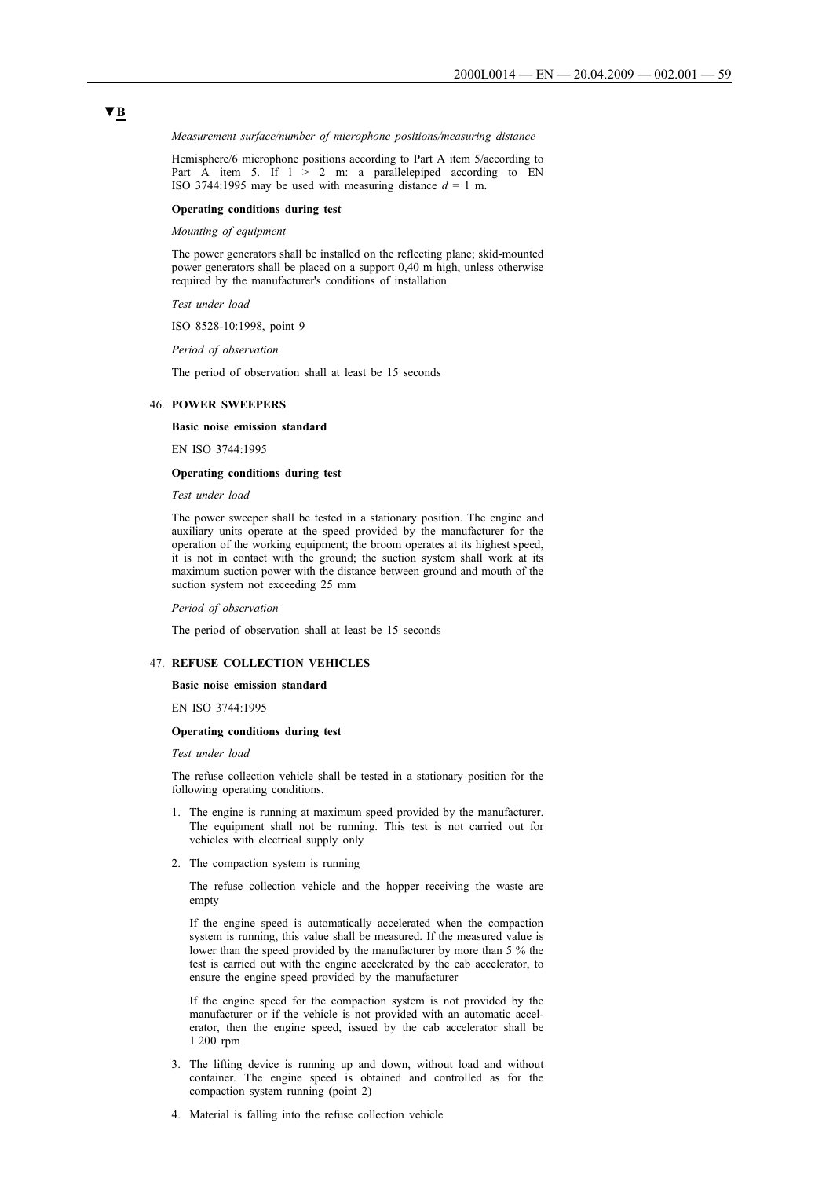▼B

*Measurement surface/number of microphone positions/measuring distance*

Hemisphere/6 microphone positions according to Part A item 5/according to Part A item 5. If l > 2 m: a parallelepiped according to EN ISO 3744:1995 may be used with measuring distance $d = 1$ m.

**Operating conditions during test**

*Mounting of equipment*

The power generators shall be installed on the reflecting plane; skid-mounted power generators shall be placed on a support 0,40 m high, unless otherwise required by the manufacturer's conditions of installation

*Test under load*

ISO 8528-10:1998, point 9

*Period of observation*

The period of observation shall at least be 15 seconds

46. **POWER SWEEPERS**

**Basic noise emission standard**

EN ISO 3744:1995

**Operating conditions during test**

*Test under load*

The power sweeper shall be tested in a stationary position. The engine and auxiliary units operate at the speed provided by the manufacturer for the operation of the working equipment; the broom operates at its highest speed, it is not in contact with the ground; the suction system shall work at its maximum suction power with the distance between ground and mouth of the suction system not exceeding 25 mm

*Period of observation*

The period of observation shall at least be 15 seconds

47. **REFUSE COLLECTION VEHICLES**

**Basic noise emission standard**

EN ISO 3744:1995

**Operating conditions during test**

*Test under load*

The refuse collection vehicle shall be tested in a stationary position for the following operating conditions.

1. The engine is running at maximum speed provided by the manufacturer. The equipment shall not be running. This test is not carried out for vehicles with electrical supply only

2. The compaction system is running

   The refuse collection vehicle and the hopper receiving the waste are empty

   If the engine speed is automatically accelerated when the compaction system is running, this value shall be measured. If the measured value is lower than the speed provided by the manufacturer by more than 5 % the test is carried out with the engine accelerated by the cab accelerator, to ensure the engine speed provided by the manufacturer

   If the engine speed for the compaction system is not provided by the manufacturer or if the vehicle is not provided with an automatic accelerator, then the engine speed, issued by the cab accelerator shall be 1 200 rpm

3. The lifting device is running up and down, without load and without container. The engine speed is obtained and controlled as for the compaction system running (point 2)

4. Material is falling into the refuse collection vehicle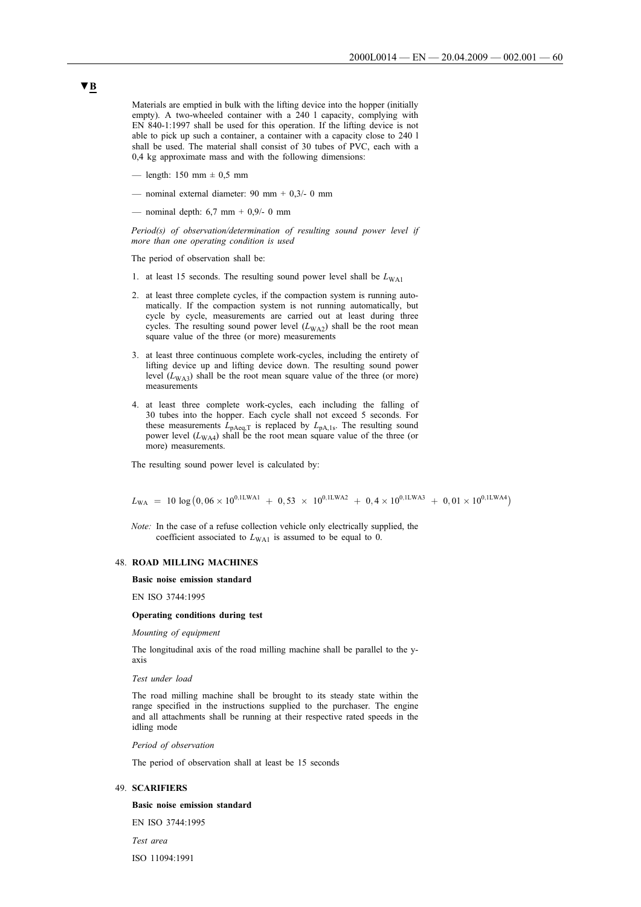▼B

Materials are emptied in bulk with the lifting device into the hopper (initially empty). A two-wheeled container with a 240 l capacity, complying with EN 840-1:1997 shall be used for this operation. If the lifting device is not able to pick up such a container, a container with a capacity close to 240 l shall be used. The material shall consist of 30 tubes of PVC, each with a 0,4 kg approximate mass and with the following dimensions:

— length: 150 mm ± 0,5 mm

— nominal external diameter: 90 mm + 0,3/- 0 mm

— nominal depth: 6,7 mm + 0,9/- 0 mm

*Period(s) of observation/determination of resulting sound power level if more than one operating condition is used*

The period of observation shall be:

1. at least 15 seconds. The resulting sound power level shall be $L_{WA1}$

2. at least three complete cycles, if the compaction system is running automatically. If the compaction system is not running automatically, but cycle by cycle, measurements are carried out at least during three cycles. The resulting sound power level ($L_{WA2}$) shall be the root mean square value of the three (or more) measurements

3. at least three continuous complete work-cycles, including the entirety of lifting device up and lifting device down. The resulting sound power level ($L_{WA3}$) shall be the root mean square value of the three (or more) measurements

4. at least three complete work-cycles, each including the falling of 30 tubes into the hopper. Each cycle shall not exceed 5 seconds. For these measurements $L_{pAeq,T}$ is replaced by $L_{pA,1s}$. The resulting sound power level ($L_{WA4}$) shall be the root mean square value of the three (or more) measurements.

The resulting sound power level is calculated by:

$$L_{WA} = 10 \log \left(0,06 \times 10^{0,1LWA1} + 0,53 \times 10^{0,1LWA2} + 0,4 \times 10^{0,1LWA3} + 0,01 \times 10^{0,1LWA4}\right)$$

*Note:* In the case of a refuse collection vehicle only electrically supplied, the coefficient associated to $L_{WA1}$ is assumed to be equal to 0.

## 48. ROAD MILLING MACHINES

**Basic noise emission standard**

EN ISO 3744:1995

**Operating conditions during test**

*Mounting of equipment*

The longitudinal axis of the road milling machine shall be parallel to the y-axis

*Test under load*

The road milling machine shall be brought to its steady state within the range specified in the instructions supplied to the purchaser. The engine and all attachments shall be running at their respective rated speeds in the idling mode

*Period of observation*

The period of observation shall at least be 15 seconds

## 49. SCARIFIERS

**Basic noise emission standard**

EN ISO 3744:1995

*Test area*

ISO 11094:1991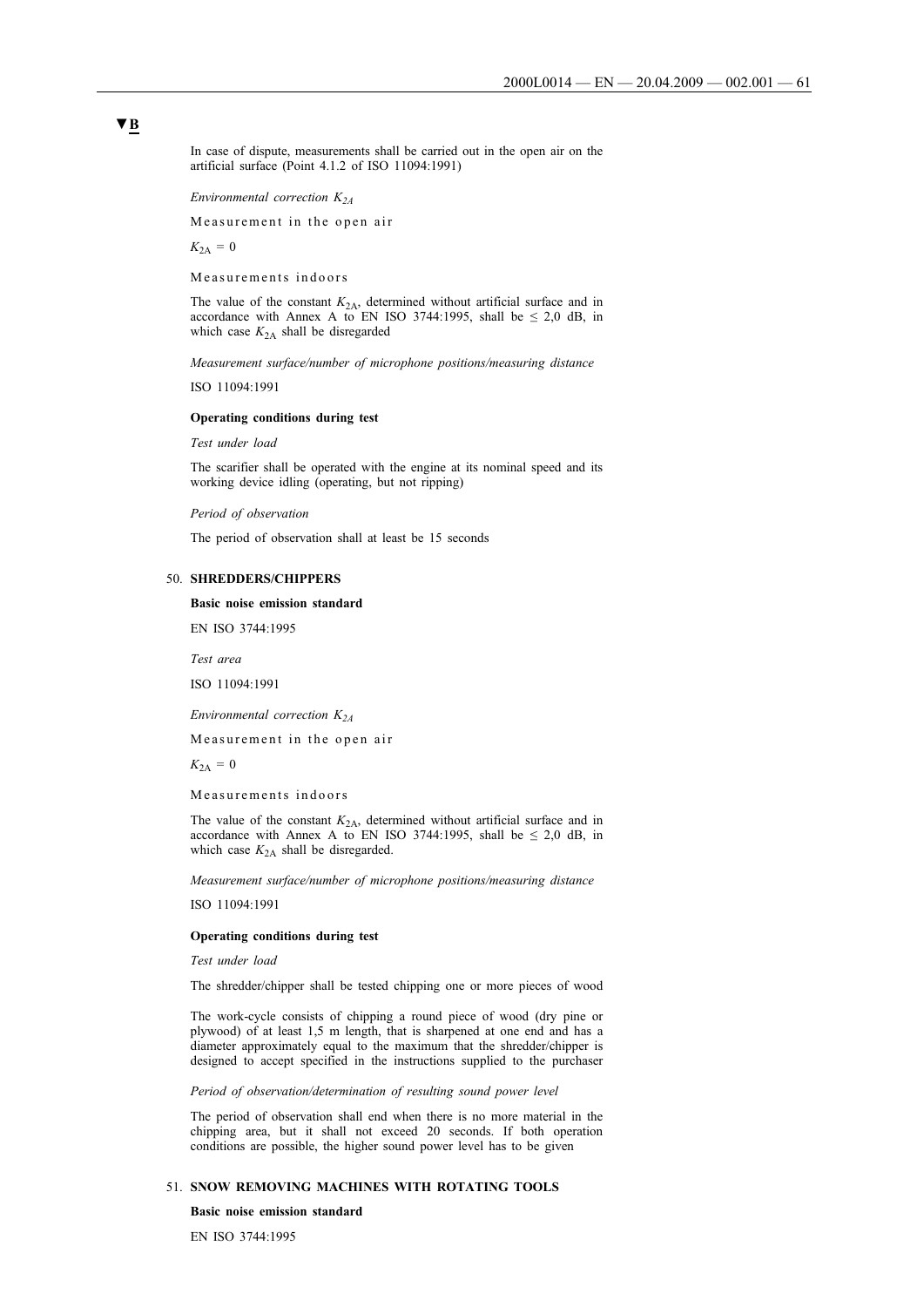▼B

In case of dispute, measurements shall be carried out in the open air on the artificial surface (Point 4.1.2 of ISO 11094:1991)

*Environmental correction $K_{2A}$*

Measurement in the open air

$K_{2A} = 0$

Measurements indoors

The value of the constant $K_{2A}$, determined without artificial surface and in accordance with Annex A to EN ISO 3744:1995, shall be $\leq$ 2,0 dB, in which case $K_{2A}$ shall be disregarded

*Measurement surface/number of microphone positions/measuring distance*

ISO 11094:1991

**Operating conditions during test**

*Test under load*

The scarifier shall be operated with the engine at its nominal speed and its working device idling (operating, but not ripping)

*Period of observation*

The period of observation shall at least be 15 seconds

50. **SHREDDERS/CHIPPERS**

**Basic noise emission standard**

EN ISO 3744:1995

*Test area*

ISO 11094:1991

*Environmental correction $K_{2A}$*

Measurement in the open air

$K_{2A} = 0$

Measurements indoors

The value of the constant $K_{2A}$, determined without artificial surface and in accordance with Annex A to EN ISO 3744:1995, shall be $\leq$ 2,0 dB, in which case $K_{2A}$ shall be disregarded.

*Measurement surface/number of microphone positions/measuring distance*

ISO 11094:1991

**Operating conditions during test**

*Test under load*

The shredder/chipper shall be tested chipping one or more pieces of wood

The work-cycle consists of chipping a round piece of wood (dry pine or plywood) of at least 1,5 m length, that is sharpened at one end and has a diameter approximately equal to the maximum that the shredder/chipper is designed to accept specified in the instructions supplied to the purchaser

*Period of observation/determination of resulting sound power level*

The period of observation shall end when there is no more material in the chipping area, but it shall not exceed 20 seconds. If both operation conditions are possible, the higher sound power level has to be given

51. **SNOW REMOVING MACHINES WITH ROTATING TOOLS**

**Basic noise emission standard**

EN ISO 3744:1995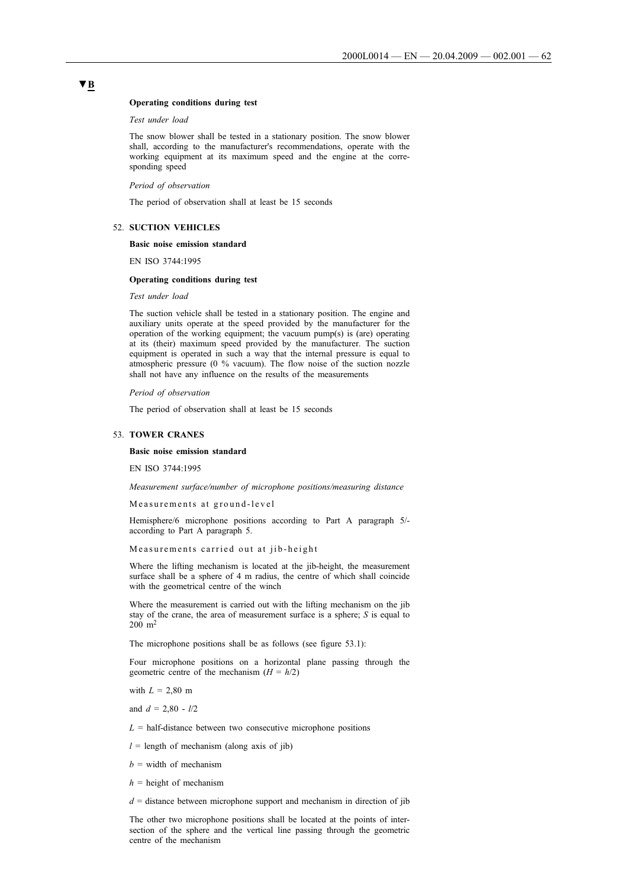**▼B**

**Operating conditions during test**

*Test under load*

The snow blower shall be tested in a stationary position. The snow blower shall, according to the manufacturer's recommendations, operate with the working equipment at its maximum speed and the engine at the corresponding speed

*Period of observation*

The period of observation shall at least be 15 seconds

52. **SUCTION VEHICLES**

**Basic noise emission standard**

EN ISO 3744:1995

**Operating conditions during test**

*Test under load*

The suction vehicle shall be tested in a stationary position. The engine and auxiliary units operate at the speed provided by the manufacturer for the operation of the working equipment; the vacuum pump(s) is (are) operating at its (their) maximum speed provided by the manufacturer. The suction equipment is operated in such a way that the internal pressure is equal to atmospheric pressure (0 % vacuum). The flow noise of the suction nozzle shall not have any influence on the results of the measurements

*Period of observation*

The period of observation shall at least be 15 seconds

53. **TOWER CRANES**

**Basic noise emission standard**

EN ISO 3744:1995

*Measurement surface/number of microphone positions/measuring distance*

Measurements at ground-level

Hemisphere/6 microphone positions according to Part A paragraph 5/-according to Part A paragraph 5.

Measurements carried out at jib-height

Where the lifting mechanism is located at the jib-height, the measurement surface shall be a sphere of 4 m radius, the centre of which shall coincide with the geometrical centre of the winch

Where the measurement is carried out with the lifting mechanism on the jib stay of the crane, the area of measurement surface is a sphere; $S$ is equal to 200 $m^2$

The microphone positions shall be as follows (see figure 53.1):

Four microphone positions on a horizontal plane passing through the geometric centre of the mechanism ($H = h/2$)

with $L = 2,80$ m

and $d = 2,80 - l/2$

$L$ = half-distance between two consecutive microphone positions

$l$ = length of mechanism (along axis of jib)

$b$ = width of mechanism

$h$ = height of mechanism

$d$ = distance between microphone support and mechanism in direction of jib

The other two microphone positions shall be located at the points of intersection of the sphere and the vertical line passing through the geometric centre of the mechanism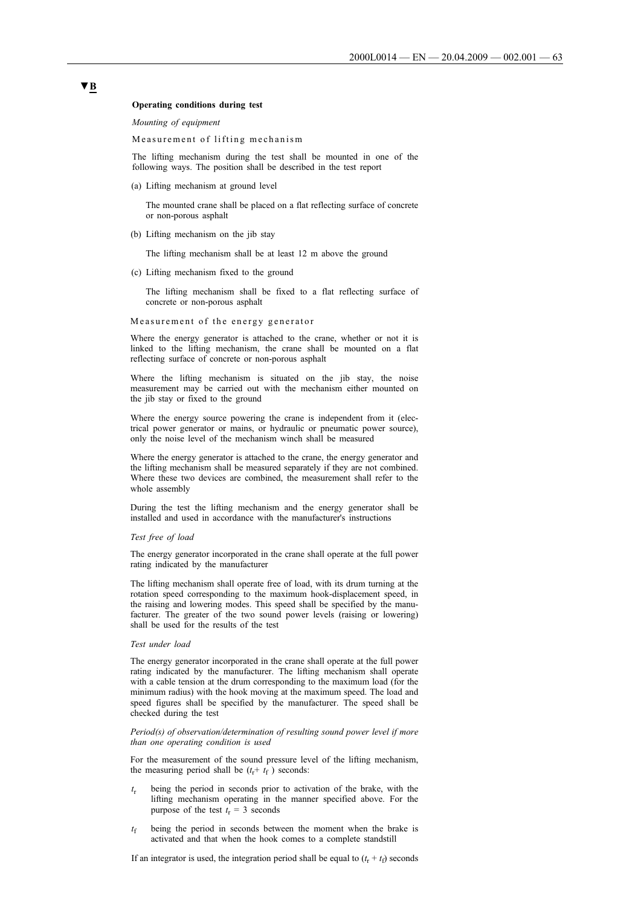▼B

**Operating conditions during test**

*Mounting of equipment*

Measurement of lifting mechanism

The lifting mechanism during the test shall be mounted in one of the following ways. The position shall be described in the test report

(a) Lifting mechanism at ground level

The mounted crane shall be placed on a flat reflecting surface of concrete or non-porous asphalt

(b) Lifting mechanism on the jib stay

The lifting mechanism shall be at least 12 m above the ground

(c) Lifting mechanism fixed to the ground

The lifting mechanism shall be fixed to a flat reflecting surface of concrete or non-porous asphalt

Measurement of the energy generator

Where the energy generator is attached to the crane, whether or not it is linked to the lifting mechanism, the crane shall be mounted on a flat reflecting surface of concrete or non-porous asphalt

Where the lifting mechanism is situated on the jib stay, the noise measurement may be carried out with the mechanism either mounted on the jib stay or fixed to the ground

Where the energy source powering the crane is independent from it (electrical power generator or mains, or hydraulic or pneumatic power source), only the noise level of the mechanism winch shall be measured

Where the energy generator is attached to the crane, the energy generator and the lifting mechanism shall be measured separately if they are not combined. Where these two devices are combined, the measurement shall refer to the whole assembly

During the test the lifting mechanism and the energy generator shall be installed and used in accordance with the manufacturer's instructions

*Test free of load*

The energy generator incorporated in the crane shall operate at the full power rating indicated by the manufacturer

The lifting mechanism shall operate free of load, with its drum turning at the rotation speed corresponding to the maximum hook-displacement speed, in the raising and lowering modes. This speed shall be specified by the manufacturer. The greater of the two sound power levels (raising or lowering) shall be used for the results of the test

*Test under load*

The energy generator incorporated in the crane shall operate at the full power rating indicated by the manufacturer. The lifting mechanism shall operate with a cable tension at the drum corresponding to the maximum load (for the minimum radius) with the hook moving at the maximum speed. The load and speed figures shall be specified by the manufacturer. The speed shall be checked during the test

*Period(s) of observation/determination of resulting sound power level if more than one operating condition is used*

For the measurement of the sound pressure level of the lifting mechanism, the measuring period shall be ($t_r$+ $t_f$ ) seconds:

$t_r$ being the period in seconds prior to activation of the brake, with the lifting mechanism operating in the manner specified above. For the purpose of the test $t_r$ = 3 seconds

$t_f$ being the period in seconds between the moment when the brake is activated and that when the hook comes to a complete standstill

If an integrator is used, the integration period shall be equal to ($t_r$ + $t_f$) seconds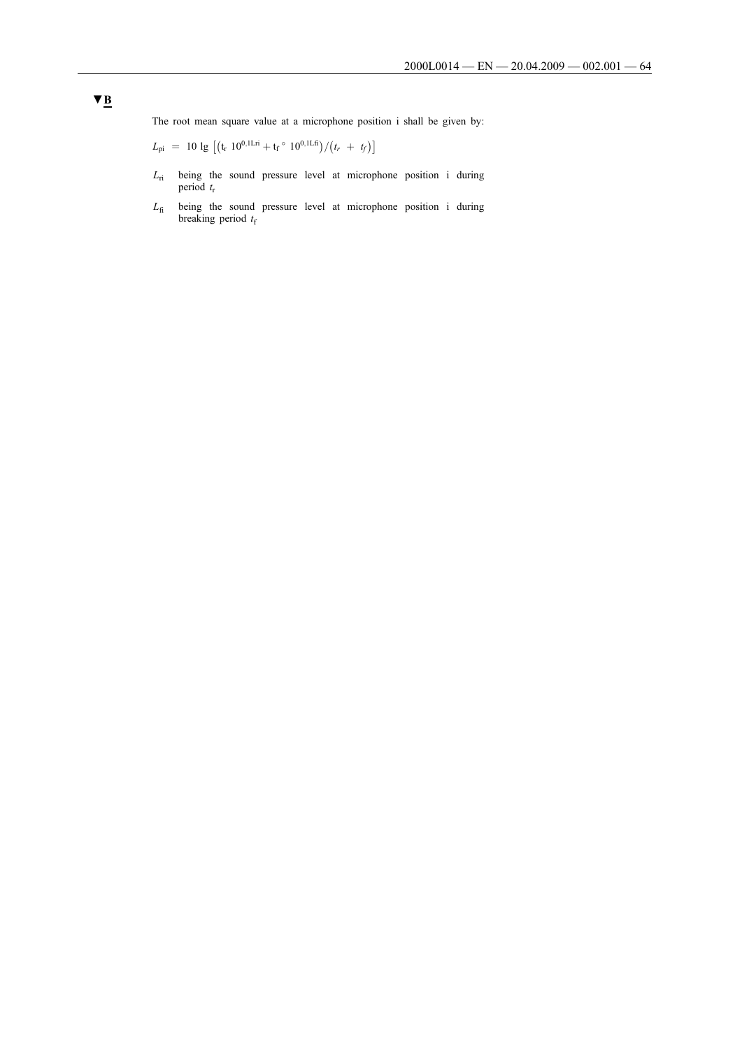▼B

The root mean square value at a microphone position i shall be given by:

$$L_{pi} = 10 \lg \left[ \left( t_r \, 10^{0.1 L_{ri}} + t_f \circ 10^{0.1 L_{fi}} \right) / \left( t_r + t_f \right) \right]$$

$L_{ri}$ being the sound pressure level at microphone position i during period $t_r$

$L_{fi}$ being the sound pressure level at microphone position i during breaking period $t_f$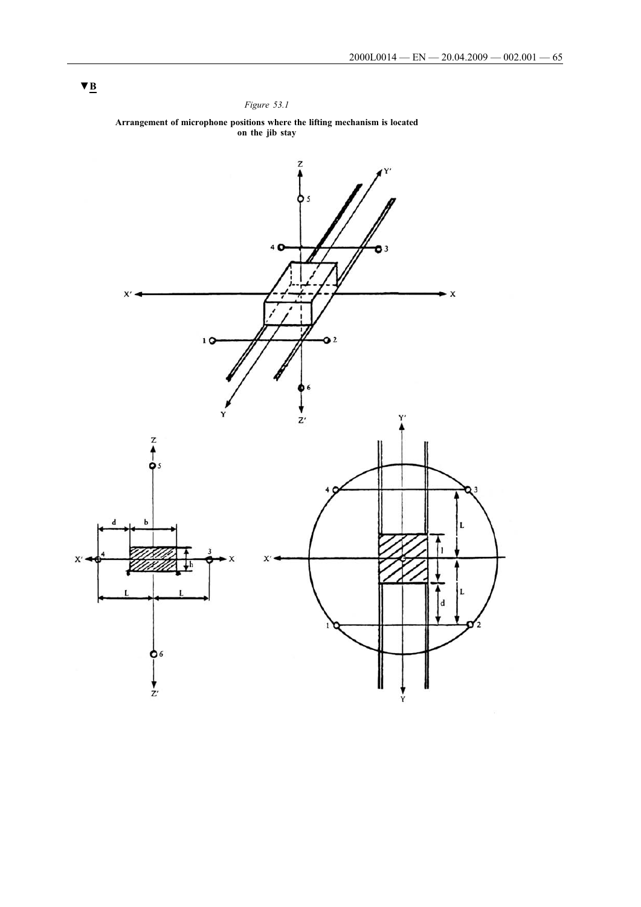▼B

*Figure 53.1*

**Arrangement of microphone positions where the lifting mechanism is located on the jib stay**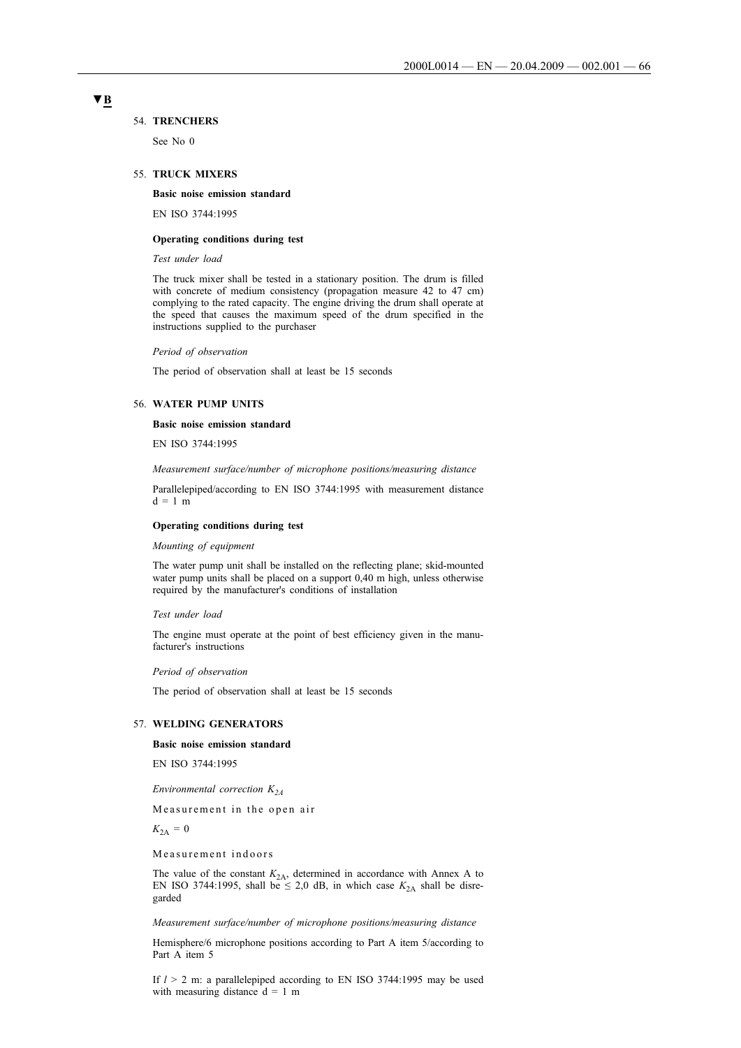▼B

54. **TRENCHERS**

See No 0

55. **TRUCK MIXERS**

**Basic noise emission standard**

EN ISO 3744:1995

**Operating conditions during test**

*Test under load*

The truck mixer shall be tested in a stationary position. The drum is filled with concrete of medium consistency (propagation measure 42 to 47 cm) complying to the rated capacity. The engine driving the drum shall operate at the speed that causes the maximum speed of the drum specified in the instructions supplied to the purchaser

*Period of observation*

The period of observation shall at least be 15 seconds

56. **WATER PUMP UNITS**

**Basic noise emission standard**

EN ISO 3744:1995

*Measurement surface/number of microphone positions/measuring distance*

Parallelepiped/according to EN ISO 3744:1995 with measurement distance d = 1 m

**Operating conditions during test**

*Mounting of equipment*

The water pump unit shall be installed on the reflecting plane; skid-mounted water pump units shall be placed on a support 0,40 m high, unless otherwise required by the manufacturer's conditions of installation

*Test under load*

The engine must operate at the point of best efficiency given in the manufacturer's instructions

*Period of observation*

The period of observation shall at least be 15 seconds

57. **WELDING GENERATORS**

**Basic noise emission standard**

EN ISO 3744:1995

*Environmental correction $K_{2A}$*

Measurement in the open air

$K_{2A} = 0$

Measurement indoors

The value of the constant $K_{2A}$, determined in accordance with Annex A to EN ISO 3744:1995, shall be $\leq$ 2,0 dB, in which case $K_{2A}$ shall be disregarded

*Measurement surface/number of microphone positions/measuring distance*

Hemisphere/6 microphone positions according to Part A item 5/according to Part A item 5

If $l > 2$ m: a parallelepiped according to EN ISO 3744:1995 may be used with measuring distance d = 1 m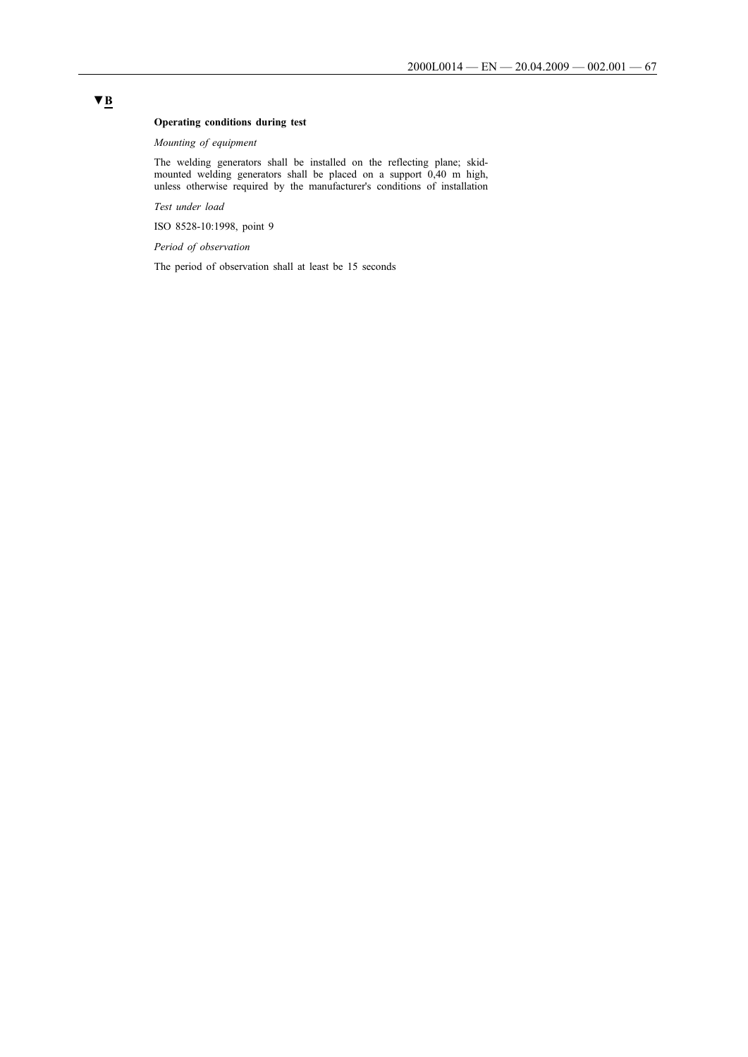▼B

**Operating conditions during test**

*Mounting of equipment*

The welding generators shall be installed on the reflecting plane; skid-mounted welding generators shall be placed on a support 0,40 m high, unless otherwise required by the manufacturer's conditions of installation

*Test under load*

ISO 8528-10:1998, point 9

*Period of observation*

The period of observation shall at least be 15 seconds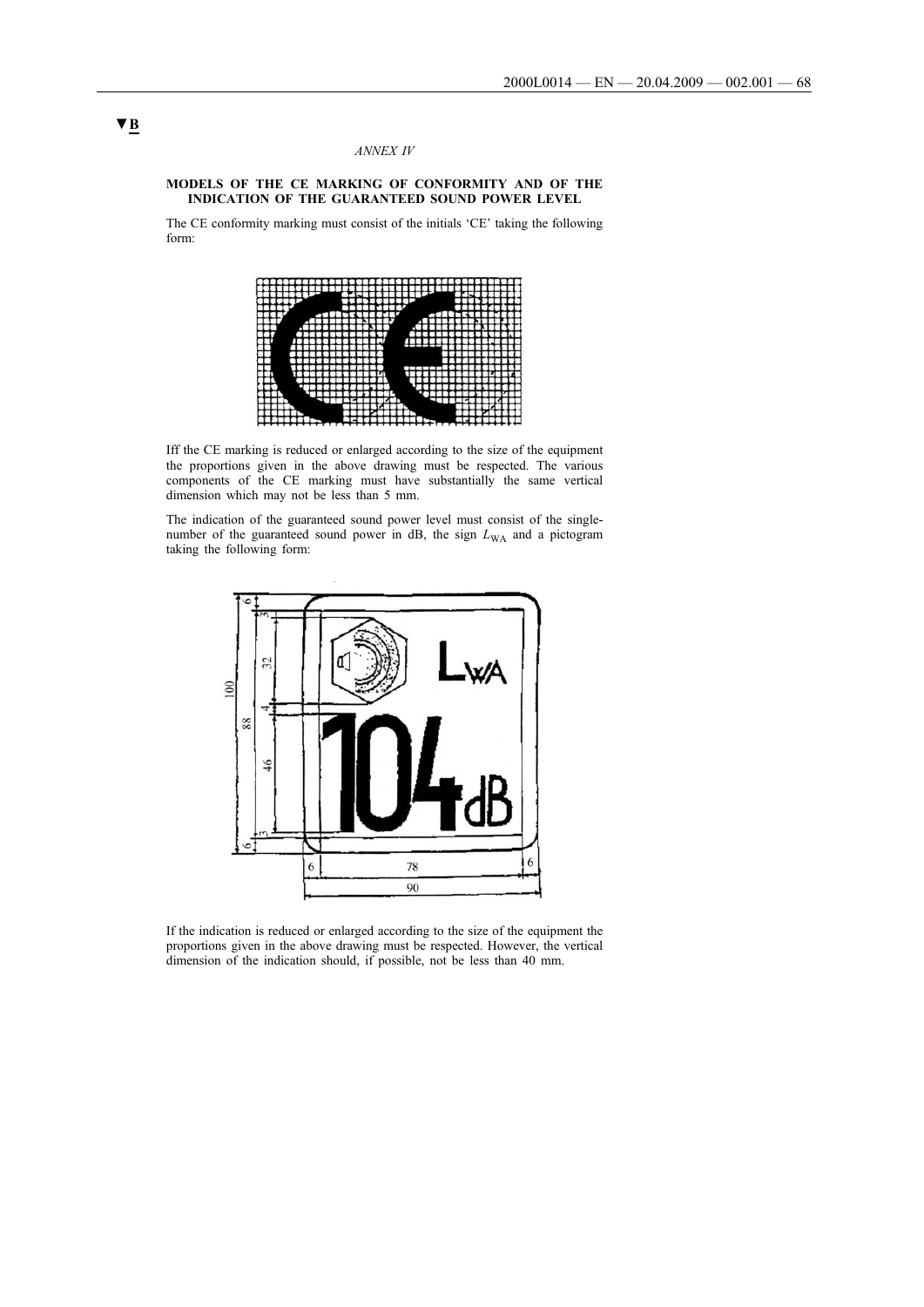▼B

*ANNEX IV*

**MODELS OF THE CE MARKING OF CONFORMITY AND OF THE INDICATION OF THE GUARANTEED SOUND POWER LEVEL**

The CE conformity marking must consist of the initials 'CE' taking the following form:

Iff the CE marking is reduced or enlarged according to the size of the equipment the proportions given in the above drawing must be respected. The various components of the CE marking must have substantially the same vertical dimension which may not be less than 5 mm.

The indication of the guaranteed sound power level must consist of the single-number of the guaranteed sound power in dB, the sign $L_{WA}$ and a pictogram taking the following form:

If the indication is reduced or enlarged according to the size of the equipment the proportions given in the above drawing must be respected. However, the vertical dimension of the indication should, if possible, not be less than 40 mm.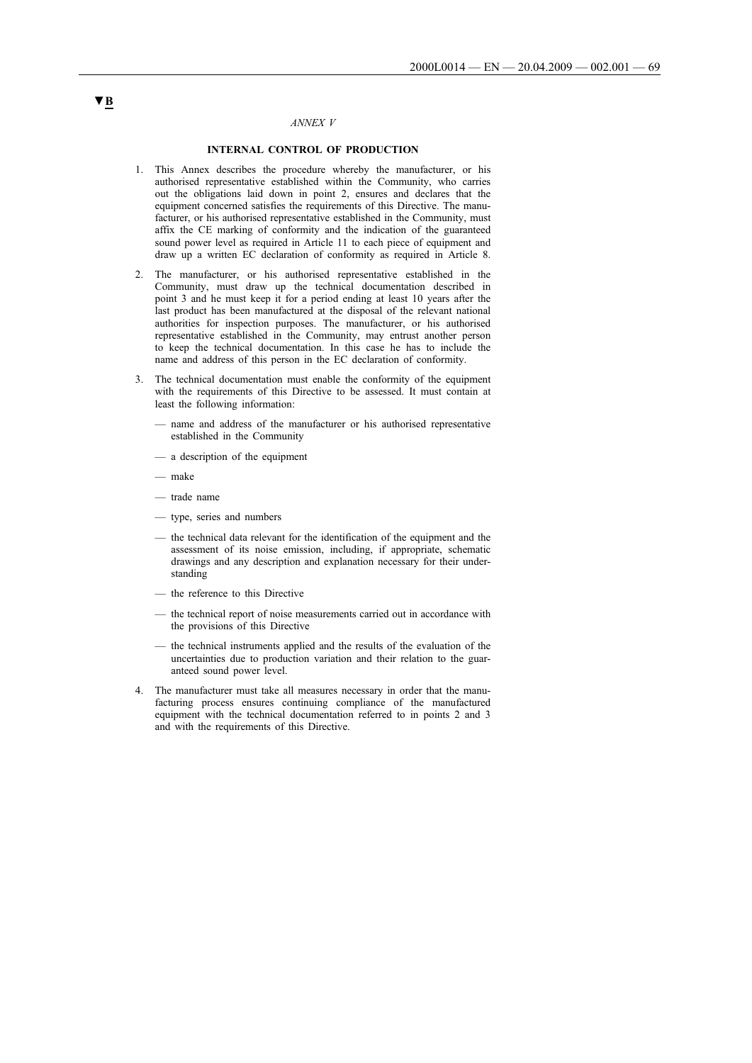▼B

*ANNEX V*

## INTERNAL CONTROL OF PRODUCTION

1. This Annex describes the procedure whereby the manufacturer, or his authorised representative established within the Community, who carries out the obligations laid down in point 2, ensures and declares that the equipment concerned satisfies the requirements of this Directive. The manufacturer, or his authorised representative established in the Community, must affix the CE marking of conformity and the indication of the guaranteed sound power level as required in Article 11 to each piece of equipment and draw up a written EC declaration of conformity as required in Article 8.

2. The manufacturer, or his authorised representative established in the Community, must draw up the technical documentation described in point 3 and he must keep it for a period ending at least 10 years after the last product has been manufactured at the disposal of the relevant national authorities for inspection purposes. The manufacturer, or his authorised representative established in the Community, may entrust another person to keep the technical documentation. In this case he has to include the name and address of this person in the EC declaration of conformity.

3. The technical documentation must enable the conformity of the equipment with the requirements of this Directive to be assessed. It must contain at least the following information:

   — name and address of the manufacturer or his authorised representative established in the Community

   — a description of the equipment

   — make

   — trade name

   — type, series and numbers

   — the technical data relevant for the identification of the equipment and the assessment of its noise emission, including, if appropriate, schematic drawings and any description and explanation necessary for their understanding

   — the reference to this Directive

   — the technical report of noise measurements carried out in accordance with the provisions of this Directive

   — the technical instruments applied and the results of the evaluation of the uncertainties due to production variation and their relation to the guaranteed sound power level.

4. The manufacturer must take all measures necessary in order that the manufacturing process ensures continuing compliance of the manufactured equipment with the technical documentation referred to in points 2 and 3 and with the requirements of this Directive.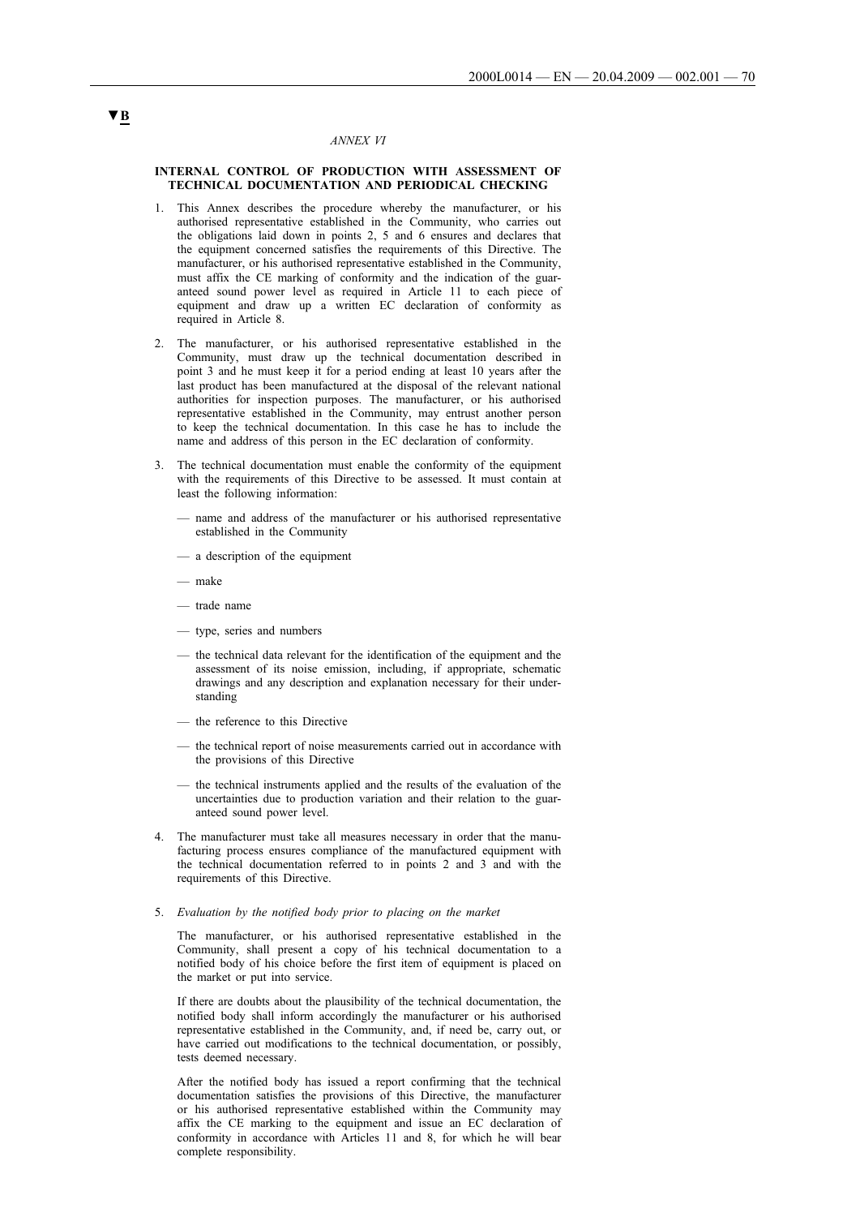▼B

*ANNEX VI*

**INTERNAL CONTROL OF PRODUCTION WITH ASSESSMENT OF TECHNICAL DOCUMENTATION AND PERIODICAL CHECKING**

1. This Annex describes the procedure whereby the manufacturer, or his authorised representative established in the Community, who carries out the obligations laid down in points 2, 5 and 6 ensures and declares that the equipment concerned satisfies the requirements of this Directive. The manufacturer, or his authorised representative established in the Community, must affix the CE marking of conformity and the indication of the guaranteed sound power level as required in Article 11 to each piece of equipment and draw up a written EC declaration of conformity as required in Article 8.

2. The manufacturer, or his authorised representative established in the Community, must draw up the technical documentation described in point 3 and he must keep it for a period ending at least 10 years after the last product has been manufactured at the disposal of the relevant national authorities for inspection purposes. The manufacturer, or his authorised representative established in the Community, may entrust another person to keep the technical documentation. In this case he has to include the name and address of this person in the EC declaration of conformity.

3. The technical documentation must enable the conformity of the equipment with the requirements of this Directive to be assessed. It must contain at least the following information:

   — name and address of the manufacturer or his authorised representative established in the Community

   — a description of the equipment

   — make

   — trade name

   — type, series and numbers

   — the technical data relevant for the identification of the equipment and the assessment of its noise emission, including, if appropriate, schematic drawings and any description and explanation necessary for their understanding

   — the reference to this Directive

   — the technical report of noise measurements carried out in accordance with the provisions of this Directive

   — the technical instruments applied and the results of the evaluation of the uncertainties due to production variation and their relation to the guaranteed sound power level.

4. The manufacturer must take all measures necessary in order that the manufacturing process ensures compliance of the manufactured equipment with the technical documentation referred to in points 2 and 3 and with the requirements of this Directive.

5. *Evaluation by the notified body prior to placing on the market*

   The manufacturer, or his authorised representative established in the Community, shall present a copy of his technical documentation to a notified body of his choice before the first item of equipment is placed on the market or put into service.

   If there are doubts about the plausibility of the technical documentation, the notified body shall inform accordingly the manufacturer or his authorised representative established in the Community, and, if need be, carry out, or have carried out modifications to the technical documentation, or possibly, tests deemed necessary.

   After the notified body has issued a report confirming that the technical documentation satisfies the provisions of this Directive, the manufacturer or his authorised representative established within the Community may affix the CE marking to the equipment and issue an EC declaration of conformity in accordance with Articles 11 and 8, for which he will bear complete responsibility.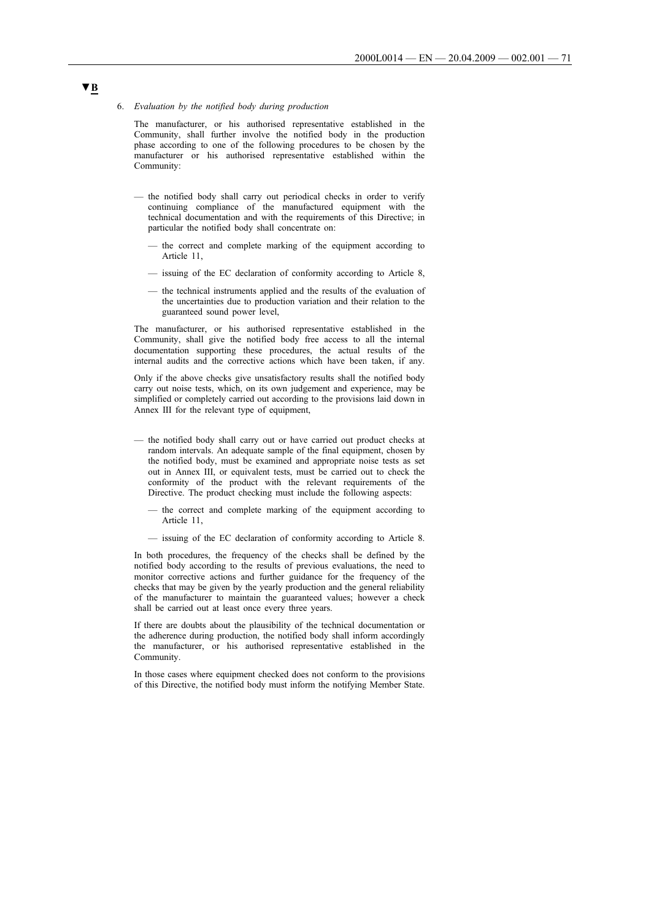▼B

6. *Evaluation by the notified body during production*

The manufacturer, or his authorised representative established in the Community, shall further involve the notified body in the production phase according to one of the following procedures to be chosen by the manufacturer or his authorised representative established within the Community:

— the notified body shall carry out periodical checks in order to verify continuing compliance of the manufactured equipment with the technical documentation and with the requirements of this Directive; in particular the notified body shall concentrate on:

  — the correct and complete marking of the equipment according to Article 11,

  — issuing of the EC declaration of conformity according to Article 8,

  — the technical instruments applied and the results of the evaluation of the uncertainties due to production variation and their relation to the guaranteed sound power level,

The manufacturer, or his authorised representative established in the Community, shall give the notified body free access to all the internal documentation supporting these procedures, the actual results of the internal audits and the corrective actions which have been taken, if any.

Only if the above checks give unsatisfactory results shall the notified body carry out noise tests, which, on its own judgement and experience, may be simplified or completely carried out according to the provisions laid down in Annex III for the relevant type of equipment,

— the notified body shall carry out or have carried out product checks at random intervals. An adequate sample of the final equipment, chosen by the notified body, must be examined and appropriate noise tests as set out in Annex III, or equivalent tests, must be carried out to check the conformity of the product with the relevant requirements of the Directive. The product checking must include the following aspects:

  — the correct and complete marking of the equipment according to Article 11,

  — issuing of the EC declaration of conformity according to Article 8.

In both procedures, the frequency of the checks shall be defined by the notified body according to the results of previous evaluations, the need to monitor corrective actions and further guidance for the frequency of the checks that may be given by the yearly production and the general reliability of the manufacturer to maintain the guaranteed values; however a check shall be carried out at least once every three years.

If there are doubts about the plausibility of the technical documentation or the adherence during production, the notified body shall inform accordingly the manufacturer, or his authorised representative established in the Community.

In those cases where equipment checked does not conform to the provisions of this Directive, the notified body must inform the notifying Member State.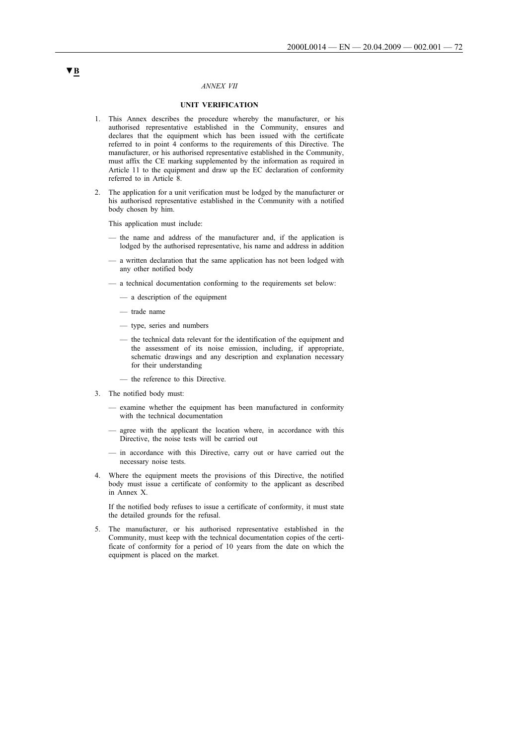▼B

*ANNEX VII*

## UNIT VERIFICATION

1. This Annex describes the procedure whereby the manufacturer, or his authorised representative established in the Community, ensures and declares that the equipment which has been issued with the certificate referred to in point 4 conforms to the requirements of this Directive. The manufacturer, or his authorised representative established in the Community, must affix the CE marking supplemented by the information as required in Article 11 to the equipment and draw up the EC declaration of conformity referred to in Article 8.

2. The application for a unit verification must be lodged by the manufacturer or his authorised representative established in the Community with a notified body chosen by him.

   This application must include:

   — the name and address of the manufacturer and, if the application is lodged by the authorised representative, his name and address in addition

   — a written declaration that the same application has not been lodged with any other notified body

   — a technical documentation conforming to the requirements set below:

     — a description of the equipment

     — trade name

     — type, series and numbers

     — the technical data relevant for the identification of the equipment and the assessment of its noise emission, including, if appropriate, schematic drawings and any description and explanation necessary for their understanding

     — the reference to this Directive.

3. The notified body must:

   — examine whether the equipment has been manufactured in conformity with the technical documentation

   — agree with the applicant the location where, in accordance with this Directive, the noise tests will be carried out

   — in accordance with this Directive, carry out or have carried out the necessary noise tests.

4. Where the equipment meets the provisions of this Directive, the notified body must issue a certificate of conformity to the applicant as described in Annex X.

   If the notified body refuses to issue a certificate of conformity, it must state the detailed grounds for the refusal.

5. The manufacturer, or his authorised representative established in the Community, must keep with the technical documentation copies of the certificate of conformity for a period of 10 years from the date on which the equipment is placed on the market.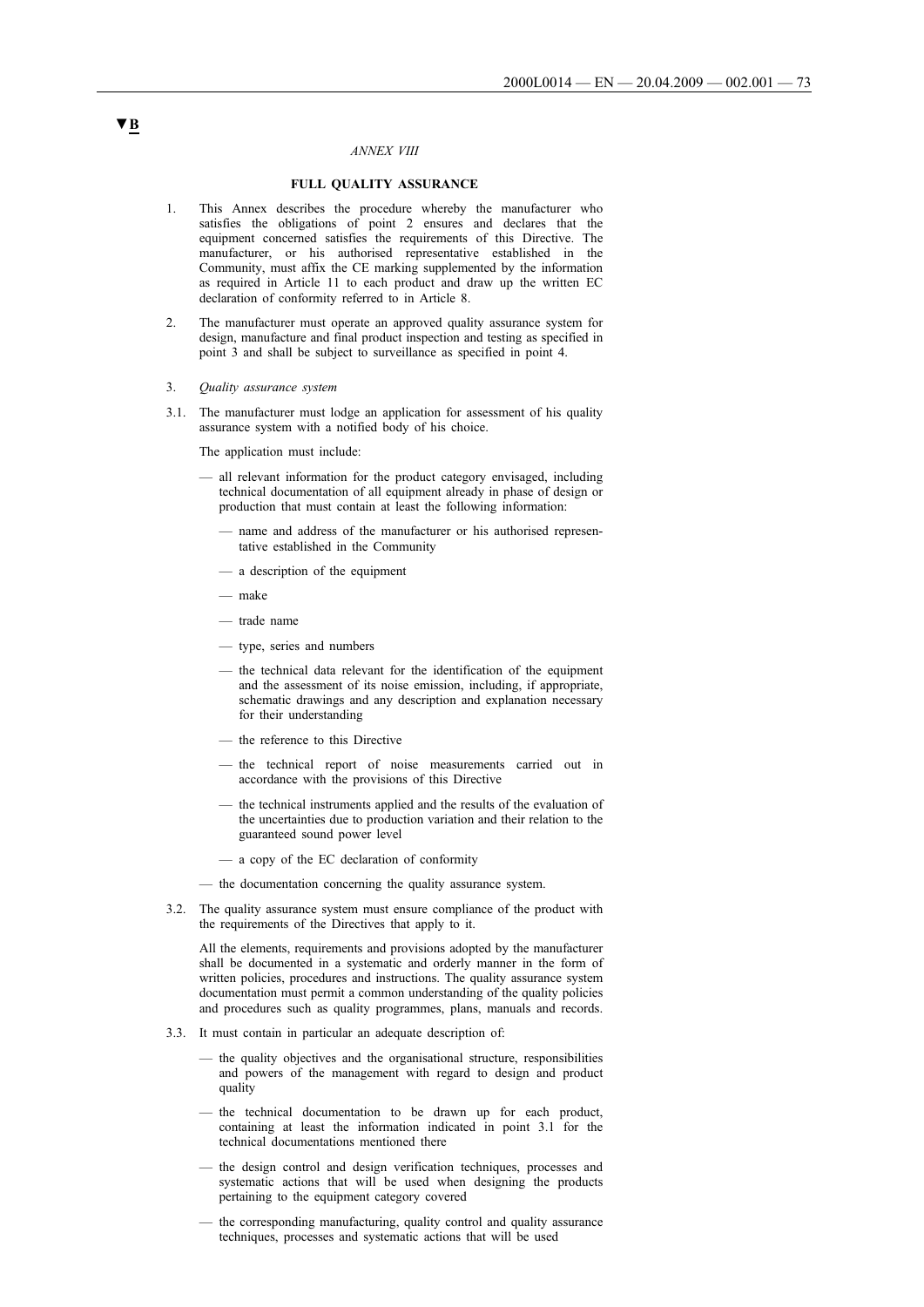▼B

*ANNEX VIII*

**FULL QUALITY ASSURANCE**

1. This Annex describes the procedure whereby the manufacturer who satisfies the obligations of point 2 ensures and declares that the equipment concerned satisfies the requirements of this Directive. The manufacturer, or his authorised representative established in the Community, must affix the CE marking supplemented by the information as required in Article 11 to each product and draw up the written EC declaration of conformity referred to in Article 8.

2. The manufacturer must operate an approved quality assurance system for design, manufacture and final product inspection and testing as specified in point 3 and shall be subject to surveillance as specified in point 4.

3. *Quality assurance system*

3.1. The manufacturer must lodge an application for assessment of his quality assurance system with a notified body of his choice.

The application must include:

— all relevant information for the product category envisaged, including technical documentation of all equipment already in phase of design or production that must contain at least the following information:

  — name and address of the manufacturer or his authorised representative established in the Community

  — a description of the equipment

  — make

  — trade name

  — type, series and numbers

  — the technical data relevant for the identification of the equipment and the assessment of its noise emission, including, if appropriate, schematic drawings and any description and explanation necessary for their understanding

  — the reference to this Directive

  — the technical report of noise measurements carried out in accordance with the provisions of this Directive

  — the technical instruments applied and the results of the evaluation of the uncertainties due to production variation and their relation to the guaranteed sound power level

  — a copy of the EC declaration of conformity

— the documentation concerning the quality assurance system.

3.2. The quality assurance system must ensure compliance of the product with the requirements of the Directives that apply to it.

All the elements, requirements and provisions adopted by the manufacturer shall be documented in a systematic and orderly manner in the form of written policies, procedures and instructions. The quality assurance system documentation must permit a common understanding of the quality policies and procedures such as quality programmes, plans, manuals and records.

3.3. It must contain in particular an adequate description of:

— the quality objectives and the organisational structure, responsibilities and powers of the management with regard to design and product quality

— the technical documentation to be drawn up for each product, containing at least the information indicated in point 3.1 for the technical documentations mentioned there

— the design control and design verification techniques, processes and systematic actions that will be used when designing the products pertaining to the equipment category covered

— the corresponding manufacturing, quality control and quality assurance techniques, processes and systematic actions that will be used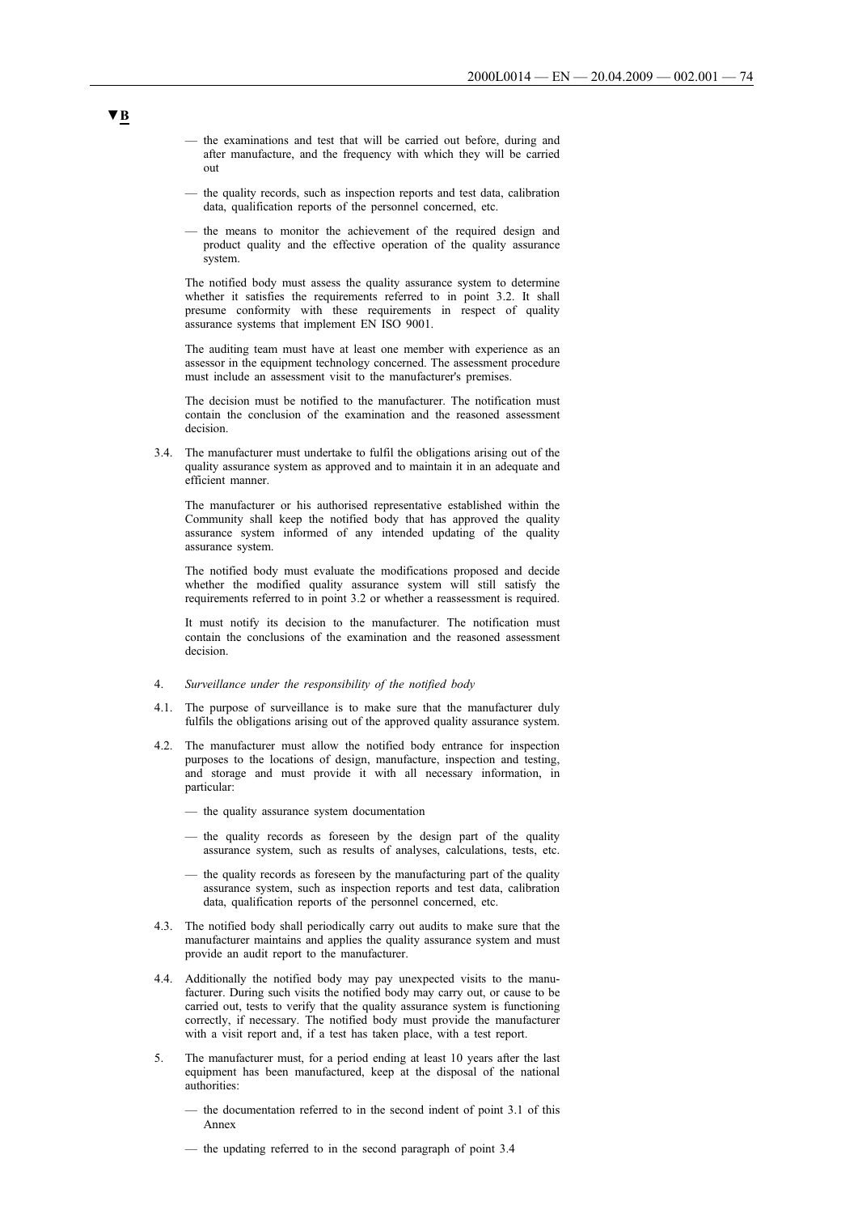▼B

- the examinations and test that will be carried out before, during and after manufacture, and the frequency with which they will be carried out
- the quality records, such as inspection reports and test data, calibration data, qualification reports of the personnel concerned, etc.
- the means to monitor the achievement of the required design and product quality and the effective operation of the quality assurance system.

The notified body must assess the quality assurance system to determine whether it satisfies the requirements referred to in point 3.2. It shall presume conformity with these requirements in respect of quality assurance systems that implement EN ISO 9001.

The auditing team must have at least one member with experience as an assessor in the equipment technology concerned. The assessment procedure must include an assessment visit to the manufacturer's premises.

The decision must be notified to the manufacturer. The notification must contain the conclusion of the examination and the reasoned assessment decision.

3.4. The manufacturer must undertake to fulfil the obligations arising out of the quality assurance system as approved and to maintain it in an adequate and efficient manner.

The manufacturer or his authorised representative established within the Community shall keep the notified body that has approved the quality assurance system informed of any intended updating of the quality assurance system.

The notified body must evaluate the modifications proposed and decide whether the modified quality assurance system will still satisfy the requirements referred to in point 3.2 or whether a reassessment is required.

It must notify its decision to the manufacturer. The notification must contain the conclusions of the examination and the reasoned assessment decision.

4. *Surveillance under the responsibility of the notified body*

4.1. The purpose of surveillance is to make sure that the manufacturer duly fulfils the obligations arising out of the approved quality assurance system.

4.2. The manufacturer must allow the notified body entrance for inspection purposes to the locations of design, manufacture, inspection and testing, and storage and must provide it with all necessary information, in particular:

- the quality assurance system documentation
- the quality records as foreseen by the design part of the quality assurance system, such as results of analyses, calculations, tests, etc.
- the quality records as foreseen by the manufacturing part of the quality assurance system, such as inspection reports and test data, calibration data, qualification reports of the personnel concerned, etc.

4.3. The notified body shall periodically carry out audits to make sure that the manufacturer maintains and applies the quality assurance system and must provide an audit report to the manufacturer.

4.4. Additionally the notified body may pay unexpected visits to the manufacturer. During such visits the notified body may carry out, or cause to be carried out, tests to verify that the quality assurance system is functioning correctly, if necessary. The notified body must provide the manufacturer with a visit report and, if a test has taken place, with a test report.

5. The manufacturer must, for a period ending at least 10 years after the last equipment has been manufactured, keep at the disposal of the national authorities:

- the documentation referred to in the second indent of point 3.1 of this Annex
- the updating referred to in the second paragraph of point 3.4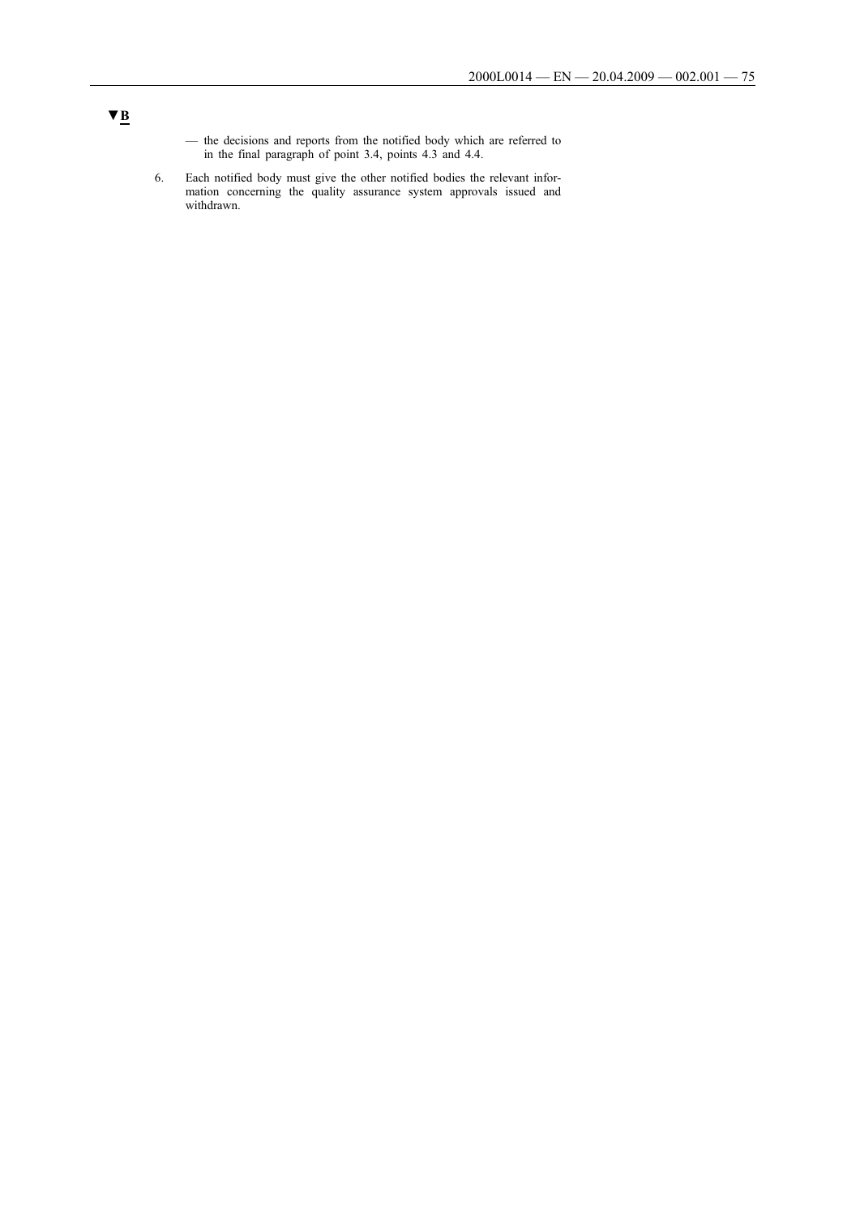▼B

— the decisions and reports from the notified body which are referred to in the final paragraph of point 3.4, points 4.3 and 4.4.

6. Each notified body must give the other notified bodies the relevant information concerning the quality assurance system approvals issued and withdrawn.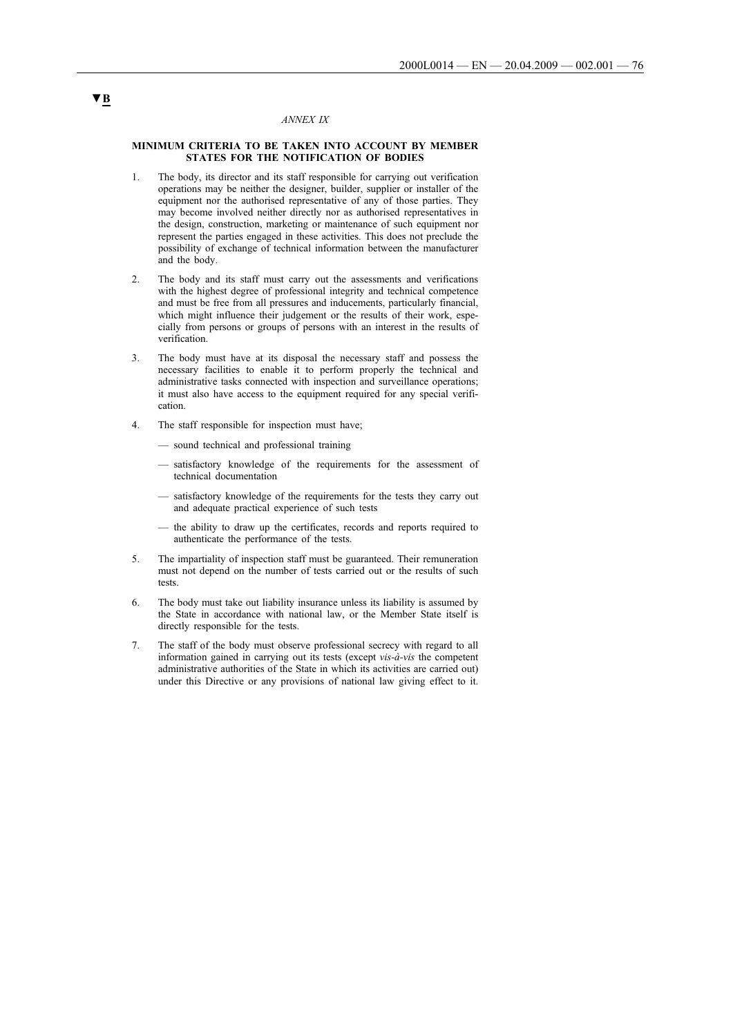▼B

*ANNEX IX*

**MINIMUM CRITERIA TO BE TAKEN INTO ACCOUNT BY MEMBER STATES FOR THE NOTIFICATION OF BODIES**

1. The body, its director and its staff responsible for carrying out verification operations may be neither the designer, builder, supplier or installer of the equipment nor the authorised representative of any of those parties. They may become involved neither directly nor as authorised representatives in the design, construction, marketing or maintenance of such equipment nor represent the parties engaged in these activities. This does not preclude the possibility of exchange of technical information between the manufacturer and the body.

2. The body and its staff must carry out the assessments and verifications with the highest degree of professional integrity and technical competence and must be free from all pressures and inducements, particularly financial, which might influence their judgement or the results of their work, especially from persons or groups of persons with an interest in the results of verification.

3. The body must have at its disposal the necessary staff and possess the necessary facilities to enable it to perform properly the technical and administrative tasks connected with inspection and surveillance operations; it must also have access to the equipment required for any special verification.

4. The staff responsible for inspection must have;

   — sound technical and professional training

   — satisfactory knowledge of the requirements for the assessment of technical documentation

   — satisfactory knowledge of the requirements for the tests they carry out and adequate practical experience of such tests

   — the ability to draw up the certificates, records and reports required to authenticate the performance of the tests.

5. The impartiality of inspection staff must be guaranteed. Their remuneration must not depend on the number of tests carried out or the results of such tests.

6. The body must take out liability insurance unless its liability is assumed by the State in accordance with national law, or the Member State itself is directly responsible for the tests.

7. The staff of the body must observe professional secrecy with regard to all information gained in carrying out its tests (except *vis-à-vis* the competent administrative authorities of the State in which its activities are carried out) under this Directive or any provisions of national law giving effect to it.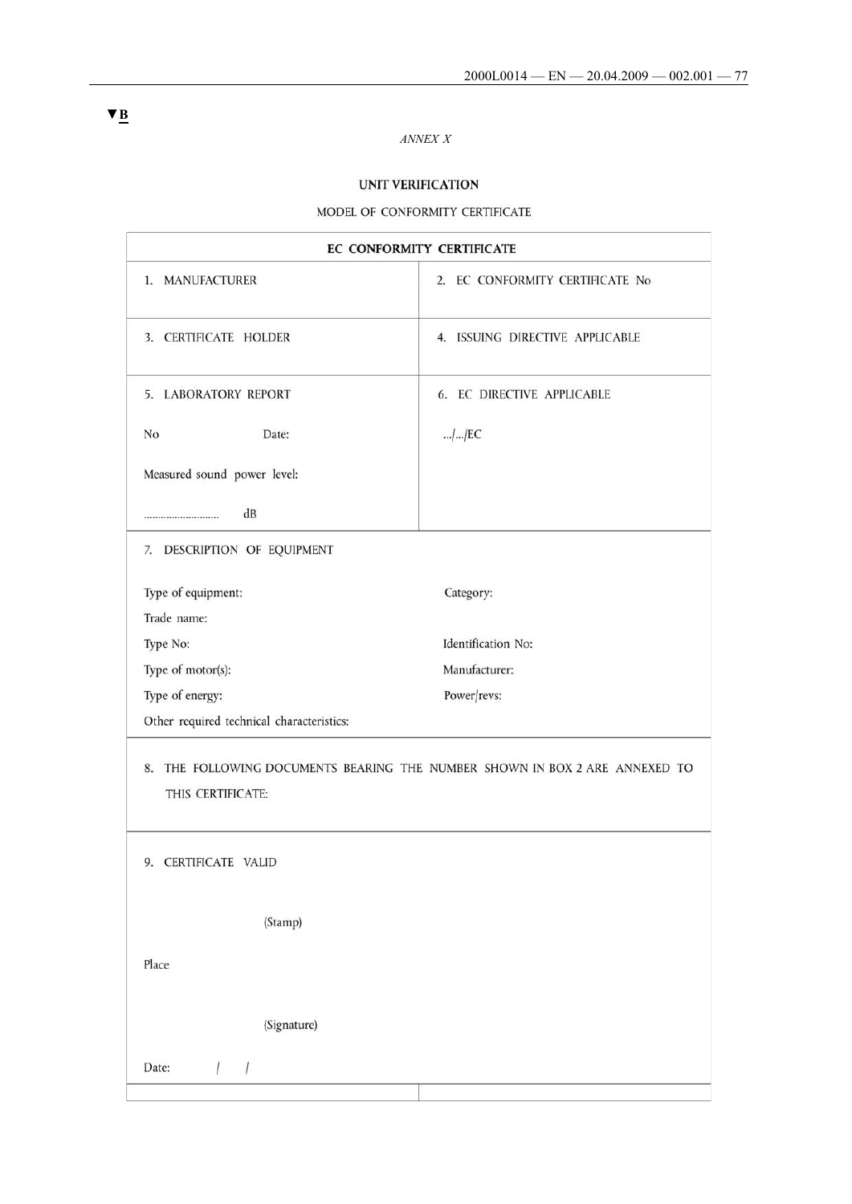▼B

*ANNEX X*

## UNIT VERIFICATION

MODEL OF CONFORMITY CERTIFICATE

| EC CONFORMITY CERTIFICATE | |
|---|---|
| 1. MANUFACTURER | 2. EC CONFORMITY CERTIFICATE No |
| 3. CERTIFICATE HOLDER | 4. ISSUING DIRECTIVE APPLICABLE |
| 5. LABORATORY REPORT<br><br>No Date:<br><br>Measured sound power level:<br><br>.......................... dB | 6. EC DIRECTIVE APPLICABLE<br><br>.../.../EC |
| 7. DESCRIPTION OF EQUIPMENT<br><br>Type of equipment:<br>Trade name:<br>Type No:<br>Type of motor(s):<br>Type of energy:<br>Other required technical characteristics: | <br><br>Category:<br><br>Identification No:<br>Manufacturer:<br>Power/revs: |
| 8. THE FOLLOWING DOCUMENTS BEARING THE NUMBER SHOWN IN BOX 2 ARE ANNEXED TO THIS CERTIFICATE: | |
| 9. CERTIFICATE VALID<br><br>(Stamp)<br><br>Place<br><br>(Signature)<br><br>Date: / / | |